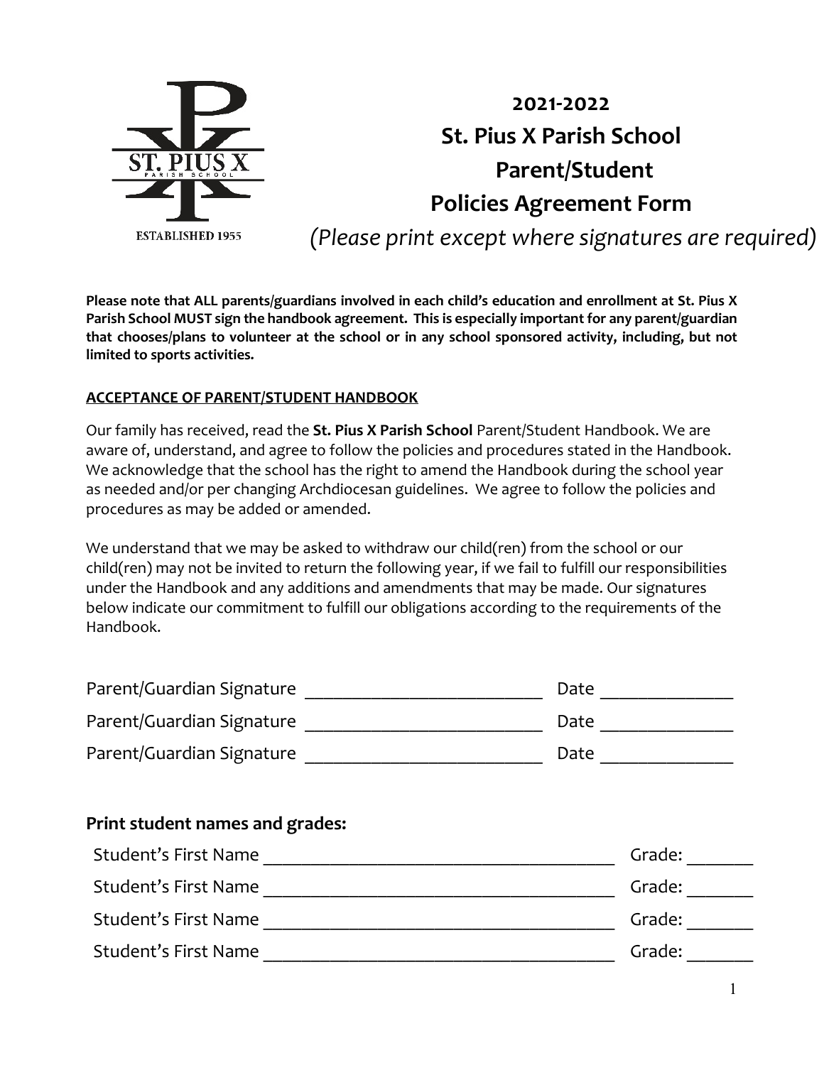# 2021-2022
# St. Pius X Parish School
# Parent/Student
# Policies Agreement Form

*(Please print except where signatures are required)*

**Please note that ALL parents/guardians involved in each child's education and enrollment at St. Pius X Parish School MUST sign the handbook agreement. This is especially important for any parent/guardian that chooses/plans to volunteer at the school or in any school sponsored activity, including, but not limited to sports activities.**

**ACCEPTANCE OF PARENT/STUDENT HANDBOOK**

Our family has received, read the **St. Pius X Parish School** Parent/Student Handbook. We are aware of, understand, and agree to follow the policies and procedures stated in the Handbook. We acknowledge that the school has the right to amend the Handbook during the school year as needed and/or per changing Archdiocesan guidelines. We agree to follow the policies and procedures as may be added or amended.

We understand that we may be asked to withdraw our child(ren) from the school or our child(ren) may not be invited to return the following year, if we fail to fulfill our responsibilities under the Handbook and any additions and amendments that may be made. Our signatures below indicate our commitment to fulfill our obligations according to the requirements of the Handbook.

Parent/Guardian Signature _________________________ Date ______________

Parent/Guardian Signature _________________________ Date ______________

Parent/Guardian Signature _________________________ Date ______________

### Print student names and grades:

Student's First Name _____________________________________ Grade: _______

Student's First Name _____________________________________ Grade: _______

Student's First Name _____________________________________ Grade: _______

Student's First Name _____________________________________ Grade: _______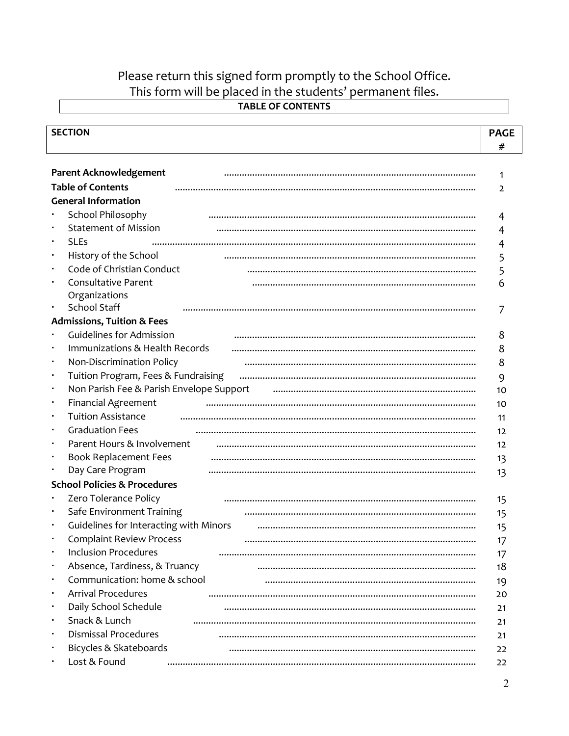Please return this signed form promptly to the School Office.
This form will be placed in the students' permanent files.

## TABLE OF CONTENTS

| SECTION | PAGE # |
|---|---|
| **Parent Acknowledgement** | 1 |
| **Table of Contents** | 2 |
| **General Information** | |
| · School Philosophy | 4 |
| · Statement of Mission | 4 |
| · SLEs | 4 |
| · History of the School | 5 |
| · Code of Christian Conduct | 5 |
| · Consultative Parent Organizations | 6 |
| · School Staff | 7 |
| **Admissions, Tuition & Fees** | |
| · Guidelines for Admission | 8 |
| · Immunizations & Health Records | 8 |
| · Non-Discrimination Policy | 8 |
| · Tuition Program, Fees & Fundraising | 9 |
| · Non Parish Fee & Parish Envelope Support | 10 |
| · Financial Agreement | 10 |
| · Tuition Assistance | 11 |
| · Graduation Fees | 12 |
| · Parent Hours & Involvement | 12 |
| · Book Replacement Fees | 13 |
| · Day Care Program | 13 |
| **School Policies & Procedures** | |
| · Zero Tolerance Policy | 15 |
| · Safe Environment Training | 15 |
| · Guidelines for Interacting with Minors | 15 |
| · Complaint Review Process | 17 |
| · Inclusion Procedures | 17 |
| · Absence, Tardiness, & Truancy | 18 |
| · Communication: home & school | 19 |
| · Arrival Procedures | 20 |
| · Daily School Schedule | 21 |
| · Snack & Lunch | 21 |
| · Dismissal Procedures | 21 |
| · Bicycles & Skateboards | 22 |
| · Lost & Found | 22 |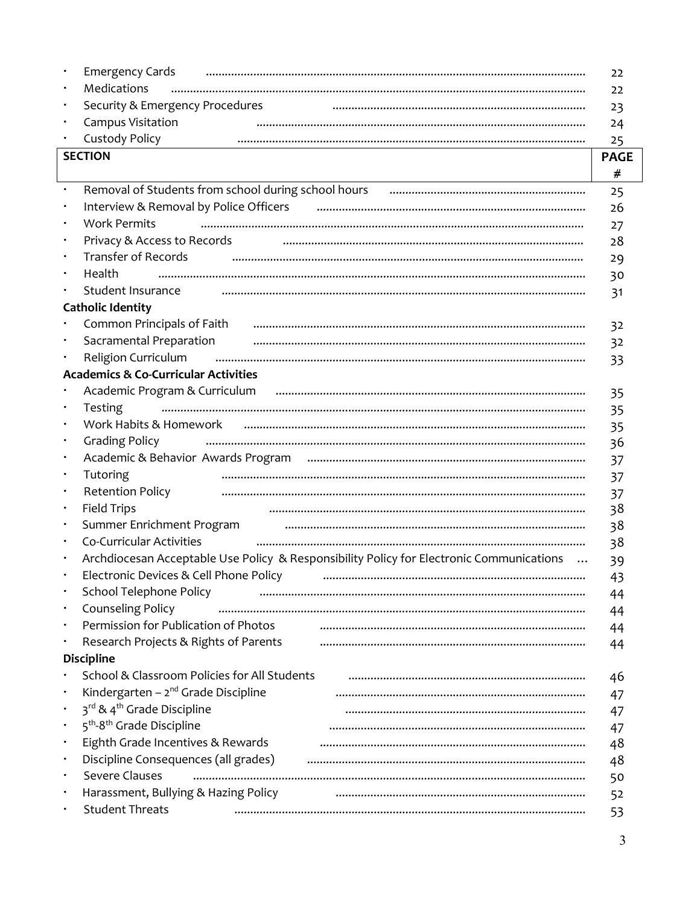| SECTION | PAGE # |
| --- | --- |
| • Emergency Cards | 22 |
| • Medications | 22 |
| • Security & Emergency Procedures | 23 |
| • Campus Visitation | 24 |
| • Custody Policy | 25 |
| • Removal of Students from school during school hours | 25 |
| • Interview & Removal by Police Officers | 26 |
| • Work Permits | 27 |
| • Privacy & Access to Records | 28 |
| • Transfer of Records | 29 |
| • Health | 30 |
| • Student Insurance | 31 |
| **Catholic Identity** | |
| • Common Principals of Faith | 32 |
| • Sacramental Preparation | 32 |
| • Religion Curriculum | 33 |
| **Academics & Co-Curricular Activities** | |
| • Academic Program & Curriculum | 35 |
| • Testing | 35 |
| • Work Habits & Homework | 35 |
| • Grading Policy | 36 |
| • Academic & Behavior Awards Program | 37 |
| • Tutoring | 37 |
| • Retention Policy | 37 |
| • Field Trips | 38 |
| • Summer Enrichment Program | 38 |
| • Co-Curricular Activities | 38 |
| • Archdiocesan Acceptable Use Policy & Responsibility Policy for Electronic Communications | 39 |
| • Electronic Devices & Cell Phone Policy | 43 |
| • School Telephone Policy | 44 |
| • Counseling Policy | 44 |
| • Permission for Publication of Photos | 44 |
| • Research Projects & Rights of Parents | 44 |
| **Discipline** | |
| • School & Classroom Policies for All Students | 46 |
| • Kindergarten – 2nd Grade Discipline | 47 |
| • 3rd & 4th Grade Discipline | 47 |
| • 5th-8th Grade Discipline | 47 |
| • Eighth Grade Incentives & Rewards | 48 |
| • Discipline Consequences (all grades) | 48 |
| • Severe Clauses | 50 |
| • Harassment, Bullying & Hazing Policy | 52 |
| • Student Threats | 53 |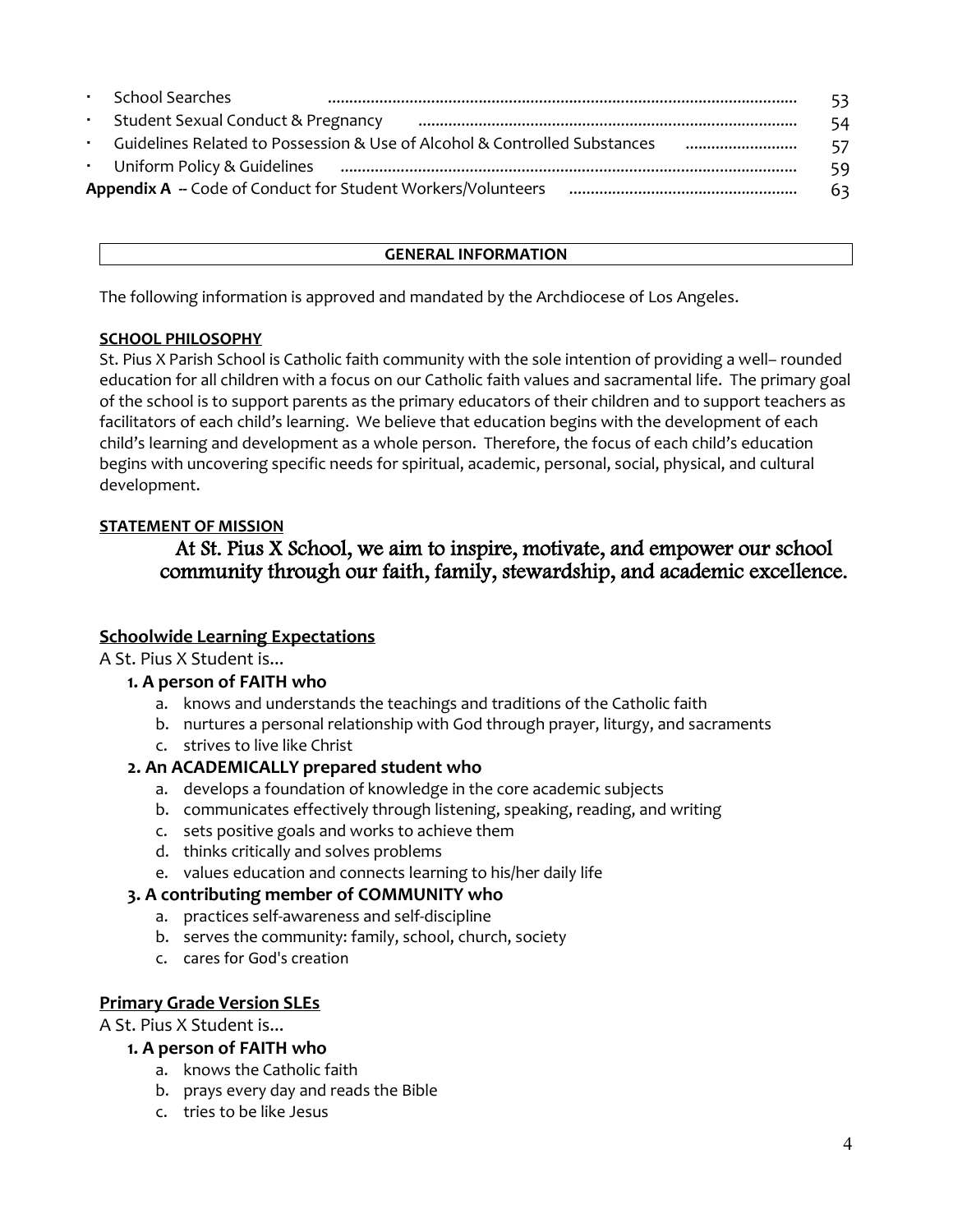- School Searches ........................................................................................................ 53
- Student Sexual Conduct & Pregnancy .................................................................................. 54
- Guidelines Related to Possession & Use of Alcohol & Controlled Substances .......................... 57
- Uniform Policy & Guidelines ................................................................................................ 59

**Appendix A** -- Code of Conduct for Student Workers/Volunteers .................................................... 63

## GENERAL INFORMATION

The following information is approved and mandated by the Archdiocese of Los Angeles.

### SCHOOL PHILOSOPHY

St. Pius X Parish School is Catholic faith community with the sole intention of providing a well– rounded education for all children with a focus on our Catholic faith values and sacramental life. The primary goal of the school is to support parents as the primary educators of their children and to support teachers as facilitators of each child's learning. We believe that education begins with the development of each child's learning and development as a whole person. Therefore, the focus of each child's education begins with uncovering specific needs for spiritual, academic, personal, social, physical, and cultural development.

### STATEMENT OF MISSION

At St. Pius X School, we aim to inspire, motivate, and empower our school community through our faith, family, stewardship, and academic excellence.

### Schoolwide Learning Expectations

A St. Pius X Student is...

**1. A person of FAITH who**

a. knows and understands the teachings and traditions of the Catholic faith
b. nurtures a personal relationship with God through prayer, liturgy, and sacraments
c. strives to live like Christ

**2. An ACADEMICALLY prepared student who**

a. develops a foundation of knowledge in the core academic subjects
b. communicates effectively through listening, speaking, reading, and writing
c. sets positive goals and works to achieve them
d. thinks critically and solves problems
e. values education and connects learning to his/her daily life

**3. A contributing member of COMMUNITY who**

a. practices self-awareness and self-discipline
b. serves the community: family, school, church, society
c. cares for God's creation

### Primary Grade Version SLEs

A St. Pius X Student is...

**1. A person of FAITH who**

a. knows the Catholic faith
b. prays every day and reads the Bible
c. tries to be like Jesus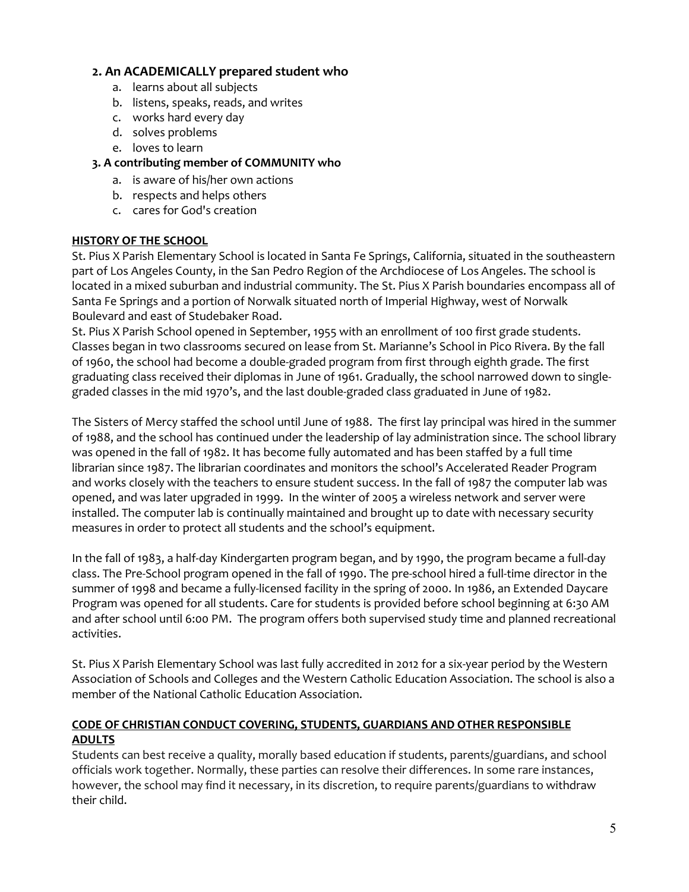### 2. An ACADEMICALLY prepared student who

a. learns about all subjects
b. listens, speaks, reads, and writes
c. works hard every day
d. solves problems
e. loves to learn

### 3. A contributing member of COMMUNITY who

a. is aware of his/her own actions
b. respects and helps others
c. cares for God's creation

## HISTORY OF THE SCHOOL

St. Pius X Parish Elementary School is located in Santa Fe Springs, California, situated in the southeastern part of Los Angeles County, in the San Pedro Region of the Archdiocese of Los Angeles. The school is located in a mixed suburban and industrial community. The St. Pius X Parish boundaries encompass all of Santa Fe Springs and a portion of Norwalk situated north of Imperial Highway, west of Norwalk Boulevard and east of Studebaker Road.

St. Pius X Parish School opened in September, 1955 with an enrollment of 100 first grade students. Classes began in two classrooms secured on lease from St. Marianne's School in Pico Rivera. By the fall of 1960, the school had become a double-graded program from first through eighth grade. The first graduating class received their diplomas in June of 1961. Gradually, the school narrowed down to single-graded classes in the mid 1970's, and the last double-graded class graduated in June of 1982.

The Sisters of Mercy staffed the school until June of 1988. The first lay principal was hired in the summer of 1988, and the school has continued under the leadership of lay administration since. The school library was opened in the fall of 1982. It has become fully automated and has been staffed by a full time librarian since 1987. The librarian coordinates and monitors the school's Accelerated Reader Program and works closely with the teachers to ensure student success. In the fall of 1987 the computer lab was opened, and was later upgraded in 1999. In the winter of 2005 a wireless network and server were installed. The computer lab is continually maintained and brought up to date with necessary security measures in order to protect all students and the school's equipment.

In the fall of 1983, a half-day Kindergarten program began, and by 1990, the program became a full-day class. The Pre-School program opened in the fall of 1990. The pre-school hired a full-time director in the summer of 1998 and became a fully-licensed facility in the spring of 2000. In 1986, an Extended Daycare Program was opened for all students. Care for students is provided before school beginning at 6:30 AM and after school until 6:00 PM. The program offers both supervised study time and planned recreational activities.

St. Pius X Parish Elementary School was last fully accredited in 2012 for a six-year period by the Western Association of Schools and Colleges and the Western Catholic Education Association. The school is also a member of the National Catholic Education Association.

## CODE OF CHRISTIAN CONDUCT COVERING, STUDENTS, GUARDIANS AND OTHER RESPONSIBLE ADULTS

Students can best receive a quality, morally based education if students, parents/guardians, and school officials work together. Normally, these parties can resolve their differences. In some rare instances, however, the school may find it necessary, in its discretion, to require parents/guardians to withdraw their child.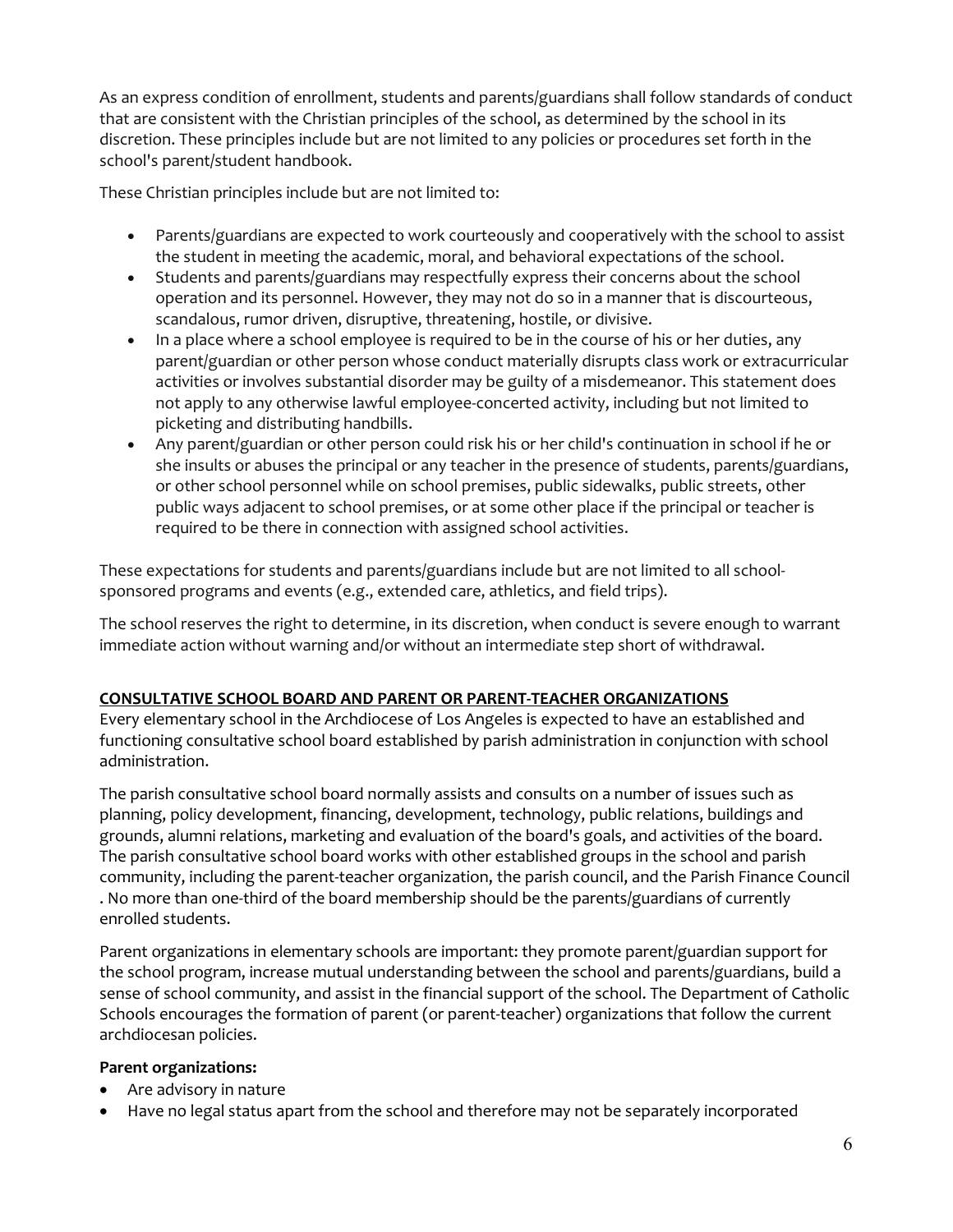As an express condition of enrollment, students and parents/guardians shall follow standards of conduct that are consistent with the Christian principles of the school, as determined by the school in its discretion. These principles include but are not limited to any policies or procedures set forth in the school's parent/student handbook.

These Christian principles include but are not limited to:

- Parents/guardians are expected to work courteously and cooperatively with the school to assist the student in meeting the academic, moral, and behavioral expectations of the school.
- Students and parents/guardians may respectfully express their concerns about the school operation and its personnel. However, they may not do so in a manner that is discourteous, scandalous, rumor driven, disruptive, threatening, hostile, or divisive.
- In a place where a school employee is required to be in the course of his or her duties, any parent/guardian or other person whose conduct materially disrupts class work or extracurricular activities or involves substantial disorder may be guilty of a misdemeanor. This statement does not apply to any otherwise lawful employee-concerted activity, including but not limited to picketing and distributing handbills.
- Any parent/guardian or other person could risk his or her child's continuation in school if he or she insults or abuses the principal or any teacher in the presence of students, parents/guardians, or other school personnel while on school premises, public sidewalks, public streets, other public ways adjacent to school premises, or at some other place if the principal or teacher is required to be there in connection with assigned school activities.

These expectations for students and parents/guardians include but are not limited to all school-sponsored programs and events (e.g., extended care, athletics, and field trips).

The school reserves the right to determine, in its discretion, when conduct is severe enough to warrant immediate action without warning and/or without an intermediate step short of withdrawal.

## CONSULTATIVE SCHOOL BOARD AND PARENT OR PARENT-TEACHER ORGANIZATIONS

Every elementary school in the Archdiocese of Los Angeles is expected to have an established and functioning consultative school board established by parish administration in conjunction with school administration.

The parish consultative school board normally assists and consults on a number of issues such as planning, policy development, financing, development, technology, public relations, buildings and grounds, alumni relations, marketing and evaluation of the board's goals, and activities of the board. The parish consultative school board works with other established groups in the school and parish community, including the parent-teacher organization, the parish council, and the Parish Finance Council . No more than one-third of the board membership should be the parents/guardians of currently enrolled students.

Parent organizations in elementary schools are important: they promote parent/guardian support for the school program, increase mutual understanding between the school and parents/guardians, build a sense of school community, and assist in the financial support of the school. The Department of Catholic Schools encourages the formation of parent (or parent-teacher) organizations that follow the current archdiocesan policies.

**Parent organizations:**

- Are advisory in nature
- Have no legal status apart from the school and therefore may not be separately incorporated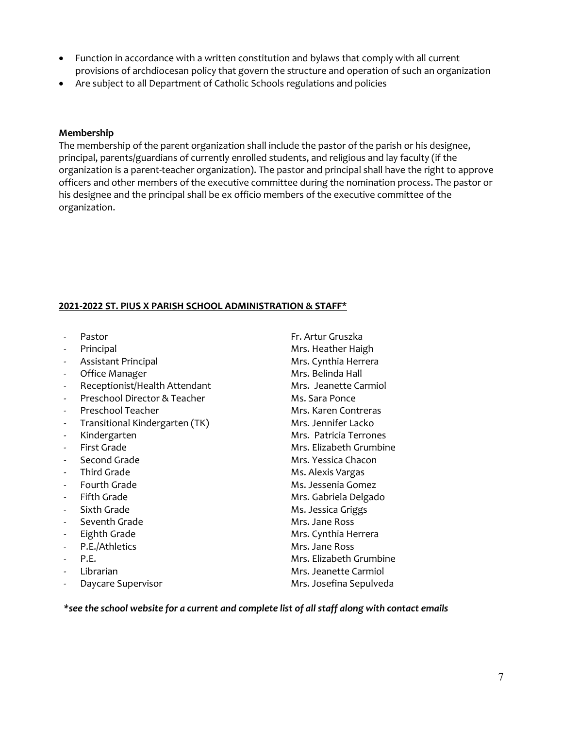- Function in accordance with a written constitution and bylaws that comply with all current provisions of archdiocesan policy that govern the structure and operation of such an organization
- Are subject to all Department of Catholic Schools regulations and policies

**Membership**

The membership of the parent organization shall include the pastor of the parish or his designee, principal, parents/guardians of currently enrolled students, and religious and lay faculty (if the organization is a parent-teacher organization). The pastor and principal shall have the right to approve officers and other members of the executive committee during the nomination process. The pastor or his designee and the principal shall be ex officio members of the executive committee of the organization.

**2021-2022 ST. PIUS X PARISH SCHOOL ADMINISTRATION & STAFF***

| Position | Name |
| --- | --- |
| Pastor | Fr. Artur Gruszka |
| Principal | Mrs. Heather Haigh |
| Assistant Principal | Mrs. Cynthia Herrera |
| Office Manager | Mrs. Belinda Hall |
| Receptionist/Health Attendant | Mrs. Jeanette Carmiol |
| Preschool Director & Teacher | Ms. Sara Ponce |
| Preschool Teacher | Mrs. Karen Contreras |
| Transitional Kindergarten (TK) | Mrs. Jennifer Lacko |
| Kindergarten | Mrs. Patricia Terrones |
| First Grade | Mrs. Elizabeth Grumbine |
| Second Grade | Mrs. Yessica Chacon |
| Third Grade | Ms. Alexis Vargas |
| Fourth Grade | Ms. Jessenia Gomez |
| Fifth Grade | Mrs. Gabriela Delgado |
| Sixth Grade | Ms. Jessica Griggs |
| Seventh Grade | Mrs. Jane Ross |
| Eighth Grade | Mrs. Cynthia Herrera |
| P.E./Athletics | Mrs. Jane Ross |
| P.E. | Mrs. Elizabeth Grumbine |
| Librarian | Mrs. Jeanette Carmiol |
| Daycare Supervisor | Mrs. Josefina Sepulveda |

***\*see the school website for a current and complete list of all staff along with contact emails***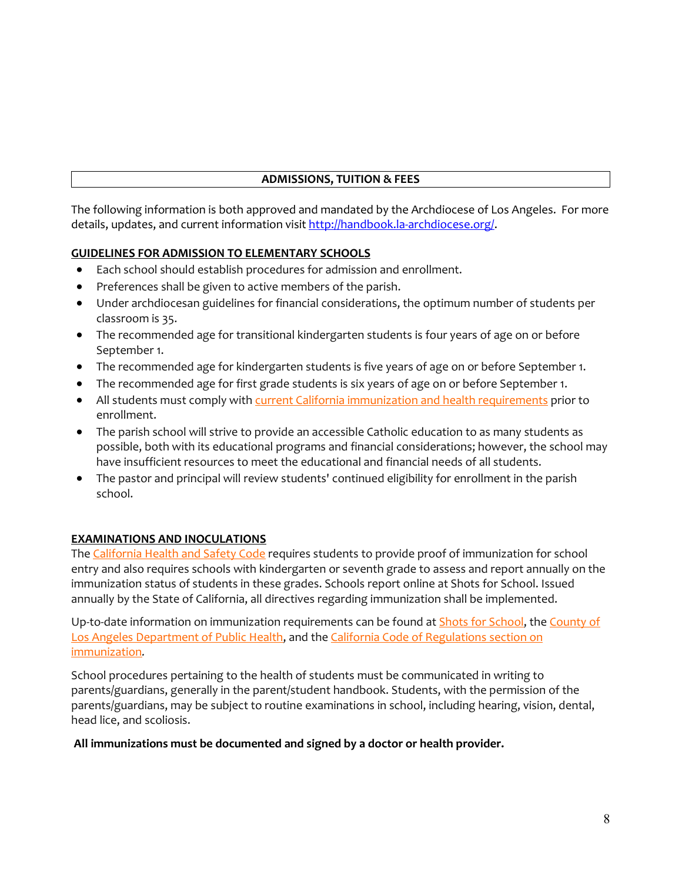## ADMISSIONS, TUITION & FEES

The following information is both approved and mandated by the Archdiocese of Los Angeles. For more details, updates, and current information visit [http://handbook.la-archdiocese.org/](http://handbook.la-archdiocese.org/).

### GUIDELINES FOR ADMISSION TO ELEMENTARY SCHOOLS

- Each school should establish procedures for admission and enrollment.
- Preferences shall be given to active members of the parish.
- Under archdiocesan guidelines for financial considerations, the optimum number of students per classroom is 35.
- The recommended age for transitional kindergarten students is four years of age on or before September 1.
- The recommended age for kindergarten students is five years of age on or before September 1.
- The recommended age for first grade students is six years of age on or before September 1.
- All students must comply with current California immunization and health requirements prior to enrollment.
- The parish school will strive to provide an accessible Catholic education to as many students as possible, both with its educational programs and financial considerations; however, the school may have insufficient resources to meet the educational and financial needs of all students.
- The pastor and principal will review students' continued eligibility for enrollment in the parish school.

### EXAMINATIONS AND INOCULATIONS

The California Health and Safety Code requires students to provide proof of immunization for school entry and also requires schools with kindergarten or seventh grade to assess and report annually on the immunization status of students in these grades. Schools report online at Shots for School. Issued annually by the State of California, all directives regarding immunization shall be implemented.

Up-to-date information on immunization requirements can be found at Shots for School, the County of Los Angeles Department of Public Health, and the California Code of Regulations section on immunization.

School procedures pertaining to the health of students must be communicated in writing to parents/guardians, generally in the parent/student handbook. Students, with the permission of the parents/guardians, may be subject to routine examinations in school, including hearing, vision, dental, head lice, and scoliosis.

**All immunizations must be documented and signed by a doctor or health provider.**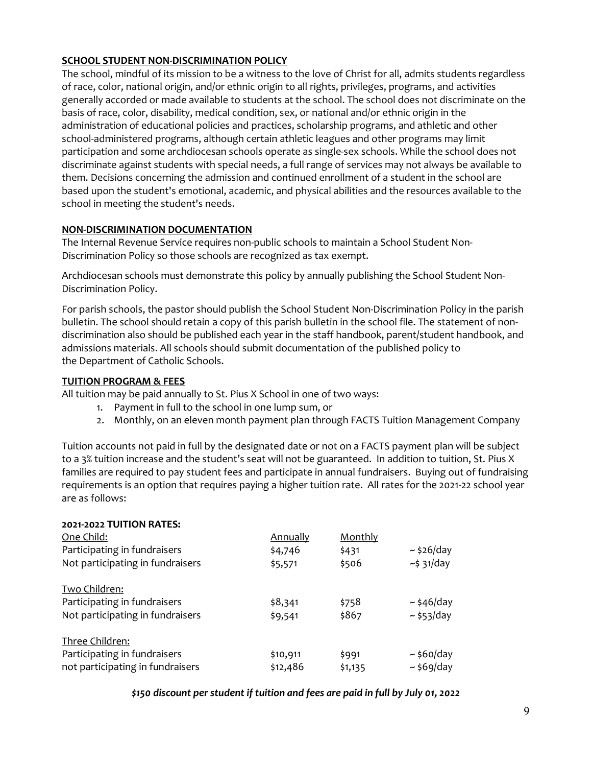## SCHOOL STUDENT NON-DISCRIMINATION POLICY

The school, mindful of its mission to be a witness to the love of Christ for all, admits students regardless of race, color, national origin, and/or ethnic origin to all rights, privileges, programs, and activities generally accorded or made available to students at the school. The school does not discriminate on the basis of race, color, disability, medical condition, sex, or national and/or ethnic origin in the administration of educational policies and practices, scholarship programs, and athletic and other school-administered programs, although certain athletic leagues and other programs may limit participation and some archdiocesan schools operate as single-sex schools. While the school does not discriminate against students with special needs, a full range of services may not always be available to them. Decisions concerning the admission and continued enrollment of a student in the school are based upon the student's emotional, academic, and physical abilities and the resources available to the school in meeting the student's needs.

## NON-DISCRIMINATION DOCUMENTATION

The Internal Revenue Service requires non-public schools to maintain a School Student Non-Discrimination Policy so those schools are recognized as tax exempt.

Archdiocesan schools must demonstrate this policy by annually publishing the School Student Non-Discrimination Policy.

For parish schools, the pastor should publish the School Student Non-Discrimination Policy in the parish bulletin. The school should retain a copy of this parish bulletin in the school file. The statement of non-discrimination also should be published each year in the staff handbook, parent/student handbook, and admissions materials. All schools should submit documentation of the published policy to the Department of Catholic Schools.

## TUITION PROGRAM & FEES

All tuition may be paid annually to St. Pius X School in one of two ways:

1. Payment in full to the school in one lump sum, or
2. Monthly, on an eleven month payment plan through FACTS Tuition Management Company

Tuition accounts not paid in full by the designated date or not on a FACTS payment plan will be subject to a 3% tuition increase and the student's seat will not be guaranteed. In addition to tuition, St. Pius X families are required to pay student fees and participate in annual fundraisers. Buying out of fundraising requirements is an option that requires paying a higher tuition rate. All rates for the 2021-22 school year are as follows:

**2021-2022 TUITION RATES:**

| | Annually | Monthly | |
|---|---|---|---|
| One Child: | | | |
| Participating in fundraisers | $4,746 | $431 | ~ $26/day |
| Not participating in fundraisers | $5,571 | $506 | ~$ 31/day |
| Two Children: | | | |
| Participating in fundraisers | $8,341 | $758 | ~ $46/day |
| Not participating in fundraisers | $9,541 | $867 | ~ $53/day |
| Three Children: | | | |
| Participating in fundraisers | $10,911 | $991 | ~ $60/day |
| not participating in fundraisers | $12,486 | $1,135 | ~ $69/day |

***$150 discount per student if tuition and fees are paid in full by July 01, 2022***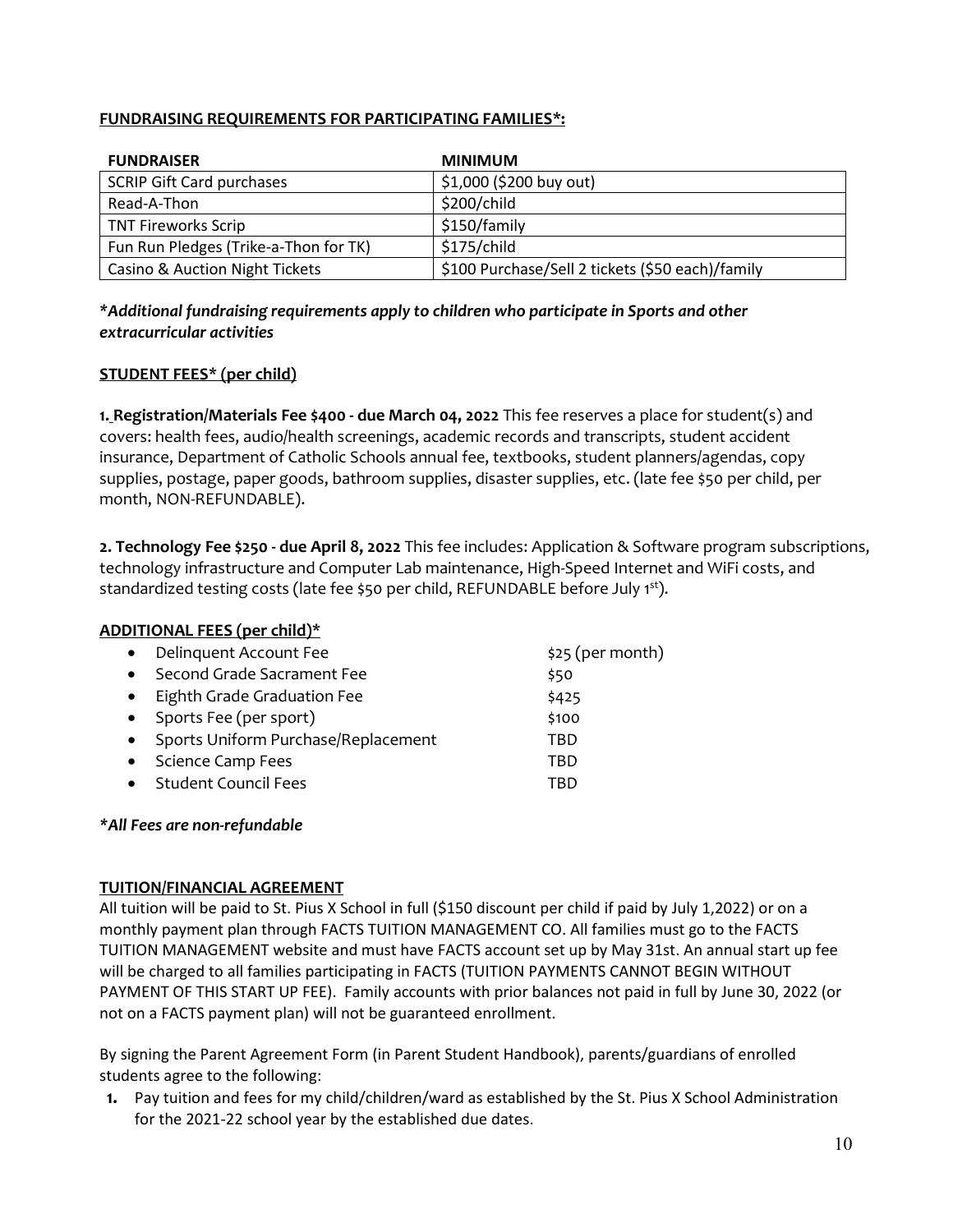**FUNDRAISING REQUIREMENTS FOR PARTICIPATING FAMILIES*:**

| FUNDRAISER | MINIMUM |
|---|---|
| SCRIP Gift Card purchases | $1,000 ($200 buy out) |
| Read-A-Thon | $200/child |
| TNT Fireworks Scrip | $150/family |
| Fun Run Pledges (Trike-a-Thon for TK) | $175/child |
| Casino & Auction Night Tickets | $100 Purchase/Sell 2 tickets ($50 each)/family |

***Additional fundraising requirements apply to children who participate in Sports and other extracurricular activities***

**STUDENT FEES* (per child)**

**1. Registration/Materials Fee $400 - due March 04, 2022** This fee reserves a place for student(s) and covers: health fees, audio/health screenings, academic records and transcripts, student accident insurance, Department of Catholic Schools annual fee, textbooks, student planners/agendas, copy supplies, postage, paper goods, bathroom supplies, disaster supplies, etc. (late fee $50 per child, per month, NON-REFUNDABLE).

**2. Technology Fee $250 - due April 8, 2022** This fee includes: Application & Software program subscriptions, technology infrastructure and Computer Lab maintenance, High-Speed Internet and WiFi costs, and standardized testing costs (late fee $50 per child, REFUNDABLE before July 1st).

**ADDITIONAL FEES (per child)***

- Delinquent Account Fee — $25 (per month)
- Second Grade Sacrament Fee — $50
- Eighth Grade Graduation Fee — $425
- Sports Fee (per sport) — $100
- Sports Uniform Purchase/Replacement — TBD
- Science Camp Fees — TBD
- Student Council Fees — TBD

***All Fees are non-refundable***

**TUITION/FINANCIAL AGREEMENT**

All tuition will be paid to St. Pius X School in full ($150 discount per child if paid by July 1,2022) or on a monthly payment plan through FACTS TUITION MANAGEMENT CO. All families must go to the FACTS TUITION MANAGEMENT website and must have FACTS account set up by May 31st. An annual start up fee will be charged to all families participating in FACTS (TUITION PAYMENTS CANNOT BEGIN WITHOUT PAYMENT OF THIS START UP FEE). Family accounts with prior balances not paid in full by June 30, 2022 (or not on a FACTS payment plan) will not be guaranteed enrollment.

By signing the Parent Agreement Form (in Parent Student Handbook), parents/guardians of enrolled students agree to the following:

1. Pay tuition and fees for my child/children/ward as established by the St. Pius X School Administration for the 2021-22 school year by the established due dates.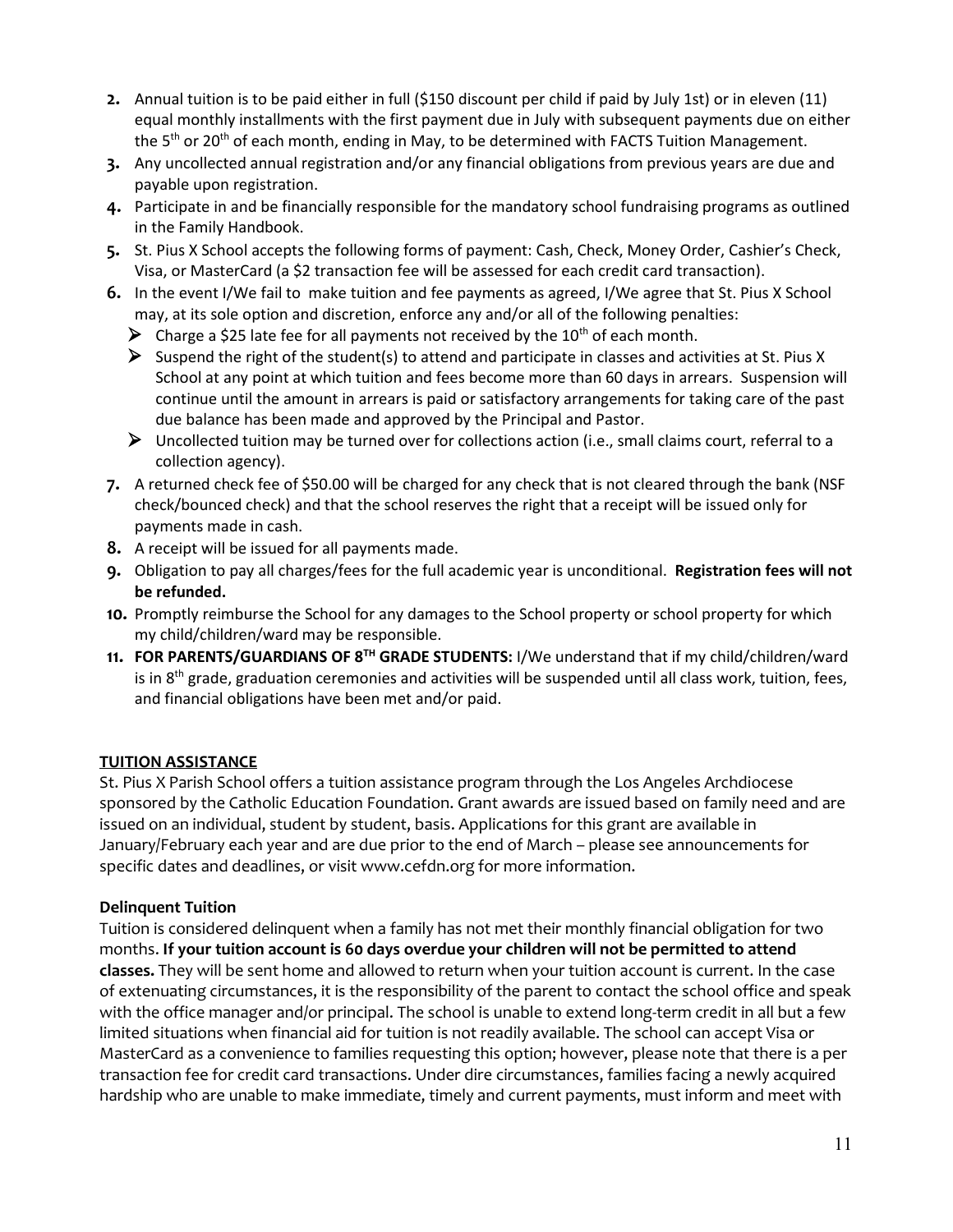2. Annual tuition is to be paid either in full ($150 discount per child if paid by July 1st) or in eleven (11) equal monthly installments with the first payment due in July with subsequent payments due on either the 5th or 20th of each month, ending in May, to be determined with FACTS Tuition Management.
3. Any uncollected annual registration and/or any financial obligations from previous years are due and payable upon registration.
4. Participate in and be financially responsible for the mandatory school fundraising programs as outlined in the Family Handbook.
5. St. Pius X School accepts the following forms of payment: Cash, Check, Money Order, Cashier's Check, Visa, or MasterCard (a $2 transaction fee will be assessed for each credit card transaction).
6. In the event I/We fail to make tuition and fee payments as agreed, I/We agree that St. Pius X School may, at its sole option and discretion, enforce any and/or all of the following penalties:
   - Charge a $25 late fee for all payments not received by the 10th of each month.
   - Suspend the right of the student(s) to attend and participate in classes and activities at St. Pius X School at any point at which tuition and fees become more than 60 days in arrears. Suspension will continue until the amount in arrears is paid or satisfactory arrangements for taking care of the past due balance has been made and approved by the Principal and Pastor.
   - Uncollected tuition may be turned over for collections action (i.e., small claims court, referral to a collection agency).
7. A returned check fee of $50.00 will be charged for any check that is not cleared through the bank (NSF check/bounced check) and that the school reserves the right that a receipt will be issued only for payments made in cash.
8. A receipt will be issued for all payments made.
9. Obligation to pay all charges/fees for the full academic year is unconditional. **Registration fees will not be refunded.**
10. Promptly reimburse the School for any damages to the School property or school property for which my child/children/ward may be responsible.
11. **FOR PARENTS/GUARDIANS OF 8TH GRADE STUDENTS:** I/We understand that if my child/children/ward is in 8th grade, graduation ceremonies and activities will be suspended until all class work, tuition, fees, and financial obligations have been met and/or paid.

**TUITION ASSISTANCE**

St. Pius X Parish School offers a tuition assistance program through the Los Angeles Archdiocese sponsored by the Catholic Education Foundation. Grant awards are issued based on family need and are issued on an individual, student by student, basis. Applications for this grant are available in January/February each year and are due prior to the end of March – please see announcements for specific dates and deadlines, or visit www.cefdn.org for more information.

**Delinquent Tuition**

Tuition is considered delinquent when a family has not met their monthly financial obligation for two months. **If your tuition account is 60 days overdue your children will not be permitted to attend classes.** They will be sent home and allowed to return when your tuition account is current. In the case of extenuating circumstances, it is the responsibility of the parent to contact the school office and speak with the office manager and/or principal. The school is unable to extend long-term credit in all but a few limited situations when financial aid for tuition is not readily available. The school can accept Visa or MasterCard as a convenience to families requesting this option; however, please note that there is a per transaction fee for credit card transactions. Under dire circumstances, families facing a newly acquired hardship who are unable to make immediate, timely and current payments, must inform and meet with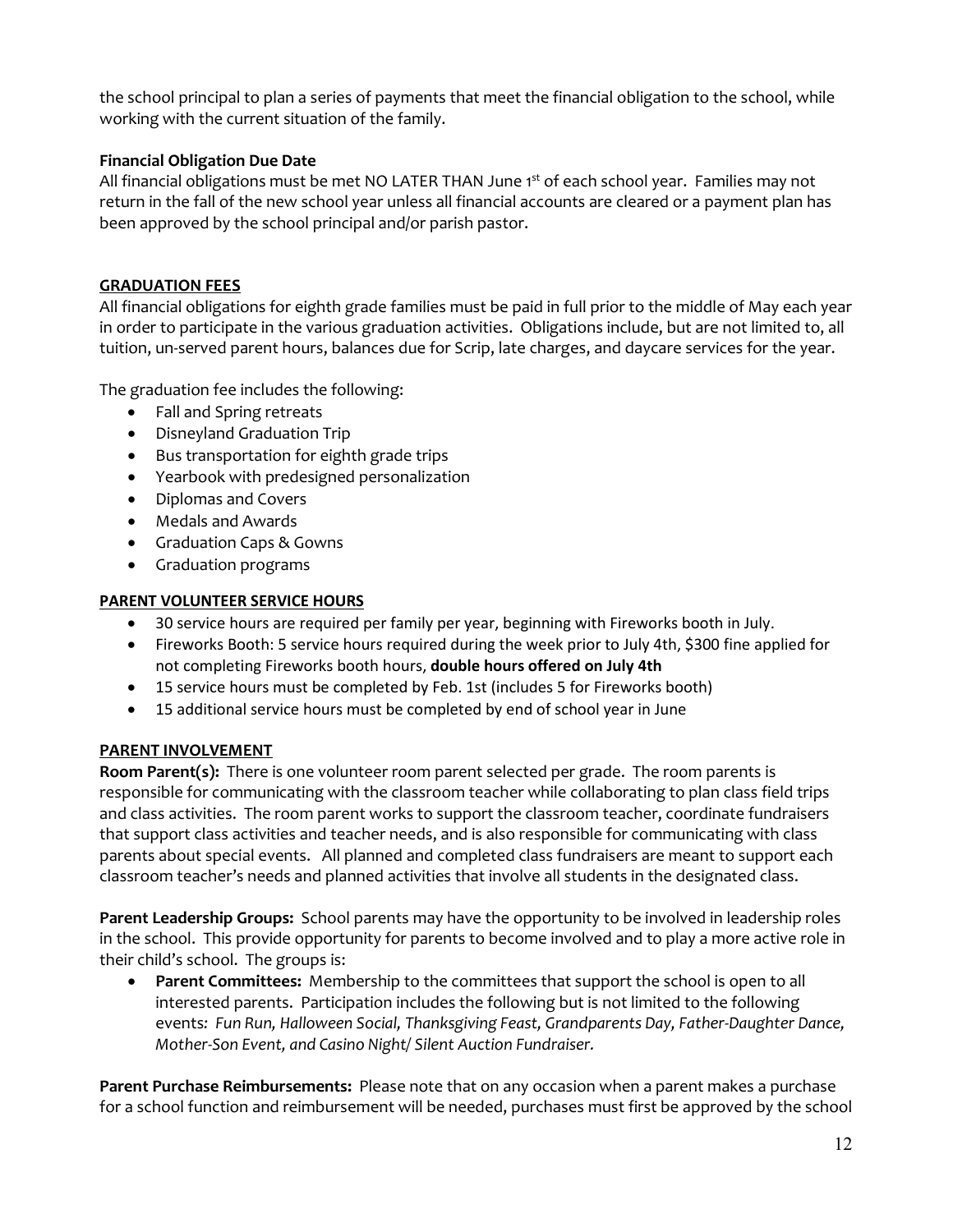the school principal to plan a series of payments that meet the financial obligation to the school, while working with the current situation of the family.

**Financial Obligation Due Date**
All financial obligations must be met NO LATER THAN June 1st of each school year. Families may not return in the fall of the new school year unless all financial accounts are cleared or a payment plan has been approved by the school principal and/or parish pastor.

## GRADUATION FEES

All financial obligations for eighth grade families must be paid in full prior to the middle of May each year in order to participate in the various graduation activities. Obligations include, but are not limited to, all tuition, un-served parent hours, balances due for Scrip, late charges, and daycare services for the year.

The graduation fee includes the following:

- Fall and Spring retreats
- Disneyland Graduation Trip
- Bus transportation for eighth grade trips
- Yearbook with predesigned personalization
- Diplomas and Covers
- Medals and Awards
- Graduation Caps & Gowns
- Graduation programs

## PARENT VOLUNTEER SERVICE HOURS

- 30 service hours are required per family per year, beginning with Fireworks booth in July.
- Fireworks Booth: 5 service hours required during the week prior to July 4th, $300 fine applied for not completing Fireworks booth hours, **double hours offered on July 4th**
- 15 service hours must be completed by Feb. 1st (includes 5 for Fireworks booth)
- 15 additional service hours must be completed by end of school year in June

## PARENT INVOLVEMENT

**Room Parent(s):** There is one volunteer room parent selected per grade. The room parents is responsible for communicating with the classroom teacher while collaborating to plan class field trips and class activities. The room parent works to support the classroom teacher, coordinate fundraisers that support class activities and teacher needs, and is also responsible for communicating with class parents about special events. All planned and completed class fundraisers are meant to support each classroom teacher's needs and planned activities that involve all students in the designated class.

**Parent Leadership Groups:** School parents may have the opportunity to be involved in leadership roles in the school. This provide opportunity for parents to become involved and to play a more active role in their child's school. The groups is:

- **Parent Committees:** Membership to the committees that support the school is open to all interested parents. Participation includes the following but is not limited to the following events: *Fun Run, Halloween Social, Thanksgiving Feast, Grandparents Day, Father-Daughter Dance, Mother-Son Event, and Casino Night/ Silent Auction Fundraiser.*

**Parent Purchase Reimbursements:** Please note that on any occasion when a parent makes a purchase for a school function and reimbursement will be needed, purchases must first be approved by the school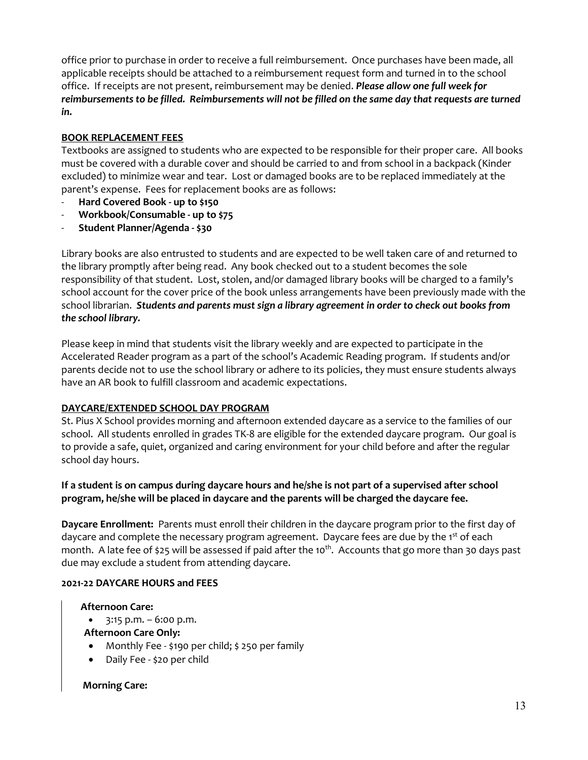office prior to purchase in order to receive a full reimbursement. Once purchases have been made, all applicable receipts should be attached to a reimbursement request form and turned in to the school office. If receipts are not present, reimbursement may be denied. ***Please allow one full week for reimbursements to be filled. Reimbursements will not be filled on the same day that requests are turned in.***

## BOOK REPLACEMENT FEES

Textbooks are assigned to students who are expected to be responsible for their proper care. All books must be covered with a durable cover and should be carried to and from school in a backpack (Kinder excluded) to minimize wear and tear. Lost or damaged books are to be replaced immediately at the parent's expense. Fees for replacement books are as follows:

- **Hard Covered Book - up to $150**
- **Workbook/Consumable - up to $75**
- **Student Planner/Agenda - $30**

Library books are also entrusted to students and are expected to be well taken care of and returned to the library promptly after being read. Any book checked out to a student becomes the sole responsibility of that student. Lost, stolen, and/or damaged library books will be charged to a family's school account for the cover price of the book unless arrangements have been previously made with the school librarian. ***Students and parents must sign a library agreement in order to check out books from the school library.***

Please keep in mind that students visit the library weekly and are expected to participate in the Accelerated Reader program as a part of the school's Academic Reading program. If students and/or parents decide not to use the school library or adhere to its policies, they must ensure students always have an AR book to fulfill classroom and academic expectations.

## DAYCARE/EXTENDED SCHOOL DAY PROGRAM

St. Pius X School provides morning and afternoon extended daycare as a service to the families of our school. All students enrolled in grades TK-8 are eligible for the extended daycare program. Our goal is to provide a safe, quiet, organized and caring environment for your child before and after the regular school day hours.

**If a student is on campus during daycare hours and he/she is not part of a supervised after school program, he/she will be placed in daycare and the parents will be charged the daycare fee.**

**Daycare Enrollment:** Parents must enroll their children in the daycare program prior to the first day of daycare and complete the necessary program agreement. Daycare fees are due by the 1st of each month. A late fee of $25 will be assessed if paid after the 10th. Accounts that go more than 30 days past due may exclude a student from attending daycare.

### 2021-22 DAYCARE HOURS and FEES

**Afternoon Care:**

- 3:15 p.m. – 6:00 p.m.

**Afternoon Care Only:**

- Monthly Fee - $190 per child; $ 250 per family
- Daily Fee - $20 per child

**Morning Care:**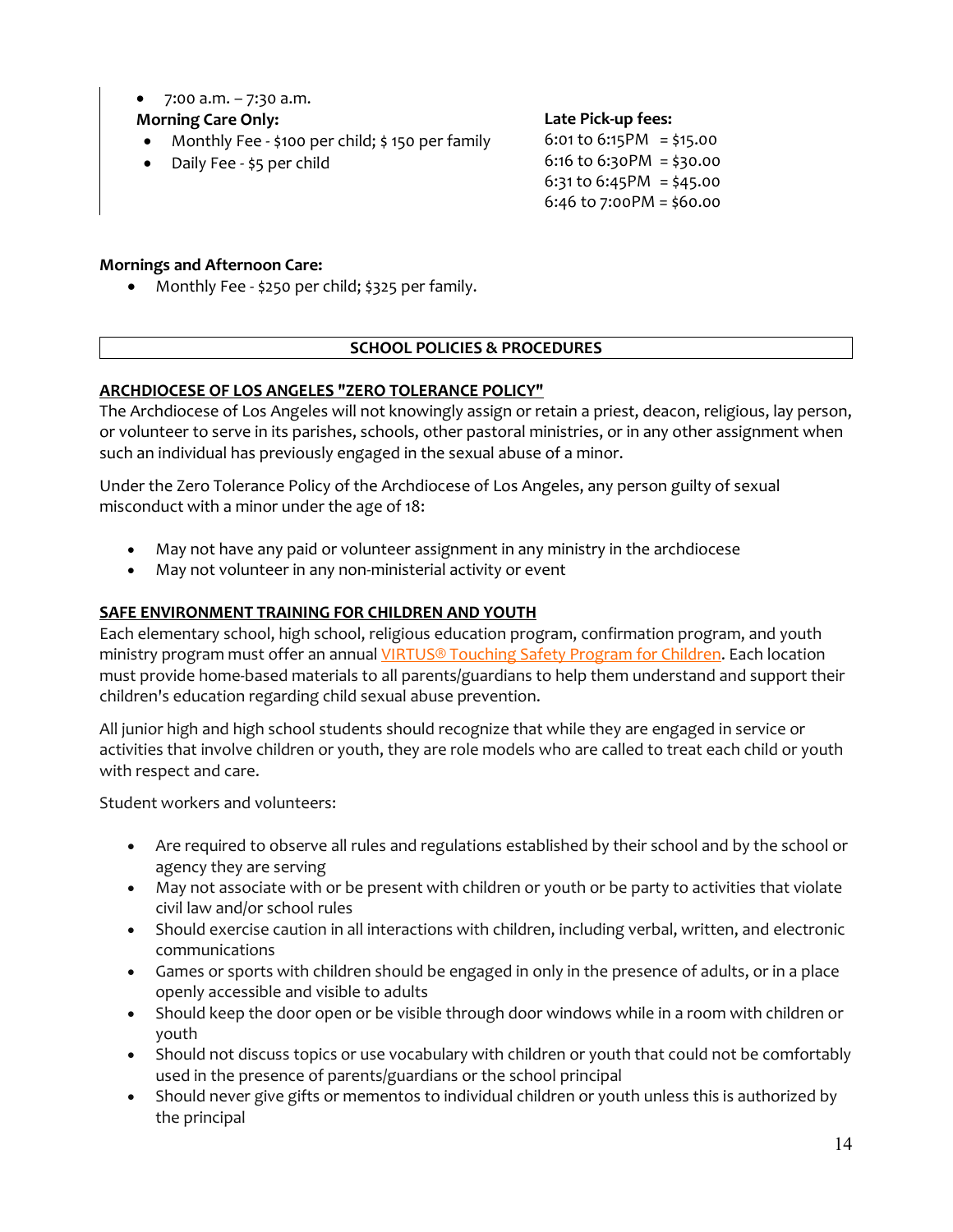- 7:00 a.m. – 7:30 a.m.

**Morning Care Only:**

- Monthly Fee - $100 per child; $ 150 per family
- Daily Fee - $5 per child

**Late Pick-up fees:**

6:01 to 6:15PM = $15.00
6:16 to 6:30PM = $30.00
6:31 to 6:45PM = $45.00
6:46 to 7:00PM = $60.00

**Mornings and Afternoon Care:**

- Monthly Fee - $250 per child; $325 per family.

## SCHOOL POLICIES & PROCEDURES

### ARCHDIOCESE OF LOS ANGELES "ZERO TOLERANCE POLICY"

The Archdiocese of Los Angeles will not knowingly assign or retain a priest, deacon, religious, lay person, or volunteer to serve in its parishes, schools, other pastoral ministries, or in any other assignment when such an individual has previously engaged in the sexual abuse of a minor.

Under the Zero Tolerance Policy of the Archdiocese of Los Angeles, any person guilty of sexual misconduct with a minor under the age of 18:

- May not have any paid or volunteer assignment in any ministry in the archdiocese
- May not volunteer in any non-ministerial activity or event

### SAFE ENVIRONMENT TRAINING FOR CHILDREN AND YOUTH

Each elementary school, high school, religious education program, confirmation program, and youth ministry program must offer an annual VIRTUS® Touching Safety Program for Children. Each location must provide home-based materials to all parents/guardians to help them understand and support their children's education regarding child sexual abuse prevention.

All junior high and high school students should recognize that while they are engaged in service or activities that involve children or youth, they are role models who are called to treat each child or youth with respect and care.

Student workers and volunteers:

- Are required to observe all rules and regulations established by their school and by the school or agency they are serving
- May not associate with or be present with children or youth or be party to activities that violate civil law and/or school rules
- Should exercise caution in all interactions with children, including verbal, written, and electronic communications
- Games or sports with children should be engaged in only in the presence of adults, or in a place openly accessible and visible to adults
- Should keep the door open or be visible through door windows while in a room with children or youth
- Should not discuss topics or use vocabulary with children or youth that could not be comfortably used in the presence of parents/guardians or the school principal
- Should never give gifts or mementos to individual children or youth unless this is authorized by the principal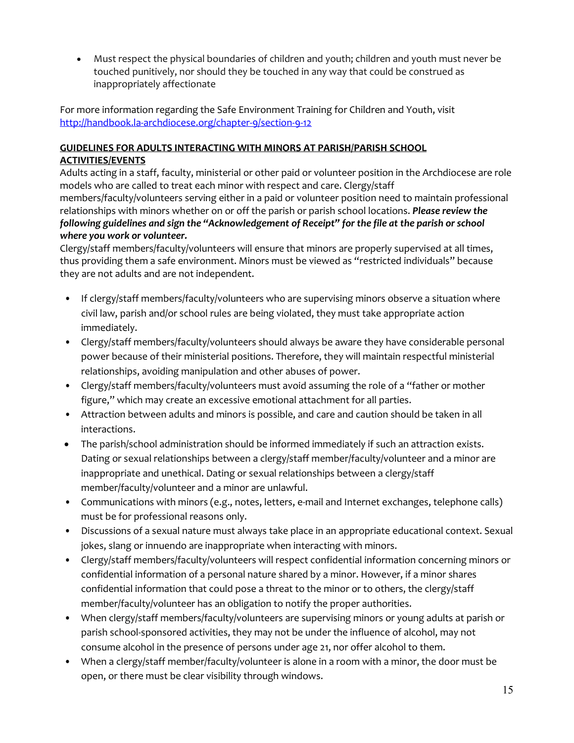- Must respect the physical boundaries of children and youth; children and youth must never be touched punitively, nor should they be touched in any way that could be construed as inappropriately affectionate

For more information regarding the Safe Environment Training for Children and Youth, visit [http://handbook.la-archdiocese.org/chapter-9/section-9-12](http://handbook.la-archdiocese.org/chapter-9/section-9-12)

**GUIDELINES FOR ADULTS INTERACTING WITH MINORS AT PARISH/PARISH SCHOOL ACTIVITIES/EVENTS**

Adults acting in a staff, faculty, ministerial or other paid or volunteer position in the Archdiocese are role models who are called to treat each minor with respect and care. Clergy/staff members/faculty/volunteers serving either in a paid or volunteer position need to maintain professional relationships with minors whether on or off the parish or parish school locations. ***Please review the following guidelines and sign the "Acknowledgement of Receipt" for the file at the parish or school where you work or volunteer.***

Clergy/staff members/faculty/volunteers will ensure that minors are properly supervised at all times, thus providing them a safe environment. Minors must be viewed as "restricted individuals" because they are not adults and are not independent.

- If clergy/staff members/faculty/volunteers who are supervising minors observe a situation where civil law, parish and/or school rules are being violated, they must take appropriate action immediately.
- Clergy/staff members/faculty/volunteers should always be aware they have considerable personal power because of their ministerial positions. Therefore, they will maintain respectful ministerial relationships, avoiding manipulation and other abuses of power.
- Clergy/staff members/faculty/volunteers must avoid assuming the role of a "father or mother figure," which may create an excessive emotional attachment for all parties.
- Attraction between adults and minors is possible, and care and caution should be taken in all interactions.
- The parish/school administration should be informed immediately if such an attraction exists. Dating or sexual relationships between a clergy/staff member/faculty/volunteer and a minor are inappropriate and unethical. Dating or sexual relationships between a clergy/staff member/faculty/volunteer and a minor are unlawful.
- Communications with minors (e.g., notes, letters, e-mail and Internet exchanges, telephone calls) must be for professional reasons only.
- Discussions of a sexual nature must always take place in an appropriate educational context. Sexual jokes, slang or innuendo are inappropriate when interacting with minors.
- Clergy/staff members/faculty/volunteers will respect confidential information concerning minors or confidential information of a personal nature shared by a minor. However, if a minor shares confidential information that could pose a threat to the minor or to others, the clergy/staff member/faculty/volunteer has an obligation to notify the proper authorities.
- When clergy/staff members/faculty/volunteers are supervising minors or young adults at parish or parish school-sponsored activities, they may not be under the influence of alcohol, may not consume alcohol in the presence of persons under age 21, nor offer alcohol to them.
- When a clergy/staff member/faculty/volunteer is alone in a room with a minor, the door must be open, or there must be clear visibility through windows.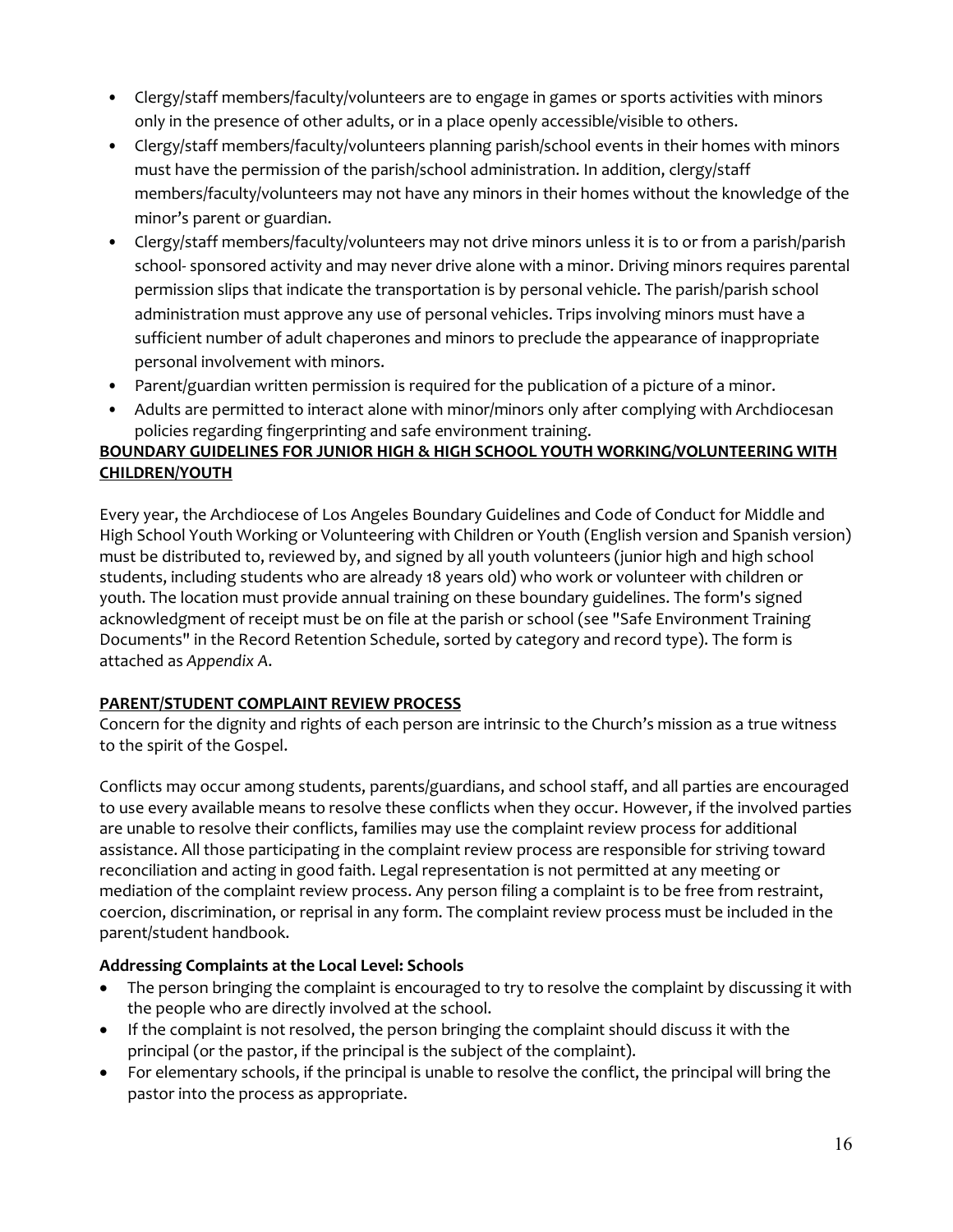- Clergy/staff members/faculty/volunteers are to engage in games or sports activities with minors only in the presence of other adults, or in a place openly accessible/visible to others.
- Clergy/staff members/faculty/volunteers planning parish/school events in their homes with minors must have the permission of the parish/school administration. In addition, clergy/staff members/faculty/volunteers may not have any minors in their homes without the knowledge of the minor's parent or guardian.
- Clergy/staff members/faculty/volunteers may not drive minors unless it is to or from a parish/parish school- sponsored activity and may never drive alone with a minor. Driving minors requires parental permission slips that indicate the transportation is by personal vehicle. The parish/parish school administration must approve any use of personal vehicles. Trips involving minors must have a sufficient number of adult chaperones and minors to preclude the appearance of inappropriate personal involvement with minors.
- Parent/guardian written permission is required for the publication of a picture of a minor.
- Adults are permitted to interact alone with minor/minors only after complying with Archdiocesan policies regarding fingerprinting and safe environment training.

**BOUNDARY GUIDELINES FOR JUNIOR HIGH & HIGH SCHOOL YOUTH WORKING/VOLUNTEERING WITH CHILDREN/YOUTH**

Every year, the Archdiocese of Los Angeles Boundary Guidelines and Code of Conduct for Middle and High School Youth Working or Volunteering with Children or Youth (English version and Spanish version) must be distributed to, reviewed by, and signed by all youth volunteers (junior high and high school students, including students who are already 18 years old) who work or volunteer with children or youth. The location must provide annual training on these boundary guidelines. The form's signed acknowledgment of receipt must be on file at the parish or school (see "Safe Environment Training Documents" in the Record Retention Schedule, sorted by category and record type). The form is attached as *Appendix A*.

**PARENT/STUDENT COMPLAINT REVIEW PROCESS**

Concern for the dignity and rights of each person are intrinsic to the Church's mission as a true witness to the spirit of the Gospel.

Conflicts may occur among students, parents/guardians, and school staff, and all parties are encouraged to use every available means to resolve these conflicts when they occur. However, if the involved parties are unable to resolve their conflicts, families may use the complaint review process for additional assistance. All those participating in the complaint review process are responsible for striving toward reconciliation and acting in good faith. Legal representation is not permitted at any meeting or mediation of the complaint review process. Any person filing a complaint is to be free from restraint, coercion, discrimination, or reprisal in any form. The complaint review process must be included in the parent/student handbook.

**Addressing Complaints at the Local Level: Schools**

- The person bringing the complaint is encouraged to try to resolve the complaint by discussing it with the people who are directly involved at the school.
- If the complaint is not resolved, the person bringing the complaint should discuss it with the principal (or the pastor, if the principal is the subject of the complaint).
- For elementary schools, if the principal is unable to resolve the conflict, the principal will bring the pastor into the process as appropriate.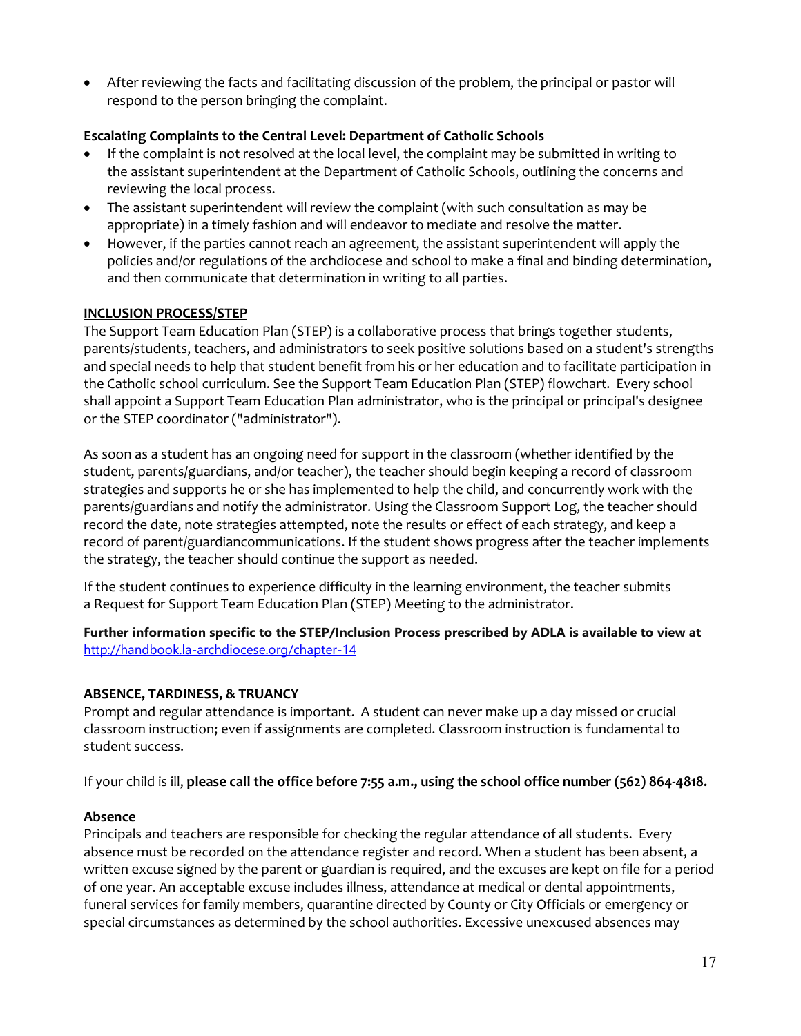- After reviewing the facts and facilitating discussion of the problem, the principal or pastor will respond to the person bringing the complaint.

**Escalating Complaints to the Central Level: Department of Catholic Schools**

- If the complaint is not resolved at the local level, the complaint may be submitted in writing to the assistant superintendent at the Department of Catholic Schools, outlining the concerns and reviewing the local process.
- The assistant superintendent will review the complaint (with such consultation as may be appropriate) in a timely fashion and will endeavor to mediate and resolve the matter.
- However, if the parties cannot reach an agreement, the assistant superintendent will apply the policies and/or regulations of the archdiocese and school to make a final and binding determination, and then communicate that determination in writing to all parties.

## INCLUSION PROCESS/STEP

The Support Team Education Plan (STEP) is a collaborative process that brings together students, parents/students, teachers, and administrators to seek positive solutions based on a student's strengths and special needs to help that student benefit from his or her education and to facilitate participation in the Catholic school curriculum. See the Support Team Education Plan (STEP) flowchart. Every school shall appoint a Support Team Education Plan administrator, who is the principal or principal's designee or the STEP coordinator ("administrator").

As soon as a student has an ongoing need for support in the classroom (whether identified by the student, parents/guardians, and/or teacher), the teacher should begin keeping a record of classroom strategies and supports he or she has implemented to help the child, and concurrently work with the parents/guardians and notify the administrator. Using the Classroom Support Log, the teacher should record the date, note strategies attempted, note the results or effect of each strategy, and keep a record of parent/guardiancommunications. If the student shows progress after the teacher implements the strategy, the teacher should continue the support as needed.

If the student continues to experience difficulty in the learning environment, the teacher submits a Request for Support Team Education Plan (STEP) Meeting to the administrator.

**Further information specific to the STEP/Inclusion Process prescribed by ADLA is available to view at** http://handbook.la-archdiocese.org/chapter-14

## ABSENCE, TARDINESS, & TRUANCY

Prompt and regular attendance is important. A student can never make up a day missed or crucial classroom instruction; even if assignments are completed. Classroom instruction is fundamental to student success.

If your child is ill, **please call the office before 7:55 a.m., using the school office number (562) 864-4818.**

### Absence

Principals and teachers are responsible for checking the regular attendance of all students. Every absence must be recorded on the attendance register and record. When a student has been absent, a written excuse signed by the parent or guardian is required, and the excuses are kept on file for a period of one year. An acceptable excuse includes illness, attendance at medical or dental appointments, funeral services for family members, quarantine directed by County or City Officials or emergency or special circumstances as determined by the school authorities. Excessive unexcused absences may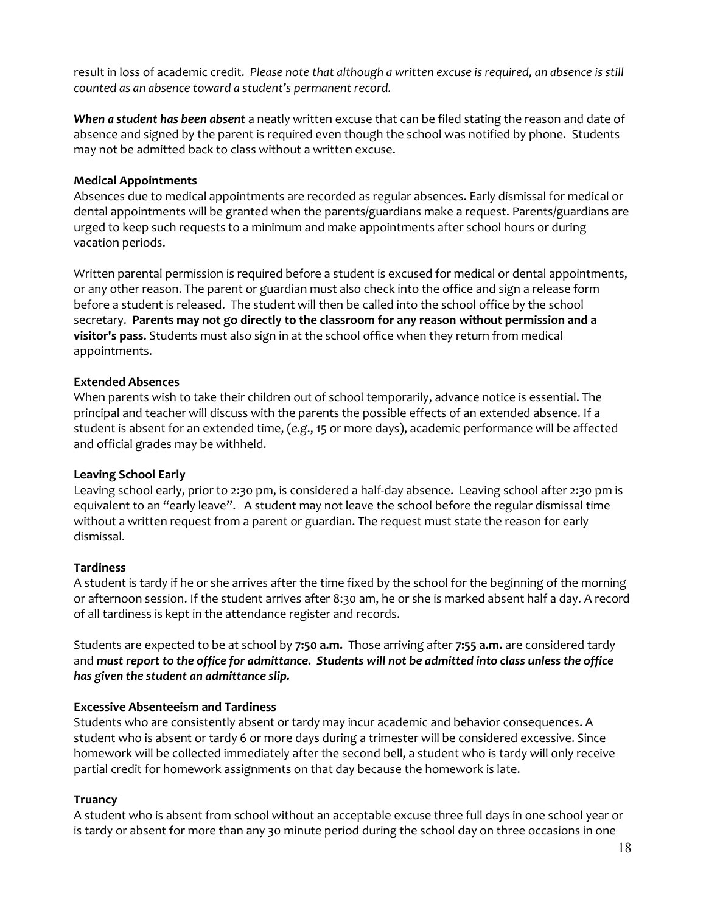result in loss of academic credit. *Please note that although a written excuse is required, an absence is still counted as an absence toward a student's permanent record.*

***When a student has been absent*** a <u>neatly written excuse that can be filed</u> stating the reason and date of absence and signed by the parent is required even though the school was notified by phone. Students may not be admitted back to class without a written excuse.

**Medical Appointments**

Absences due to medical appointments are recorded as regular absences. Early dismissal for medical or dental appointments will be granted when the parents/guardians make a request. Parents/guardians are urged to keep such requests to a minimum and make appointments after school hours or during vacation periods.

Written parental permission is required before a student is excused for medical or dental appointments, or any other reason. The parent or guardian must also check into the office and sign a release form before a student is released. The student will then be called into the school office by the school secretary. **Parents may not go directly to the classroom for any reason without permission and a visitor's pass.** Students must also sign in at the school office when they return from medical appointments.

**Extended Absences**

When parents wish to take their children out of school temporarily, advance notice is essential. The principal and teacher will discuss with the parents the possible effects of an extended absence. If a student is absent for an extended time, (*e.g*., 15 or more days), academic performance will be affected and official grades may be withheld.

**Leaving School Early**

Leaving school early, prior to 2:30 pm, is considered a half-day absence. Leaving school after 2:30 pm is equivalent to an "early leave". A student may not leave the school before the regular dismissal time without a written request from a parent or guardian. The request must state the reason for early dismissal.

**Tardiness**

A student is tardy if he or she arrives after the time fixed by the school for the beginning of the morning or afternoon session. If the student arrives after 8:30 am, he or she is marked absent half a day. A record of all tardiness is kept in the attendance register and records.

Students are expected to be at school by **7:50 a.m.** Those arriving after **7:55 a.m.** are considered tardy and ***must report to the office for admittance. Students will not be admitted into class unless the office has given the student an admittance slip.***

**Excessive Absenteeism and Tardiness**

Students who are consistently absent or tardy may incur academic and behavior consequences. A student who is absent or tardy 6 or more days during a trimester will be considered excessive. Since homework will be collected immediately after the second bell, a student who is tardy will only receive partial credit for homework assignments on that day because the homework is late.

**Truancy**

A student who is absent from school without an acceptable excuse three full days in one school year or is tardy or absent for more than any 30 minute period during the school day on three occasions in one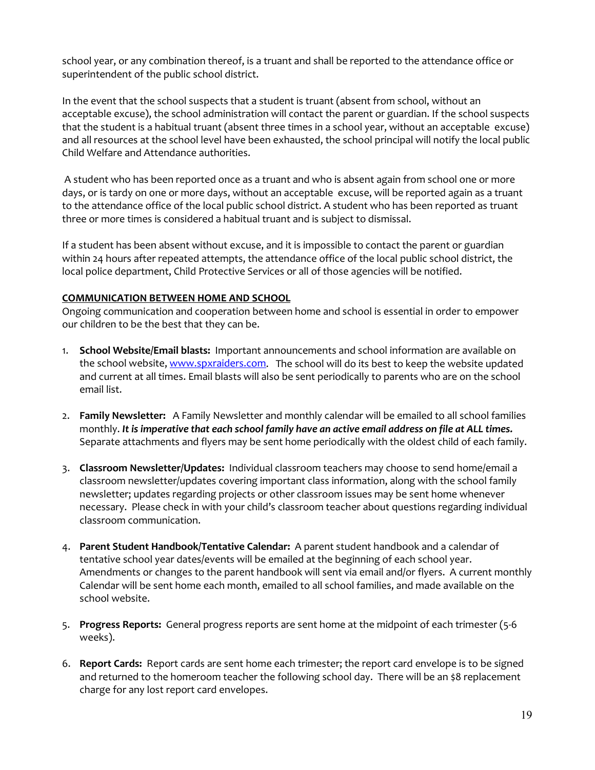school year, or any combination thereof, is a truant and shall be reported to the attendance office or superintendent of the public school district.

In the event that the school suspects that a student is truant (absent from school, without an acceptable excuse), the school administration will contact the parent or guardian. If the school suspects that the student is a habitual truant (absent three times in a school year, without an acceptable excuse) and all resources at the school level have been exhausted, the school principal will notify the local public Child Welfare and Attendance authorities.

A student who has been reported once as a truant and who is absent again from school one or more days, or is tardy on one or more days, without an acceptable excuse, will be reported again as a truant to the attendance office of the local public school district. A student who has been reported as truant three or more times is considered a habitual truant and is subject to dismissal.

If a student has been absent without excuse, and it is impossible to contact the parent or guardian within 24 hours after repeated attempts, the attendance office of the local public school district, the local police department, Child Protective Services or all of those agencies will be notified.

## COMMUNICATION BETWEEN HOME AND SCHOOL

Ongoing communication and cooperation between home and school is essential in order to empower our children to be the best that they can be.

1. **School Website/Email blasts:** Important announcements and school information are available on the school website, [www.spxraiders.com](www.spxraiders.com). The school will do its best to keep the website updated and current at all times. Email blasts will also be sent periodically to parents who are on the school email list.

2. **Family Newsletter:** A Family Newsletter and monthly calendar will be emailed to all school families monthly. ***It is imperative that each school family have an active email address on file at ALL times.*** Separate attachments and flyers may be sent home periodically with the oldest child of each family.

3. **Classroom Newsletter/Updates:** Individual classroom teachers may choose to send home/email a classroom newsletter/updates covering important class information, along with the school family newsletter; updates regarding projects or other classroom issues may be sent home whenever necessary. Please check in with your child's classroom teacher about questions regarding individual classroom communication.

4. **Parent Student Handbook/Tentative Calendar:** A parent student handbook and a calendar of tentative school year dates/events will be emailed at the beginning of each school year. Amendments or changes to the parent handbook will sent via email and/or flyers. A current monthly Calendar will be sent home each month, emailed to all school families, and made available on the school website.

5. **Progress Reports:** General progress reports are sent home at the midpoint of each trimester (5-6 weeks).

6. **Report Cards:** Report cards are sent home each trimester; the report card envelope is to be signed and returned to the homeroom teacher the following school day. There will be an $8 replacement charge for any lost report card envelopes.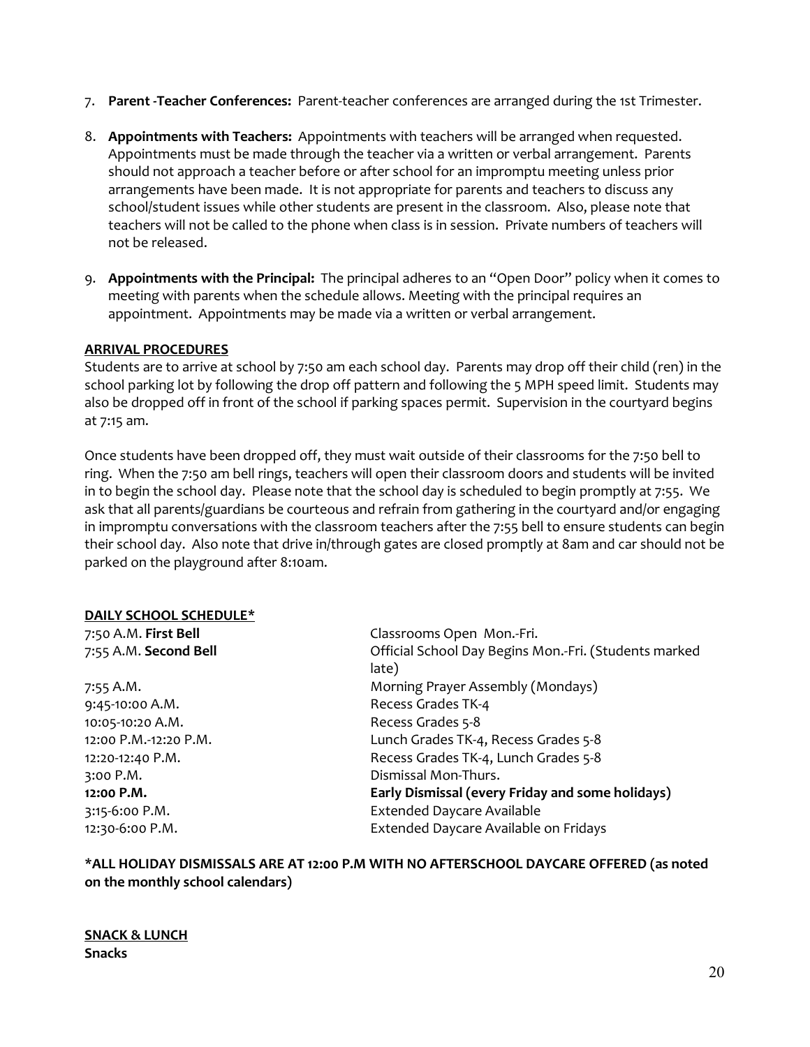7. **Parent -Teacher Conferences:** Parent-teacher conferences are arranged during the 1st Trimester.

8. **Appointments with Teachers:** Appointments with teachers will be arranged when requested. Appointments must be made through the teacher via a written or verbal arrangement. Parents should not approach a teacher before or after school for an impromptu meeting unless prior arrangements have been made. It is not appropriate for parents and teachers to discuss any school/student issues while other students are present in the classroom. Also, please note that teachers will not be called to the phone when class is in session. Private numbers of teachers will not be released.

9. **Appointments with the Principal:** The principal adheres to an "Open Door" policy when it comes to meeting with parents when the schedule allows. Meeting with the principal requires an appointment. Appointments may be made via a written or verbal arrangement.

**ARRIVAL PROCEDURES**

Students are to arrive at school by 7:50 am each school day. Parents may drop off their child (ren) in the school parking lot by following the drop off pattern and following the 5 MPH speed limit. Students may also be dropped off in front of the school if parking spaces permit. Supervision in the courtyard begins at 7:15 am.

Once students have been dropped off, they must wait outside of their classrooms for the 7:50 bell to ring. When the 7:50 am bell rings, teachers will open their classroom doors and students will be invited in to begin the school day. Please note that the school day is scheduled to begin promptly at 7:55. We ask that all parents/guardians be courteous and refrain from gathering in the courtyard and/or engaging in impromptu conversations with the classroom teachers after the 7:55 bell to ensure students can begin their school day. Also note that drive in/through gates are closed promptly at 8am and car should not be parked on the playground after 8:10am.

**DAILY SCHOOL SCHEDULE***

| | |
|---|---|
| 7:50 A.M. **First Bell** | Classrooms Open Mon.-Fri. |
| 7:55 A.M. **Second Bell** | Official School Day Begins Mon.-Fri. (Students marked late) |
| 7:55 A.M. | Morning Prayer Assembly (Mondays) |
| 9:45-10:00 A.M. | Recess Grades TK-4 |
| 10:05-10:20 A.M. | Recess Grades 5-8 |
| 12:00 P.M.-12:20 P.M. | Lunch Grades TK-4, Recess Grades 5-8 |
| 12:20-12:40 P.M. | Recess Grades TK-4, Lunch Grades 5-8 |
| 3:00 P.M. | Dismissal Mon-Thurs. |
| **12:00 P.M.** | **Early Dismissal (every Friday and some holidays)** |
| 3:15-6:00 P.M. | Extended Daycare Available |
| 12:30-6:00 P.M. | Extended Daycare Available on Fridays |

***ALL HOLIDAY DISMISSALS ARE AT 12:00 P.M WITH NO AFTERSCHOOL DAYCARE OFFERED (as noted on the monthly school calendars)**

**SNACK & LUNCH**

**Snacks**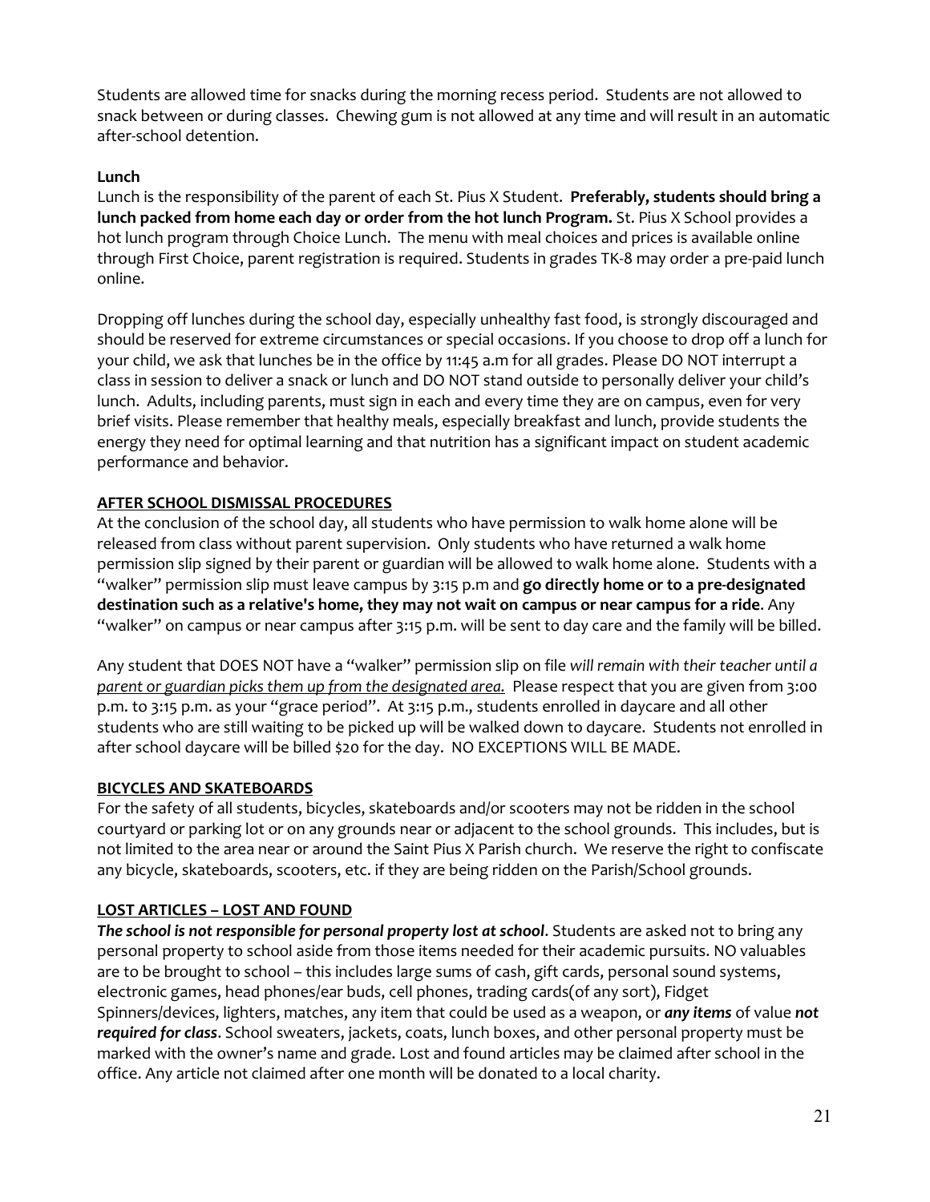Students are allowed time for snacks during the morning recess period. Students are not allowed to snack between or during classes. Chewing gum is not allowed at any time and will result in an automatic after-school detention.

**Lunch**

Lunch is the responsibility of the parent of each St. Pius X Student. **Preferably, students should bring a lunch packed from home each day or order from the hot lunch Program.** St. Pius X School provides a hot lunch program through Choice Lunch. The menu with meal choices and prices is available online through First Choice, parent registration is required. Students in grades TK-8 may order a pre-paid lunch online.

Dropping off lunches during the school day, especially unhealthy fast food, is strongly discouraged and should be reserved for extreme circumstances or special occasions. If you choose to drop off a lunch for your child, we ask that lunches be in the office by 11:45 a.m for all grades. Please DO NOT interrupt a class in session to deliver a snack or lunch and DO NOT stand outside to personally deliver your child's lunch. Adults, including parents, must sign in each and every time they are on campus, even for very brief visits. Please remember that healthy meals, especially breakfast and lunch, provide students the energy they need for optimal learning and that nutrition has a significant impact on student academic performance and behavior.

## AFTER SCHOOL DISMISSAL PROCEDURES

At the conclusion of the school day, all students who have permission to walk home alone will be released from class without parent supervision. Only students who have returned a walk home permission slip signed by their parent or guardian will be allowed to walk home alone. Students with a "walker" permission slip must leave campus by 3:15 p.m and **go directly home or to a pre-designated destination such as a relative's home, they may not wait on campus or near campus for a ride**. Any "walker" on campus or near campus after 3:15 p.m. will be sent to day care and the family will be billed.

Any student that DOES NOT have a "walker" permission slip on file *will remain with their teacher until a <u>parent or guardian picks them up from the designated area.</u>* Please respect that you are given from 3:00 p.m. to 3:15 p.m. as your "grace period". At 3:15 p.m., students enrolled in daycare and all other students who are still waiting to be picked up will be walked down to daycare. Students not enrolled in after school daycare will be billed $20 for the day. NO EXCEPTIONS WILL BE MADE.

## BICYCLES AND SKATEBOARDS

For the safety of all students, bicycles, skateboards and/or scooters may not be ridden in the school courtyard or parking lot or on any grounds near or adjacent to the school grounds. This includes, but is not limited to the area near or around the Saint Pius X Parish church. We reserve the right to confiscate any bicycle, skateboards, scooters, etc. if they are being ridden on the Parish/School grounds.

## LOST ARTICLES – LOST AND FOUND

***The school is not responsible for personal property lost at school***. Students are asked not to bring any personal property to school aside from those items needed for their academic pursuits. NO valuables are to be brought to school – this includes large sums of cash, gift cards, personal sound systems, electronic games, head phones/ear buds, cell phones, trading cards(of any sort), Fidget Spinners/devices, lighters, matches, any item that could be used as a weapon, or ***any items*** of value ***not required for class***. School sweaters, jackets, coats, lunch boxes, and other personal property must be marked with the owner's name and grade. Lost and found articles may be claimed after school in the office. Any article not claimed after one month will be donated to a local charity.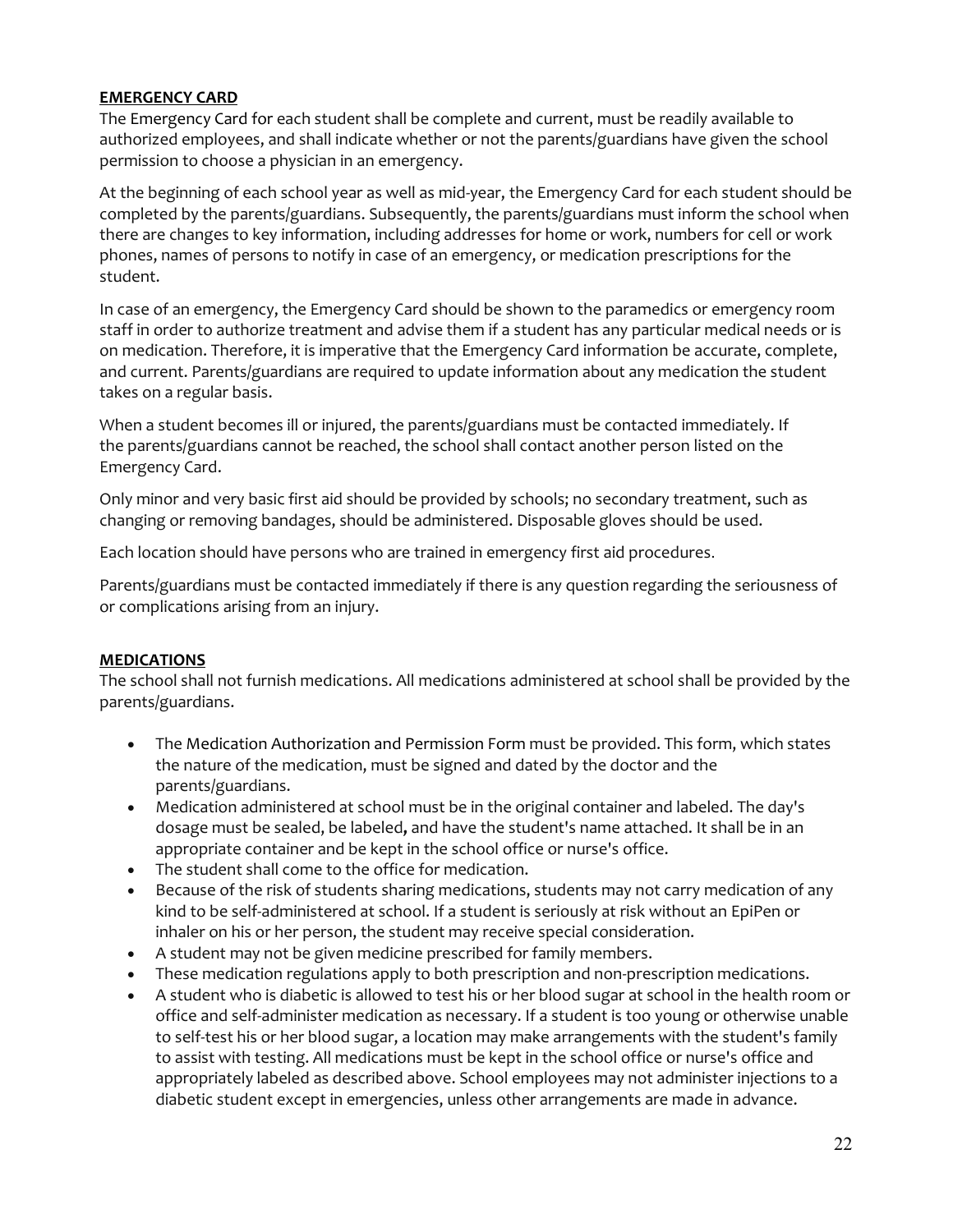## EMERGENCY CARD

The Emergency Card for each student shall be complete and current, must be readily available to authorized employees, and shall indicate whether or not the parents/guardians have given the school permission to choose a physician in an emergency.

At the beginning of each school year as well as mid-year, the Emergency Card for each student should be completed by the parents/guardians. Subsequently, the parents/guardians must inform the school when there are changes to key information, including addresses for home or work, numbers for cell or work phones, names of persons to notify in case of an emergency, or medication prescriptions for the student.

In case of an emergency, the Emergency Card should be shown to the paramedics or emergency room staff in order to authorize treatment and advise them if a student has any particular medical needs or is on medication. Therefore, it is imperative that the Emergency Card information be accurate, complete, and current. Parents/guardians are required to update information about any medication the student takes on a regular basis.

When a student becomes ill or injured, the parents/guardians must be contacted immediately. If the parents/guardians cannot be reached, the school shall contact another person listed on the Emergency Card.

Only minor and very basic first aid should be provided by schools; no secondary treatment, such as changing or removing bandages, should be administered. Disposable gloves should be used.

Each location should have persons who are trained in emergency first aid procedures.

Parents/guardians must be contacted immediately if there is any question regarding the seriousness of or complications arising from an injury.

## MEDICATIONS

The school shall not furnish medications. All medications administered at school shall be provided by the parents/guardians.

- The Medication Authorization and Permission Form must be provided. This form, which states the nature of the medication, must be signed and dated by the doctor and the parents/guardians.
- Medication administered at school must be in the original container and labeled. The day's dosage must be sealed, be labeled**,** and have the student's name attached. It shall be in an appropriate container and be kept in the school office or nurse's office.
- The student shall come to the office for medication.
- Because of the risk of students sharing medications, students may not carry medication of any kind to be self-administered at school. If a student is seriously at risk without an EpiPen or inhaler on his or her person, the student may receive special consideration.
- A student may not be given medicine prescribed for family members.
- These medication regulations apply to both prescription and non-prescription medications.
- A student who is diabetic is allowed to test his or her blood sugar at school in the health room or office and self-administer medication as necessary. If a student is too young or otherwise unable to self-test his or her blood sugar, a location may make arrangements with the student's family to assist with testing. All medications must be kept in the school office or nurse's office and appropriately labeled as described above. School employees may not administer injections to a diabetic student except in emergencies, unless other arrangements are made in advance.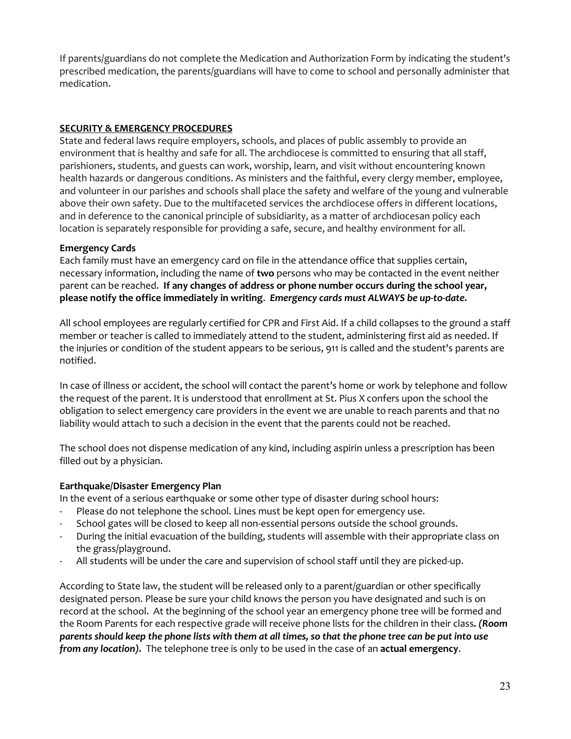If parents/guardians do not complete the Medication and Authorization Form by indicating the student's prescribed medication, the parents/guardians will have to come to school and personally administer that medication.

## SECURITY & EMERGENCY PROCEDURES

State and federal laws require employers, schools, and places of public assembly to provide an environment that is healthy and safe for all. The archdiocese is committed to ensuring that all staff, parishioners, students, and guests can work, worship, learn, and visit without encountering known health hazards or dangerous conditions. As ministers and the faithful, every clergy member, employee, and volunteer in our parishes and schools shall place the safety and welfare of the young and vulnerable above their own safety. Due to the multifaceted services the archdiocese offers in different locations, and in deference to the canonical principle of subsidiarity, as a matter of archdiocesan policy each location is separately responsible for providing a safe, secure, and healthy environment for all.

### Emergency Cards

Each family must have an emergency card on file in the attendance office that supplies certain, necessary information, including the name of **two** persons who may be contacted in the event neither parent can be reached. **If any changes of address or phone number occurs during the school year, please notify the office immediately in writing**. ***Emergency cards must ALWAYS be up-to-date.***

All school employees are regularly certified for CPR and First Aid. If a child collapses to the ground a staff member or teacher is called to immediately attend to the student, administering first aid as needed. If the injuries or condition of the student appears to be serious, 911 is called and the student's parents are notified.

In case of illness or accident, the school will contact the parent's home or work by telephone and follow the request of the parent. It is understood that enrollment at St. Pius X confers upon the school the obligation to select emergency care providers in the event we are unable to reach parents and that no liability would attach to such a decision in the event that the parents could not be reached.

The school does not dispense medication of any kind, including aspirin unless a prescription has been filled out by a physician.

### Earthquake/Disaster Emergency Plan

In the event of a serious earthquake or some other type of disaster during school hours:

- Please do not telephone the school. Lines must be kept open for emergency use.
- School gates will be closed to keep all non-essential persons outside the school grounds.
- During the initial evacuation of the building, students will assemble with their appropriate class on the grass/playground.
- All students will be under the care and supervision of school staff until they are picked-up.

According to State law, the student will be released only to a parent/guardian or other specifically designated person. Please be sure your child knows the person you have designated and such is on record at the school. At the beginning of the school year an emergency phone tree will be formed and the Room Parents for each respective grade will receive phone lists for the children in their class***. (Room parents should keep the phone lists with them at all times, so that the phone tree can be put into use from any location).*** The telephone tree is only to be used in the case of an **actual emergency**.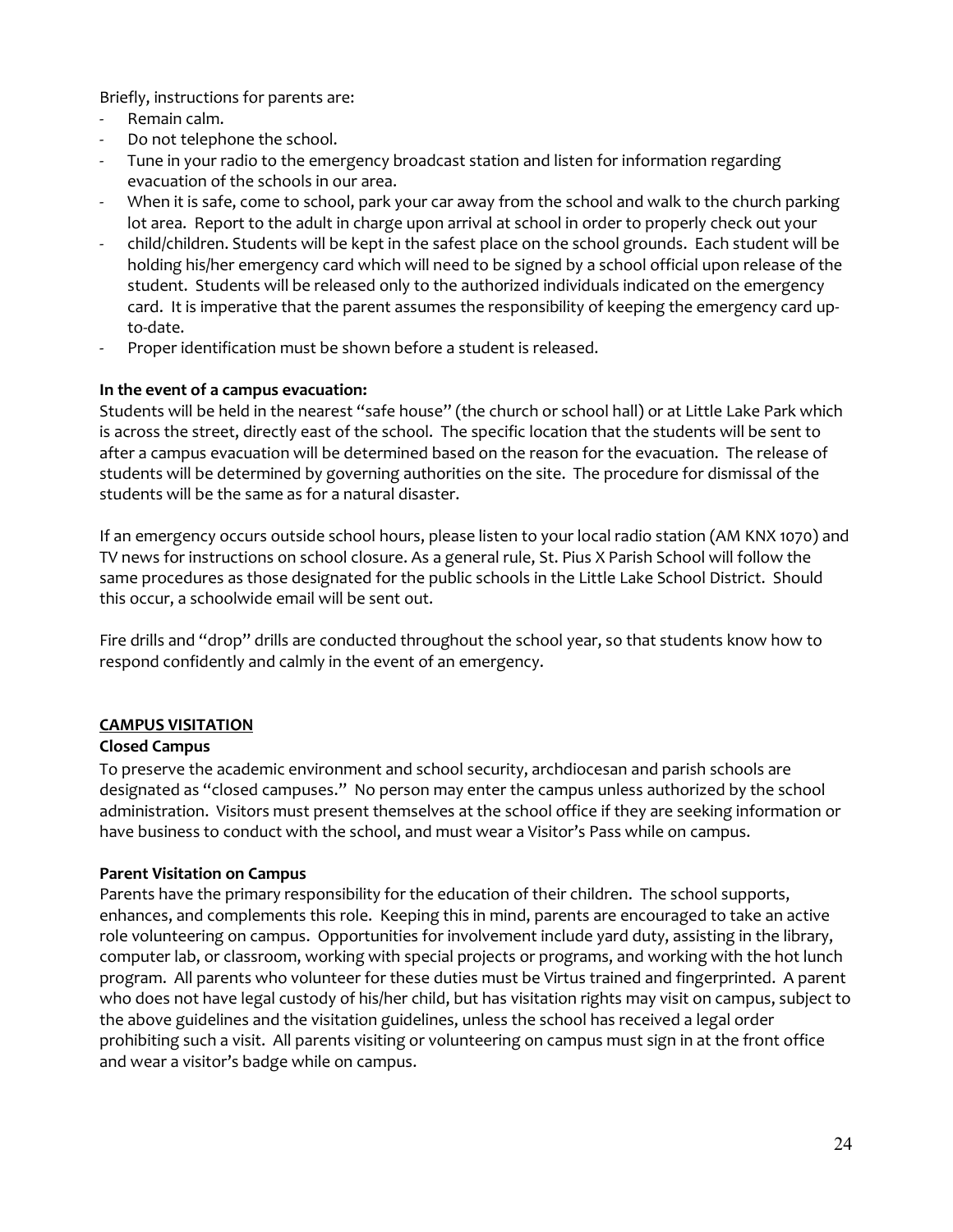Briefly, instructions for parents are:

- Remain calm.
- Do not telephone the school.
- Tune in your radio to the emergency broadcast station and listen for information regarding evacuation of the schools in our area.
- When it is safe, come to school, park your car away from the school and walk to the church parking lot area. Report to the adult in charge upon arrival at school in order to properly check out your
- child/children. Students will be kept in the safest place on the school grounds. Each student will be holding his/her emergency card which will need to be signed by a school official upon release of the student. Students will be released only to the authorized individuals indicated on the emergency card. It is imperative that the parent assumes the responsibility of keeping the emergency card up-to-date.
- Proper identification must be shown before a student is released.

**In the event of a campus evacuation:**

Students will be held in the nearest "safe house" (the church or school hall) or at Little Lake Park which is across the street, directly east of the school. The specific location that the students will be sent to after a campus evacuation will be determined based on the reason for the evacuation. The release of students will be determined by governing authorities on the site. The procedure for dismissal of the students will be the same as for a natural disaster.

If an emergency occurs outside school hours, please listen to your local radio station (AM KNX 1070) and TV news for instructions on school closure. As a general rule, St. Pius X Parish School will follow the same procedures as those designated for the public schools in the Little Lake School District. Should this occur, a schoolwide email will be sent out.

Fire drills and "drop" drills are conducted throughout the school year, so that students know how to respond confidently and calmly in the event of an emergency.

## CAMPUS VISITATION

**Closed Campus**

To preserve the academic environment and school security, archdiocesan and parish schools are designated as "closed campuses." No person may enter the campus unless authorized by the school administration. Visitors must present themselves at the school office if they are seeking information or have business to conduct with the school, and must wear a Visitor's Pass while on campus.

**Parent Visitation on Campus**

Parents have the primary responsibility for the education of their children. The school supports, enhances, and complements this role. Keeping this in mind, parents are encouraged to take an active role volunteering on campus. Opportunities for involvement include yard duty, assisting in the library, computer lab, or classroom, working with special projects or programs, and working with the hot lunch program. All parents who volunteer for these duties must be Virtus trained and fingerprinted. A parent who does not have legal custody of his/her child, but has visitation rights may visit on campus, subject to the above guidelines and the visitation guidelines, unless the school has received a legal order prohibiting such a visit. All parents visiting or volunteering on campus must sign in at the front office and wear a visitor's badge while on campus.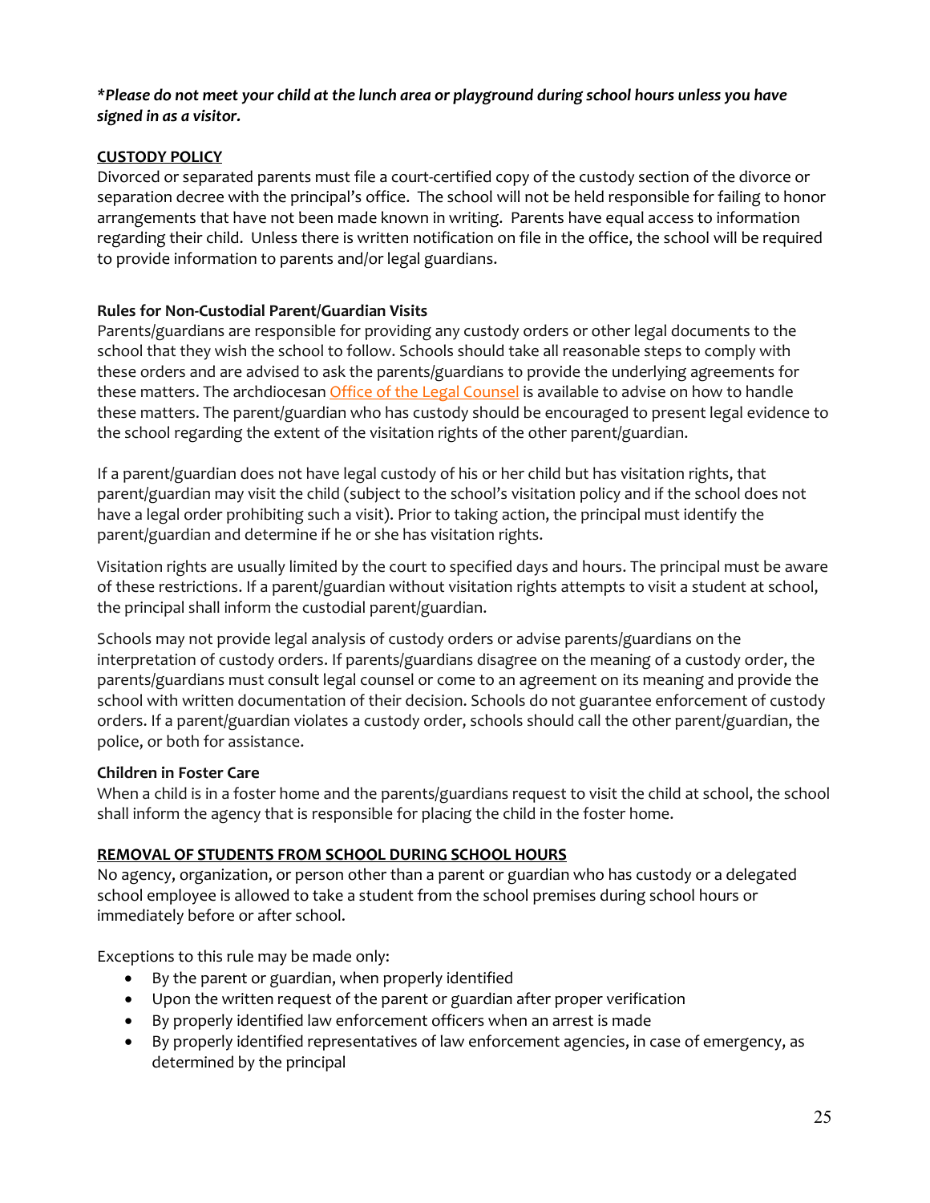***Please do not meet your child at the lunch area or playground during school hours unless you have signed in as a visitor.**

## CUSTODY POLICY

Divorced or separated parents must file a court-certified copy of the custody section of the divorce or separation decree with the principal's office. The school will not be held responsible for failing to honor arrangements that have not been made known in writing. Parents have equal access to information regarding their child. Unless there is written notification on file in the office, the school will be required to provide information to parents and/or legal guardians.

### Rules for Non-Custodial Parent/Guardian Visits

Parents/guardians are responsible for providing any custody orders or other legal documents to the school that they wish the school to follow. Schools should take all reasonable steps to comply with these orders and are advised to ask the parents/guardians to provide the underlying agreements for these matters. The archdiocesan Office of the Legal Counsel is available to advise on how to handle these matters. The parent/guardian who has custody should be encouraged to present legal evidence to the school regarding the extent of the visitation rights of the other parent/guardian.

If a parent/guardian does not have legal custody of his or her child but has visitation rights, that parent/guardian may visit the child (subject to the school's visitation policy and if the school does not have a legal order prohibiting such a visit). Prior to taking action, the principal must identify the parent/guardian and determine if he or she has visitation rights.

Visitation rights are usually limited by the court to specified days and hours. The principal must be aware of these restrictions. If a parent/guardian without visitation rights attempts to visit a student at school, the principal shall inform the custodial parent/guardian.

Schools may not provide legal analysis of custody orders or advise parents/guardians on the interpretation of custody orders. If parents/guardians disagree on the meaning of a custody order, the parents/guardians must consult legal counsel or come to an agreement on its meaning and provide the school with written documentation of their decision. Schools do not guarantee enforcement of custody orders. If a parent/guardian violates a custody order, schools should call the other parent/guardian, the police, or both for assistance.

### Children in Foster Care

When a child is in a foster home and the parents/guardians request to visit the child at school, the school shall inform the agency that is responsible for placing the child in the foster home.

## REMOVAL OF STUDENTS FROM SCHOOL DURING SCHOOL HOURS

No agency, organization, or person other than a parent or guardian who has custody or a delegated school employee is allowed to take a student from the school premises during school hours or immediately before or after school.

Exceptions to this rule may be made only:

- By the parent or guardian, when properly identified
- Upon the written request of the parent or guardian after proper verification
- By properly identified law enforcement officers when an arrest is made
- By properly identified representatives of law enforcement agencies, in case of emergency, as determined by the principal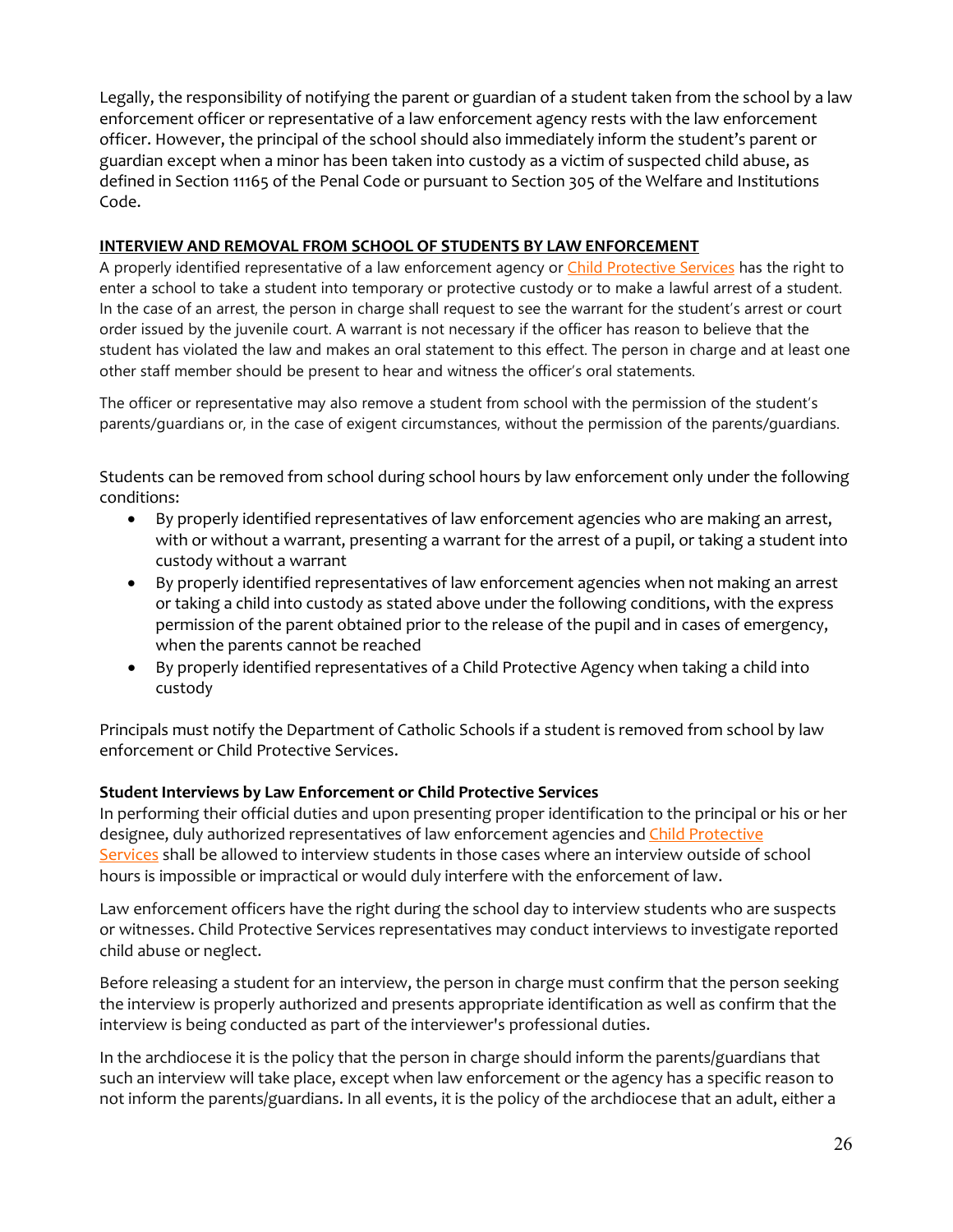Legally, the responsibility of notifying the parent or guardian of a student taken from the school by a law enforcement officer or representative of a law enforcement agency rests with the law enforcement officer. However, the principal of the school should also immediately inform the student's parent or guardian except when a minor has been taken into custody as a victim of suspected child abuse, as defined in Section 11165 of the Penal Code or pursuant to Section 305 of the Welfare and Institutions Code.

## INTERVIEW AND REMOVAL FROM SCHOOL OF STUDENTS BY LAW ENFORCEMENT

A properly identified representative of a law enforcement agency or Child Protective Services has the right to enter a school to take a student into temporary or protective custody or to make a lawful arrest of a student. In the case of an arrest, the person in charge shall request to see the warrant for the student's arrest or court order issued by the juvenile court. A warrant is not necessary if the officer has reason to believe that the student has violated the law and makes an oral statement to this effect. The person in charge and at least one other staff member should be present to hear and witness the officer's oral statements.

The officer or representative may also remove a student from school with the permission of the student's parents/guardians or, in the case of exigent circumstances, without the permission of the parents/guardians.

Students can be removed from school during school hours by law enforcement only under the following conditions:

- By properly identified representatives of law enforcement agencies who are making an arrest, with or without a warrant, presenting a warrant for the arrest of a pupil, or taking a student into custody without a warrant
- By properly identified representatives of law enforcement agencies when not making an arrest or taking a child into custody as stated above under the following conditions, with the express permission of the parent obtained prior to the release of the pupil and in cases of emergency, when the parents cannot be reached
- By properly identified representatives of a Child Protective Agency when taking a child into custody

Principals must notify the Department of Catholic Schools if a student is removed from school by law enforcement or Child Protective Services.

### Student Interviews by Law Enforcement or Child Protective Services

In performing their official duties and upon presenting proper identification to the principal or his or her designee, duly authorized representatives of law enforcement agencies and Child Protective Services shall be allowed to interview students in those cases where an interview outside of school hours is impossible or impractical or would duly interfere with the enforcement of law.

Law enforcement officers have the right during the school day to interview students who are suspects or witnesses. Child Protective Services representatives may conduct interviews to investigate reported child abuse or neglect.

Before releasing a student for an interview, the person in charge must confirm that the person seeking the interview is properly authorized and presents appropriate identification as well as confirm that the interview is being conducted as part of the interviewer's professional duties.

In the archdiocese it is the policy that the person in charge should inform the parents/guardians that such an interview will take place, except when law enforcement or the agency has a specific reason to not inform the parents/guardians. In all events, it is the policy of the archdiocese that an adult, either a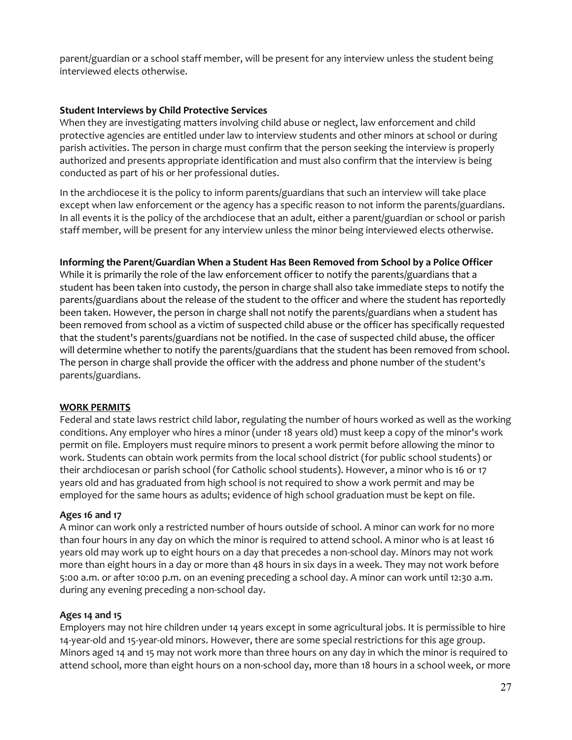parent/guardian or a school staff member, will be present for any interview unless the student being interviewed elects otherwise.

**Student Interviews by Child Protective Services**

When they are investigating matters involving child abuse or neglect, law enforcement and child protective agencies are entitled under law to interview students and other minors at school or during parish activities. The person in charge must confirm that the person seeking the interview is properly authorized and presents appropriate identification and must also confirm that the interview is being conducted as part of his or her professional duties.

In the archdiocese it is the policy to inform parents/guardians that such an interview will take place except when law enforcement or the agency has a specific reason to not inform the parents/guardians. In all events it is the policy of the archdiocese that an adult, either a parent/guardian or school or parish staff member, will be present for any interview unless the minor being interviewed elects otherwise.

**Informing the Parent/Guardian When a Student Has Been Removed from School by a Police Officer**

While it is primarily the role of the law enforcement officer to notify the parents/guardians that a student has been taken into custody, the person in charge shall also take immediate steps to notify the parents/guardians about the release of the student to the officer and where the student has reportedly been taken. However, the person in charge shall not notify the parents/guardians when a student has been removed from school as a victim of suspected child abuse or the officer has specifically requested that the student's parents/guardians not be notified. In the case of suspected child abuse, the officer will determine whether to notify the parents/guardians that the student has been removed from school. The person in charge shall provide the officer with the address and phone number of the student's parents/guardians.

## WORK PERMITS

Federal and state laws restrict child labor, regulating the number of hours worked as well as the working conditions. Any employer who hires a minor (under 18 years old) must keep a copy of the minor's work permit on file. Employers must require minors to present a work permit before allowing the minor to work. Students can obtain work permits from the local school district (for public school students) or their archdiocesan or parish school (for Catholic school students). However, a minor who is 16 or 17 years old and has graduated from high school is not required to show a work permit and may be employed for the same hours as adults; evidence of high school graduation must be kept on file.

**Ages 16 and 17**

A minor can work only a restricted number of hours outside of school. A minor can work for no more than four hours in any day on which the minor is required to attend school. A minor who is at least 16 years old may work up to eight hours on a day that precedes a non-school day. Minors may not work more than eight hours in a day or more than 48 hours in six days in a week. They may not work before 5:00 a.m. or after 10:00 p.m. on an evening preceding a school day. A minor can work until 12:30 a.m. during any evening preceding a non-school day.

**Ages 14 and 15**

Employers may not hire children under 14 years except in some agricultural jobs. It is permissible to hire 14-year-old and 15-year-old minors. However, there are some special restrictions for this age group. Minors aged 14 and 15 may not work more than three hours on any day in which the minor is required to attend school, more than eight hours on a non-school day, more than 18 hours in a school week, or more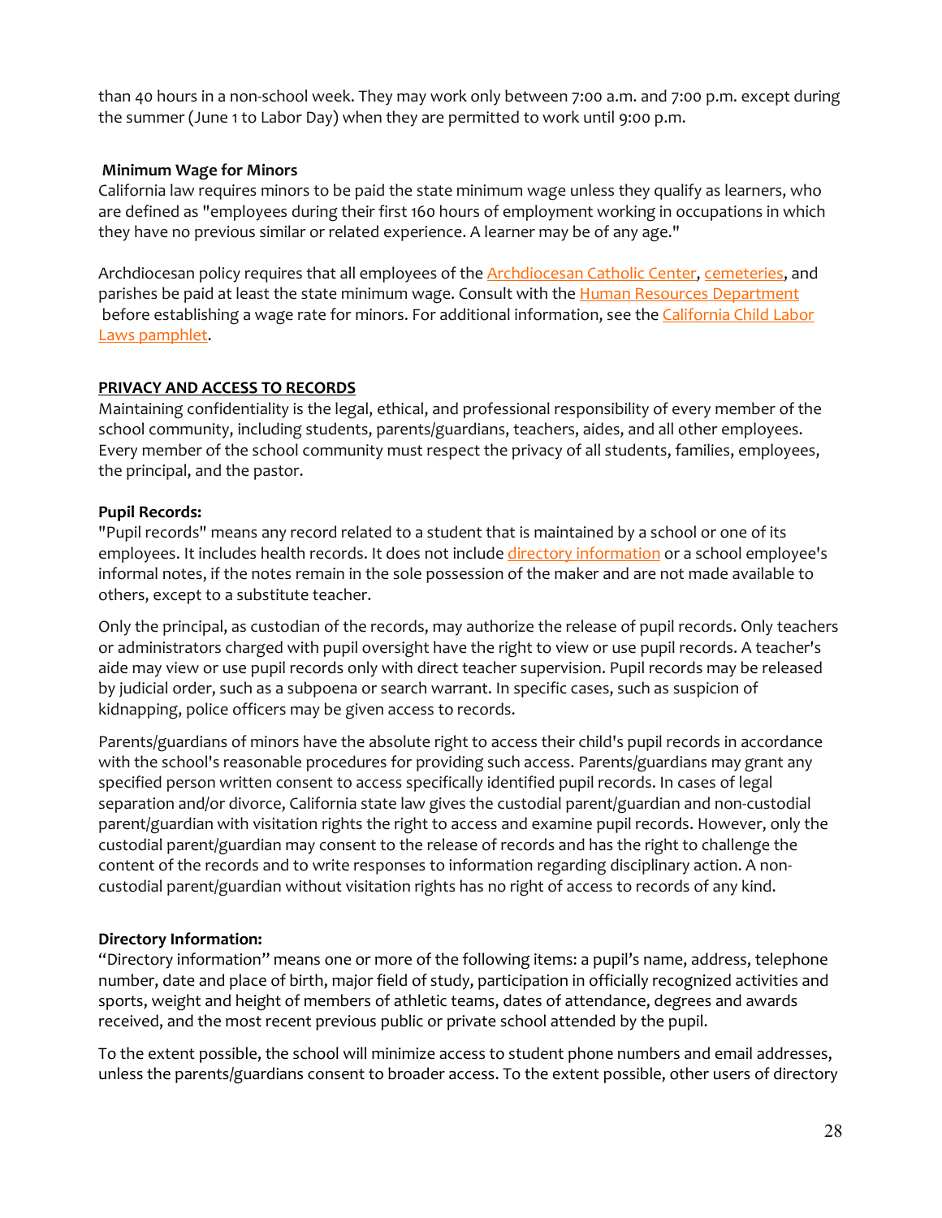than 40 hours in a non-school week. They may work only between 7:00 a.m. and 7:00 p.m. except during the summer (June 1 to Labor Day) when they are permitted to work until 9:00 p.m.

**Minimum Wage for Minors**

California law requires minors to be paid the state minimum wage unless they qualify as learners, who are defined as "employees during their first 160 hours of employment working in occupations in which they have no previous similar or related experience. A learner may be of any age."

Archdiocesan policy requires that all employees of the Archdiocesan Catholic Center, cemeteries, and parishes be paid at least the state minimum wage. Consult with the Human Resources Department before establishing a wage rate for minors. For additional information, see the California Child Labor Laws pamphlet.

## PRIVACY AND ACCESS TO RECORDS

Maintaining confidentiality is the legal, ethical, and professional responsibility of every member of the school community, including students, parents/guardians, teachers, aides, and all other employees. Every member of the school community must respect the privacy of all students, families, employees, the principal, and the pastor.

**Pupil Records:**

"Pupil records" means any record related to a student that is maintained by a school or one of its employees. It includes health records. It does not include directory information or a school employee's informal notes, if the notes remain in the sole possession of the maker and are not made available to others, except to a substitute teacher.

Only the principal, as custodian of the records, may authorize the release of pupil records. Only teachers or administrators charged with pupil oversight have the right to view or use pupil records. A teacher's aide may view or use pupil records only with direct teacher supervision. Pupil records may be released by judicial order, such as a subpoena or search warrant. In specific cases, such as suspicion of kidnapping, police officers may be given access to records.

Parents/guardians of minors have the absolute right to access their child's pupil records in accordance with the school's reasonable procedures for providing such access. Parents/guardians may grant any specified person written consent to access specifically identified pupil records. In cases of legal separation and/or divorce, California state law gives the custodial parent/guardian and non-custodial parent/guardian with visitation rights the right to access and examine pupil records. However, only the custodial parent/guardian may consent to the release of records and has the right to challenge the content of the records and to write responses to information regarding disciplinary action. A non-custodial parent/guardian without visitation rights has no right of access to records of any kind.

**Directory Information:**

"Directory information" means one or more of the following items: a pupil's name, address, telephone number, date and place of birth, major field of study, participation in officially recognized activities and sports, weight and height of members of athletic teams, dates of attendance, degrees and awards received, and the most recent previous public or private school attended by the pupil.

To the extent possible, the school will minimize access to student phone numbers and email addresses, unless the parents/guardians consent to broader access. To the extent possible, other users of directory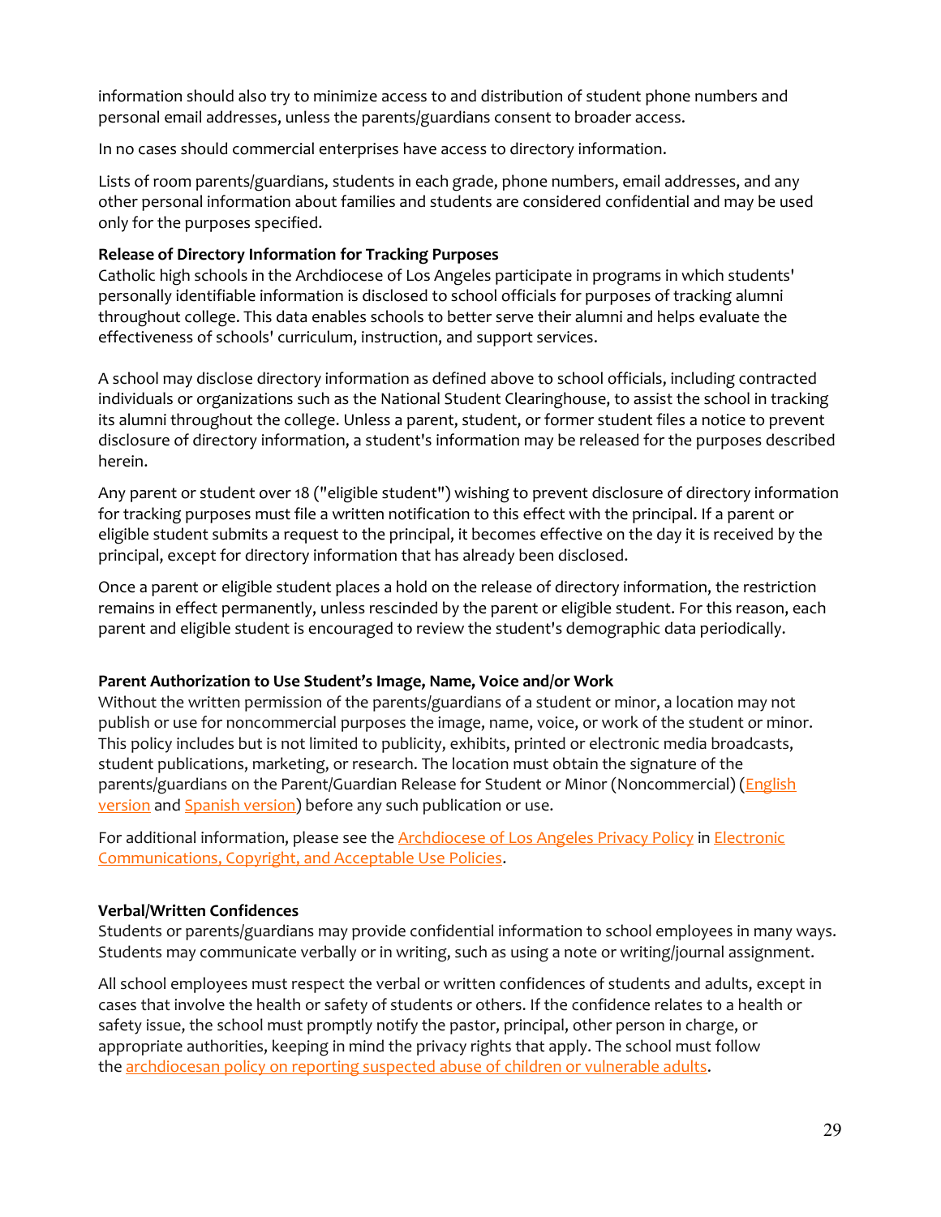information should also try to minimize access to and distribution of student phone numbers and personal email addresses, unless the parents/guardians consent to broader access.

In no cases should commercial enterprises have access to directory information.

Lists of room parents/guardians, students in each grade, phone numbers, email addresses, and any other personal information about families and students are considered confidential and may be used only for the purposes specified.

**Release of Directory Information for Tracking Purposes**

Catholic high schools in the Archdiocese of Los Angeles participate in programs in which students' personally identifiable information is disclosed to school officials for purposes of tracking alumni throughout college. This data enables schools to better serve their alumni and helps evaluate the effectiveness of schools' curriculum, instruction, and support services.

A school may disclose directory information as defined above to school officials, including contracted individuals or organizations such as the National Student Clearinghouse, to assist the school in tracking its alumni throughout the college. Unless a parent, student, or former student files a notice to prevent disclosure of directory information, a student's information may be released for the purposes described herein.

Any parent or student over 18 ("eligible student") wishing to prevent disclosure of directory information for tracking purposes must file a written notification to this effect with the principal. If a parent or eligible student submits a request to the principal, it becomes effective on the day it is received by the principal, except for directory information that has already been disclosed.

Once a parent or eligible student places a hold on the release of directory information, the restriction remains in effect permanently, unless rescinded by the parent or eligible student. For this reason, each parent and eligible student is encouraged to review the student's demographic data periodically.

**Parent Authorization to Use Student's Image, Name, Voice and/or Work**

Without the written permission of the parents/guardians of a student or minor, a location may not publish or use for noncommercial purposes the image, name, voice, or work of the student or minor. This policy includes but is not limited to publicity, exhibits, printed or electronic media broadcasts, student publications, marketing, or research. The location must obtain the signature of the parents/guardians on the Parent/Guardian Release for Student or Minor (Noncommercial) (English version and Spanish version) before any such publication or use.

For additional information, please see the Archdiocese of Los Angeles Privacy Policy in Electronic Communications, Copyright, and Acceptable Use Policies.

**Verbal/Written Confidences**

Students or parents/guardians may provide confidential information to school employees in many ways. Students may communicate verbally or in writing, such as using a note or writing/journal assignment.

All school employees must respect the verbal or written confidences of students and adults, except in cases that involve the health or safety of students or others. If the confidence relates to a health or safety issue, the school must promptly notify the pastor, principal, other person in charge, or appropriate authorities, keeping in mind the privacy rights that apply. The school must follow the archdiocesan policy on reporting suspected abuse of children or vulnerable adults.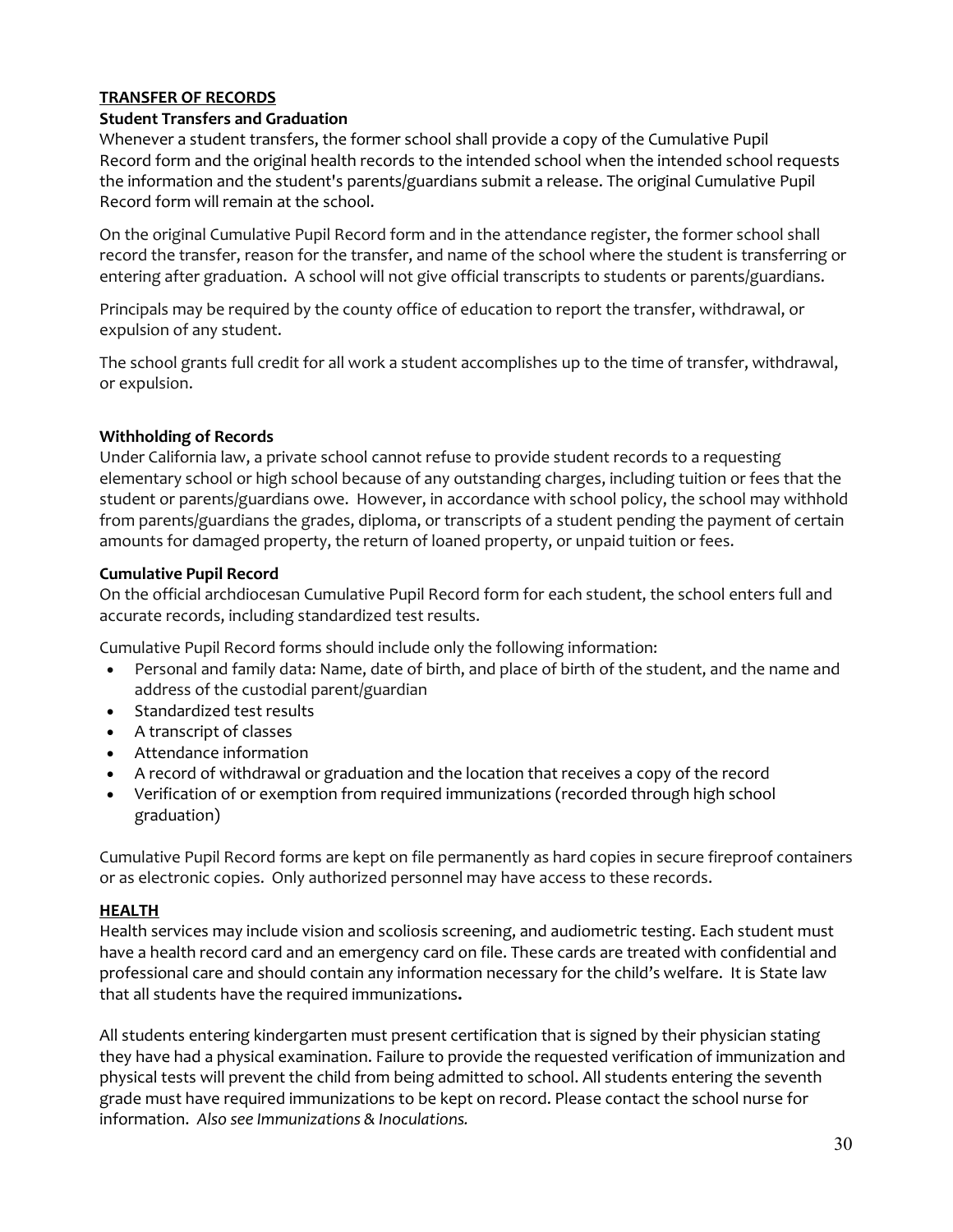## TRANSFER OF RECORDS

### Student Transfers and Graduation

Whenever a student transfers, the former school shall provide a copy of the Cumulative Pupil Record form and the original health records to the intended school when the intended school requests the information and the student's parents/guardians submit a release. The original Cumulative Pupil Record form will remain at the school.

On the original Cumulative Pupil Record form and in the attendance register, the former school shall record the transfer, reason for the transfer, and name of the school where the student is transferring or entering after graduation. A school will not give official transcripts to students or parents/guardians.

Principals may be required by the county office of education to report the transfer, withdrawal, or expulsion of any student.

The school grants full credit for all work a student accomplishes up to the time of transfer, withdrawal, or expulsion.

### Withholding of Records

Under California law, a private school cannot refuse to provide student records to a requesting elementary school or high school because of any outstanding charges, including tuition or fees that the student or parents/guardians owe. However, in accordance with school policy, the school may withhold from parents/guardians the grades, diploma, or transcripts of a student pending the payment of certain amounts for damaged property, the return of loaned property, or unpaid tuition or fees.

### Cumulative Pupil Record

On the official archdiocesan Cumulative Pupil Record form for each student, the school enters full and accurate records, including standardized test results.

Cumulative Pupil Record forms should include only the following information:

- Personal and family data: Name, date of birth, and place of birth of the student, and the name and address of the custodial parent/guardian
- Standardized test results
- A transcript of classes
- Attendance information
- A record of withdrawal or graduation and the location that receives a copy of the record
- Verification of or exemption from required immunizations (recorded through high school graduation)

Cumulative Pupil Record forms are kept on file permanently as hard copies in secure fireproof containers or as electronic copies. Only authorized personnel may have access to these records.

## HEALTH

Health services may include vision and scoliosis screening, and audiometric testing. Each student must have a health record card and an emergency card on file. These cards are treated with confidential and professional care and should contain any information necessary for the child's welfare. It is State law that all students have the required immunizations**.**

All students entering kindergarten must present certification that is signed by their physician stating they have had a physical examination. Failure to provide the requested verification of immunization and physical tests will prevent the child from being admitted to school. All students entering the seventh grade must have required immunizations to be kept on record. Please contact the school nurse for information. *Also see Immunizations & Inoculations.*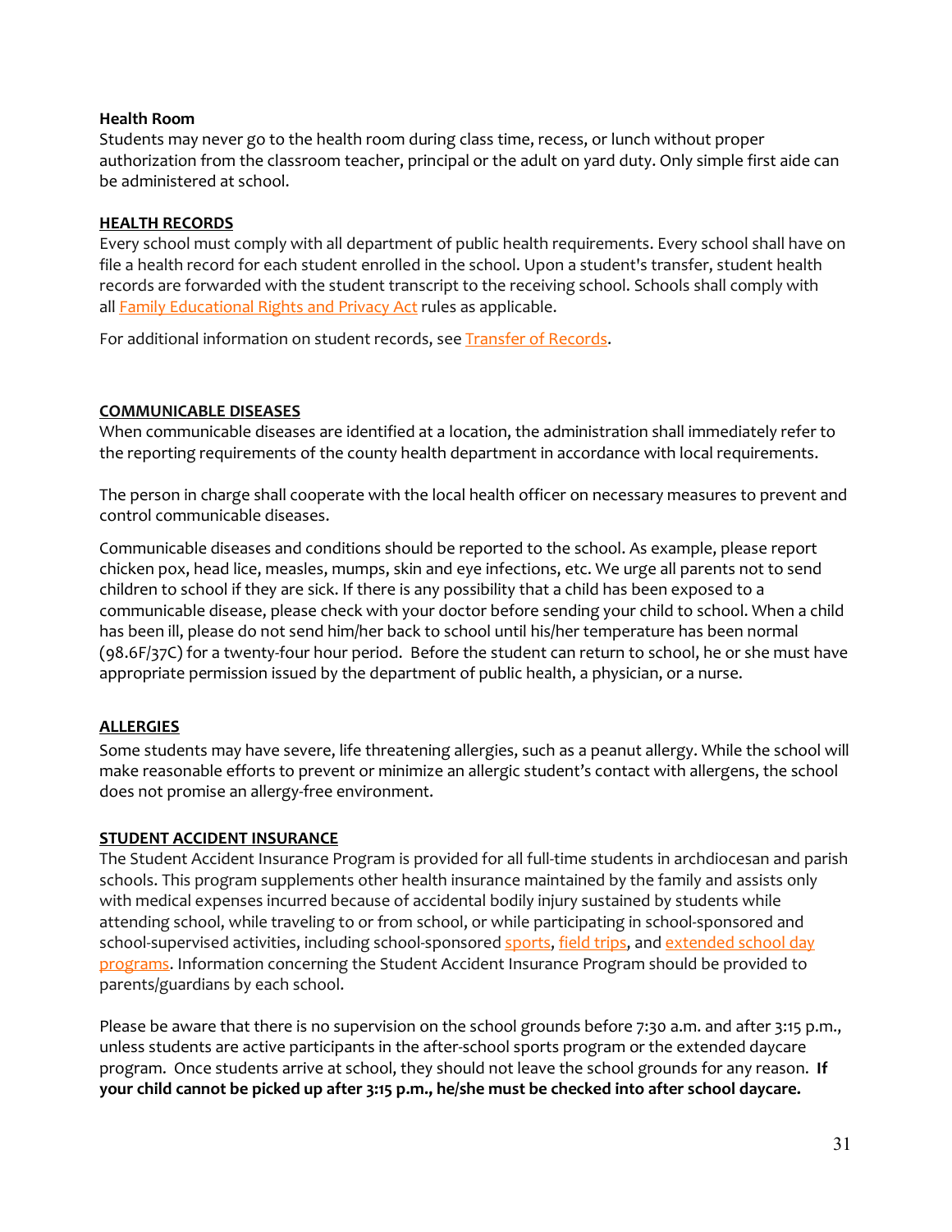**Health Room**

Students may never go to the health room during class time, recess, or lunch without proper authorization from the classroom teacher, principal or the adult on yard duty. Only simple first aide can be administered at school.

**HEALTH RECORDS**

Every school must comply with all department of public health requirements. Every school shall have on file a health record for each student enrolled in the school. Upon a student's transfer, student health records are forwarded with the student transcript to the receiving school. Schools shall comply with all Family Educational Rights and Privacy Act rules as applicable.

For additional information on student records, see Transfer of Records.

**COMMUNICABLE DISEASES**

When communicable diseases are identified at a location, the administration shall immediately refer to the reporting requirements of the county health department in accordance with local requirements.

The person in charge shall cooperate with the local health officer on necessary measures to prevent and control communicable diseases.

Communicable diseases and conditions should be reported to the school. As example, please report chicken pox, head lice, measles, mumps, skin and eye infections, etc. We urge all parents not to send children to school if they are sick. If there is any possibility that a child has been exposed to a communicable disease, please check with your doctor before sending your child to school. When a child has been ill, please do not send him/her back to school until his/her temperature has been normal (98.6F/37C) for a twenty-four hour period. Before the student can return to school, he or she must have appropriate permission issued by the department of public health, a physician, or a nurse.

**ALLERGIES**

Some students may have severe, life threatening allergies, such as a peanut allergy. While the school will make reasonable efforts to prevent or minimize an allergic student's contact with allergens, the school does not promise an allergy-free environment.

**STUDENT ACCIDENT INSURANCE**

The Student Accident Insurance Program is provided for all full-time students in archdiocesan and parish schools. This program supplements other health insurance maintained by the family and assists only with medical expenses incurred because of accidental bodily injury sustained by students while attending school, while traveling to or from school, or while participating in school-sponsored and school-supervised activities, including school-sponsored sports, field trips, and extended school day programs. Information concerning the Student Accident Insurance Program should be provided to parents/guardians by each school.

Please be aware that there is no supervision on the school grounds before 7:30 a.m. and after 3:15 p.m., unless students are active participants in the after-school sports program or the extended daycare program. Once students arrive at school, they should not leave the school grounds for any reason. **If your child cannot be picked up after 3:15 p.m., he/she must be checked into after school daycare.**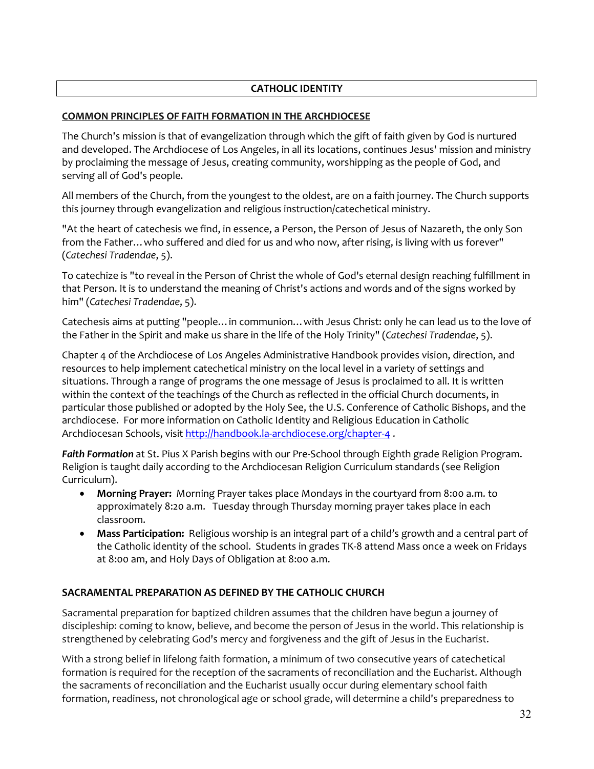## CATHOLIC IDENTITY

### COMMON PRINCIPLES OF FAITH FORMATION IN THE ARCHDIOCESE

The Church's mission is that of evangelization through which the gift of faith given by God is nurtured and developed. The Archdiocese of Los Angeles, in all its locations, continues Jesus' mission and ministry by proclaiming the message of Jesus, creating community, worshipping as the people of God, and serving all of God's people.

All members of the Church, from the youngest to the oldest, are on a faith journey. The Church supports this journey through evangelization and religious instruction/catechetical ministry.

"At the heart of catechesis we find, in essence, a Person, the Person of Jesus of Nazareth, the only Son from the Father…who suffered and died for us and who now, after rising, is living with us forever" (*Catechesi Tradendae*, 5).

To catechize is "to reveal in the Person of Christ the whole of God's eternal design reaching fulfillment in that Person. It is to understand the meaning of Christ's actions and words and of the signs worked by him" (*Catechesi Tradendae*, 5).

Catechesis aims at putting "people…in communion…with Jesus Christ: only he can lead us to the love of the Father in the Spirit and make us share in the life of the Holy Trinity" (*Catechesi Tradendae*, 5).

Chapter 4 of the Archdiocese of Los Angeles Administrative Handbook provides vision, direction, and resources to help implement catechetical ministry on the local level in a variety of settings and situations. Through a range of programs the one message of Jesus is proclaimed to all. It is written within the context of the teachings of the Church as reflected in the official Church documents, in particular those published or adopted by the Holy See, the U.S. Conference of Catholic Bishops, and the archdiocese. For more information on Catholic Identity and Religious Education in Catholic Archdiocesan Schools, visit http://handbook.la-archdiocese.org/chapter-4 .

***Faith Formation*** at St. Pius X Parish begins with our Pre-School through Eighth grade Religion Program. Religion is taught daily according to the Archdiocesan Religion Curriculum standards (see Religion Curriculum).

- **Morning Prayer:** Morning Prayer takes place Mondays in the courtyard from 8:00 a.m. to approximately 8:20 a.m. Tuesday through Thursday morning prayer takes place in each classroom.
- **Mass Participation:** Religious worship is an integral part of a child's growth and a central part of the Catholic identity of the school. Students in grades TK-8 attend Mass once a week on Fridays at 8:00 am, and Holy Days of Obligation at 8:00 a.m.

### SACRAMENTAL PREPARATION AS DEFINED BY THE CATHOLIC CHURCH

Sacramental preparation for baptized children assumes that the children have begun a journey of discipleship: coming to know, believe, and become the person of Jesus in the world. This relationship is strengthened by celebrating God's mercy and forgiveness and the gift of Jesus in the Eucharist.

With a strong belief in lifelong faith formation, a minimum of two consecutive years of catechetical formation is required for the reception of the sacraments of reconciliation and the Eucharist. Although the sacraments of reconciliation and the Eucharist usually occur during elementary school faith formation, readiness, not chronological age or school grade, will determine a child's preparedness to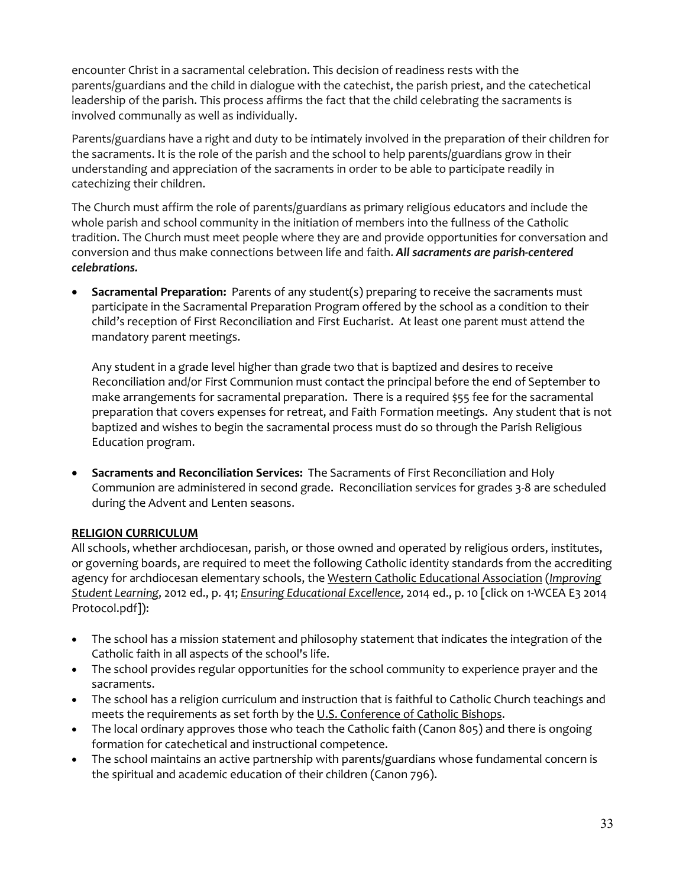encounter Christ in a sacramental celebration. This decision of readiness rests with the parents/guardians and the child in dialogue with the catechist, the parish priest, and the catechetical leadership of the parish. This process affirms the fact that the child celebrating the sacraments is involved communally as well as individually.

Parents/guardians have a right and duty to be intimately involved in the preparation of their children for the sacraments. It is the role of the parish and the school to help parents/guardians grow in their understanding and appreciation of the sacraments in order to be able to participate readily in catechizing their children.

The Church must affirm the role of parents/guardians as primary religious educators and include the whole parish and school community in the initiation of members into the fullness of the Catholic tradition. The Church must meet people where they are and provide opportunities for conversation and conversion and thus make connections between life and faith. ***All sacraments are parish-centered celebrations.***

- **Sacramental Preparation:** Parents of any student(s) preparing to receive the sacraments must participate in the Sacramental Preparation Program offered by the school as a condition to their child's reception of First Reconciliation and First Eucharist. At least one parent must attend the mandatory parent meetings.

  Any student in a grade level higher than grade two that is baptized and desires to receive Reconciliation and/or First Communion must contact the principal before the end of September to make arrangements for sacramental preparation. There is a required $55 fee for the sacramental preparation that covers expenses for retreat, and Faith Formation meetings. Any student that is not baptized and wishes to begin the sacramental process must do so through the Parish Religious Education program.

- **Sacraments and Reconciliation Services:** The Sacraments of First Reconciliation and Holy Communion are administered in second grade. Reconciliation services for grades 3-8 are scheduled during the Advent and Lenten seasons.

**RELIGION CURRICULUM**

All schools, whether archdiocesan, parish, or those owned and operated by religious orders, institutes, or governing boards, are required to meet the following Catholic identity standards from the accrediting agency for archdiocesan elementary schools, the Western Catholic Educational Association (*Improving Student Learning*, 2012 ed., p. 41; *Ensuring Educational Excellence*, 2014 ed., p. 10 [click on 1-WCEA E3 2014 Protocol.pdf]):

- The school has a mission statement and philosophy statement that indicates the integration of the Catholic faith in all aspects of the school's life.
- The school provides regular opportunities for the school community to experience prayer and the sacraments.
- The school has a religion curriculum and instruction that is faithful to Catholic Church teachings and meets the requirements as set forth by the U.S. Conference of Catholic Bishops.
- The local ordinary approves those who teach the Catholic faith (Canon 805) and there is ongoing formation for catechetical and instructional competence.
- The school maintains an active partnership with parents/guardians whose fundamental concern is the spiritual and academic education of their children (Canon 796).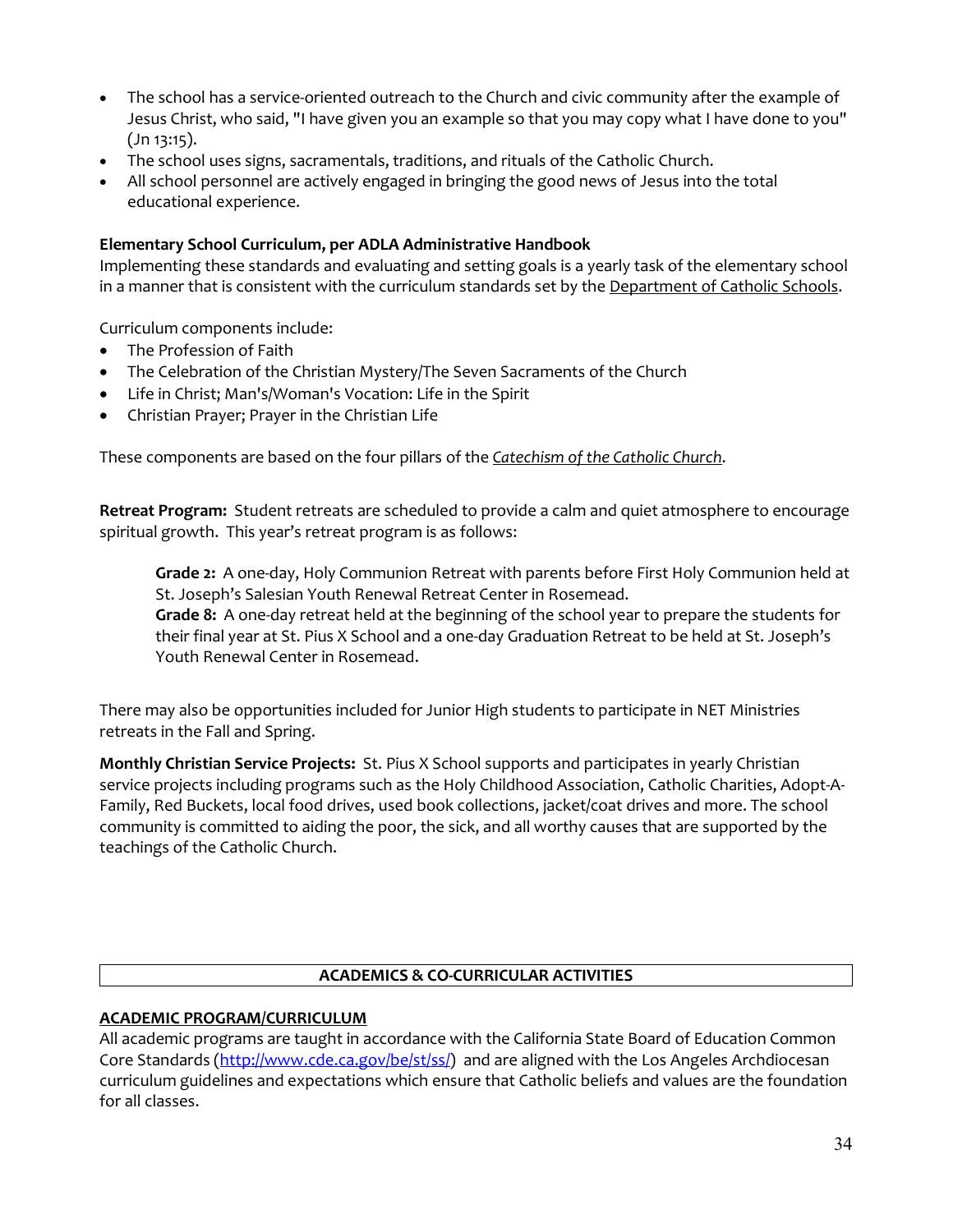- The school has a service-oriented outreach to the Church and civic community after the example of Jesus Christ, who said, "I have given you an example so that you may copy what I have done to you" (Jn 13:15).
- The school uses signs, sacramentals, traditions, and rituals of the Catholic Church.
- All school personnel are actively engaged in bringing the good news of Jesus into the total educational experience.

**Elementary School Curriculum, per ADLA Administrative Handbook**
Implementing these standards and evaluating and setting goals is a yearly task of the elementary school in a manner that is consistent with the curriculum standards set by the Department of Catholic Schools.

Curriculum components include:

- The Profession of Faith
- The Celebration of the Christian Mystery/The Seven Sacraments of the Church
- Life in Christ; Man's/Woman's Vocation: Life in the Spirit
- Christian Prayer; Prayer in the Christian Life

These components are based on the four pillars of the *Catechism of the Catholic Church*.

**Retreat Program:** Student retreats are scheduled to provide a calm and quiet atmosphere to encourage spiritual growth. This year's retreat program is as follows:

> **Grade 2:** A one-day, Holy Communion Retreat with parents before First Holy Communion held at St. Joseph's Salesian Youth Renewal Retreat Center in Rosemead.
> **Grade 8:** A one-day retreat held at the beginning of the school year to prepare the students for their final year at St. Pius X School and a one-day Graduation Retreat to be held at St. Joseph's Youth Renewal Center in Rosemead.

There may also be opportunities included for Junior High students to participate in NET Ministries retreats in the Fall and Spring.

**Monthly Christian Service Projects:** St. Pius X School supports and participates in yearly Christian service projects including programs such as the Holy Childhood Association, Catholic Charities, Adopt-A-Family, Red Buckets, local food drives, used book collections, jacket/coat drives and more. The school community is committed to aiding the poor, the sick, and all worthy causes that are supported by the teachings of the Catholic Church.

## ACADEMICS & CO-CURRICULAR ACTIVITIES

### ACADEMIC PROGRAM/CURRICULUM

All academic programs are taught in accordance with the California State Board of Education Common Core Standards (http://www.cde.ca.gov/be/st/ss/) and are aligned with the Los Angeles Archdiocesan curriculum guidelines and expectations which ensure that Catholic beliefs and values are the foundation for all classes.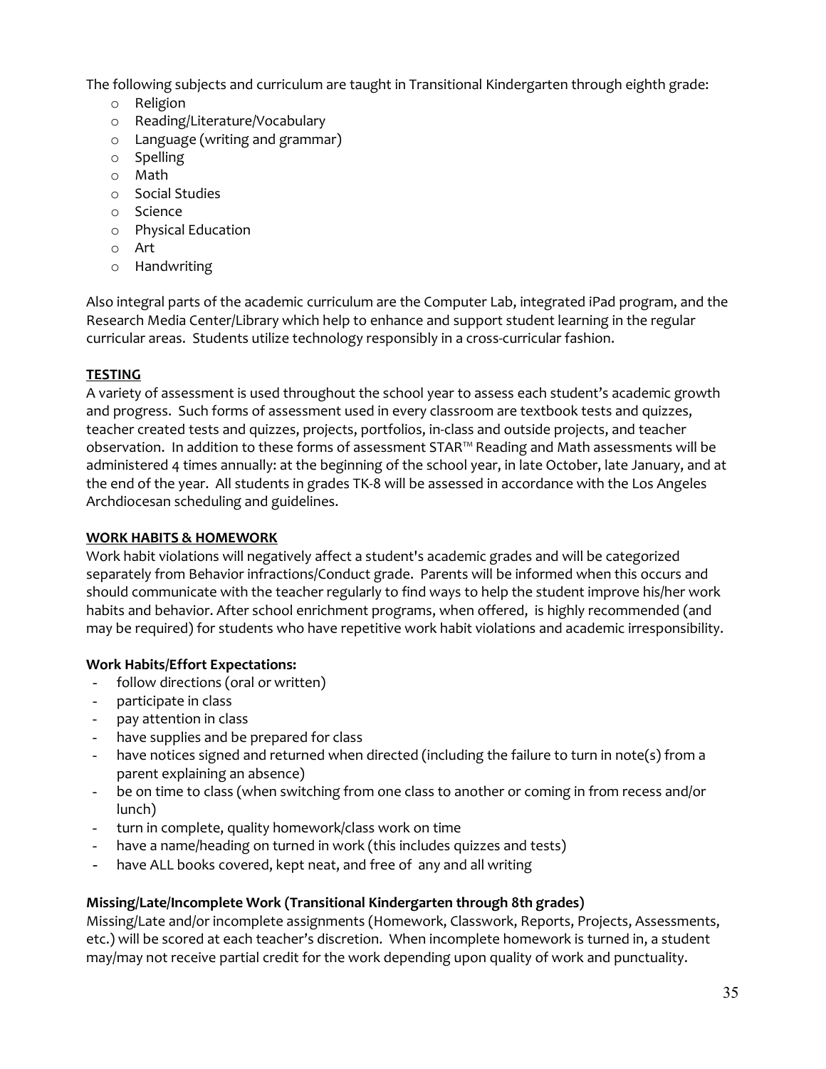The following subjects and curriculum are taught in Transitional Kindergarten through eighth grade:

- Religion
- Reading/Literature/Vocabulary
- Language (writing and grammar)
- Spelling
- Math
- Social Studies
- Science
- Physical Education
- Art
- Handwriting

Also integral parts of the academic curriculum are the Computer Lab, integrated iPad program, and the Research Media Center/Library which help to enhance and support student learning in the regular curricular areas. Students utilize technology responsibly in a cross-curricular fashion.

**TESTING**

A variety of assessment is used throughout the school year to assess each student's academic growth and progress. Such forms of assessment used in every classroom are textbook tests and quizzes, teacher created tests and quizzes, projects, portfolios, in-class and outside projects, and teacher observation. In addition to these forms of assessment STAR™ Reading and Math assessments will be administered 4 times annually: at the beginning of the school year, in late October, late January, and at the end of the year. All students in grades TK-8 will be assessed in accordance with the Los Angeles Archdiocesan scheduling and guidelines.

**WORK HABITS & HOMEWORK**

Work habit violations will negatively affect a student's academic grades and will be categorized separately from Behavior infractions/Conduct grade. Parents will be informed when this occurs and should communicate with the teacher regularly to find ways to help the student improve his/her work habits and behavior. After school enrichment programs, when offered, is highly recommended (and may be required) for students who have repetitive work habit violations and academic irresponsibility.

**Work Habits/Effort Expectations:**

- follow directions (oral or written)
- participate in class
- pay attention in class
- have supplies and be prepared for class
- have notices signed and returned when directed (including the failure to turn in note(s) from a parent explaining an absence)
- be on time to class (when switching from one class to another or coming in from recess and/or lunch)
- turn in complete, quality homework/class work on time
- have a name/heading on turned in work (this includes quizzes and tests)
- have ALL books covered, kept neat, and free of any and all writing

**Missing/Late/Incomplete Work (Transitional Kindergarten through 8th grades)**

Missing/Late and/or incomplete assignments (Homework, Classwork, Reports, Projects, Assessments, etc.) will be scored at each teacher's discretion. When incomplete homework is turned in, a student may/may not receive partial credit for the work depending upon quality of work and punctuality.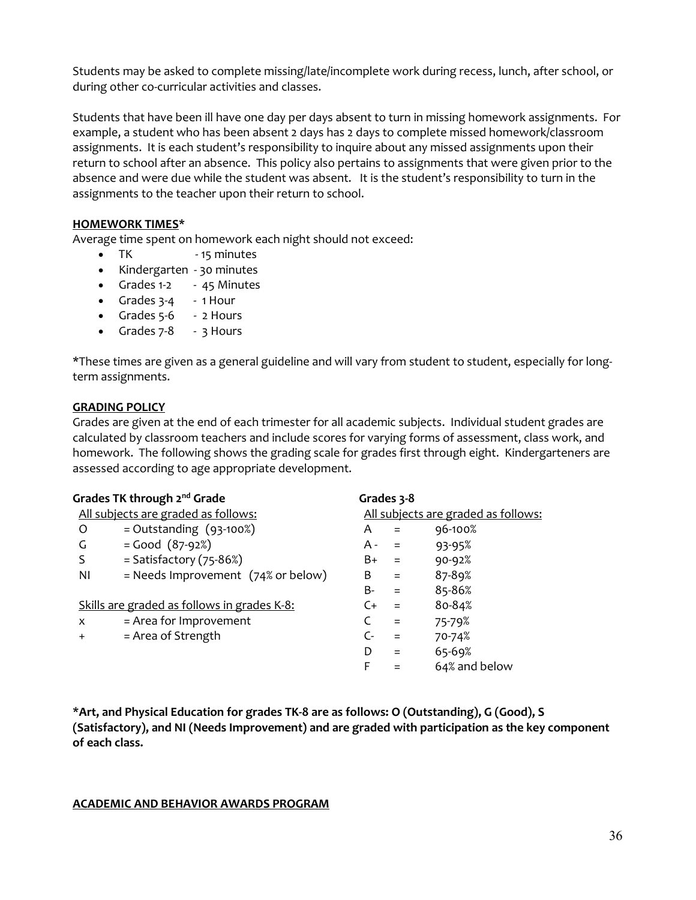Students may be asked to complete missing/late/incomplete work during recess, lunch, after school, or during other co-curricular activities and classes.

Students that have been ill have one day per days absent to turn in missing homework assignments. For example, a student who has been absent 2 days has 2 days to complete missed homework/classroom assignments. It is each student's responsibility to inquire about any missed assignments upon their return to school after an absence. This policy also pertains to assignments that were given prior to the absence and were due while the student was absent. It is the student's responsibility to turn in the assignments to the teacher upon their return to school.

## HOMEWORK TIMES*

Average time spent on homework each night should not exceed:

- TK - 15 minutes
- Kindergarten - 30 minutes
- Grades 1-2 - 45 Minutes
- Grades 3-4 - 1 Hour
- Grades 5-6 - 2 Hours
- Grades 7-8 - 3 Hours

*These times are given as a general guideline and will vary from student to student, especially for long-term assignments.

## GRADING POLICY

Grades are given at the end of each trimester for all academic subjects. Individual student grades are calculated by classroom teachers and include scores for varying forms of assessment, class work, and homework. The following shows the grading scale for grades first through eight. Kindergarteners are assessed according to age appropriate development.

**Grades TK through 2nd Grade**

All subjects are graded as follows:

| | |
|---|---|
| O | = Outstanding (93-100%) |
| G | = Good (87-92%) |
| S | = Satisfactory (75-86%) |
| NI | = Needs Improvement (74% or below) |

Skills are graded as follows in grades K-8:

| | |
|---|---|
| x | = Area for Improvement |
| + | = Area of Strength |

**Grades 3-8**

All subjects are graded as follows:

| | | |
|---|---|---|
| A | = | 96-100% |
| A - | = | 93-95% |
| B+ | = | 90-92% |
| B | = | 87-89% |
| B- | = | 85-86% |
| C+ | = | 80-84% |
| C | = | 75-79% |
| C- | = | 70-74% |
| D | = | 65-69% |
| F | = | 64% and below |

**\*Art, and Physical Education for grades TK-8 are as follows: O (Outstanding), G (Good), S (Satisfactory), and NI (Needs Improvement) and are graded with participation as the key component of each class.**

## ACADEMIC AND BEHAVIOR AWARDS PROGRAM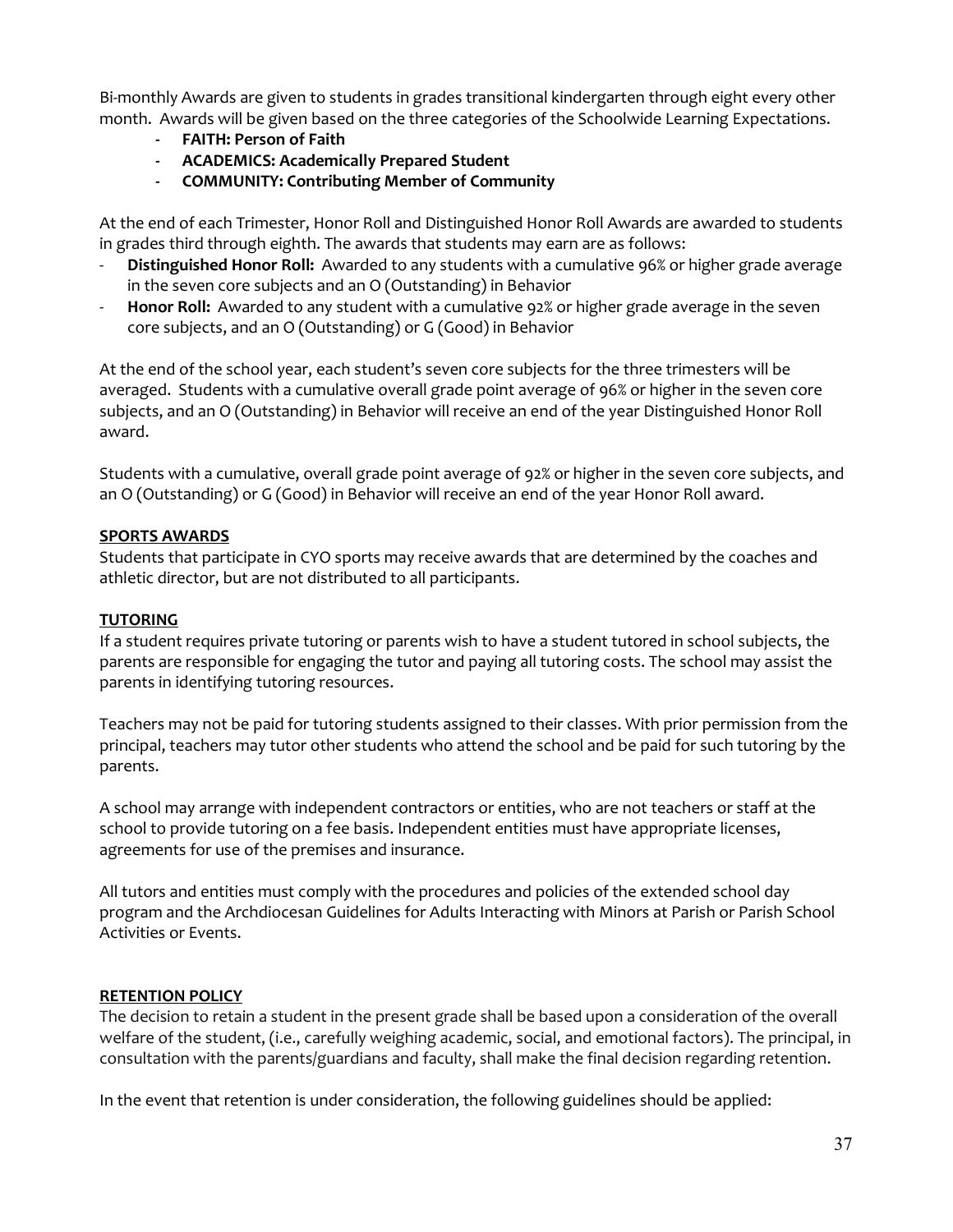Bi-monthly Awards are given to students in grades transitional kindergarten through eight every other month. Awards will be given based on the three categories of the Schoolwide Learning Expectations.

- **FAITH: Person of Faith**
- **ACADEMICS: Academically Prepared Student**
- **COMMUNITY: Contributing Member of Community**

At the end of each Trimester, Honor Roll and Distinguished Honor Roll Awards are awarded to students in grades third through eighth. The awards that students may earn are as follows:

- **Distinguished Honor Roll:** Awarded to any students with a cumulative 96% or higher grade average in the seven core subjects and an O (Outstanding) in Behavior
- **Honor Roll:** Awarded to any student with a cumulative 92% or higher grade average in the seven core subjects, and an O (Outstanding) or G (Good) in Behavior

At the end of the school year, each student's seven core subjects for the three trimesters will be averaged. Students with a cumulative overall grade point average of 96% or higher in the seven core subjects, and an O (Outstanding) in Behavior will receive an end of the year Distinguished Honor Roll award.

Students with a cumulative, overall grade point average of 92% or higher in the seven core subjects, and an O (Outstanding) or G (Good) in Behavior will receive an end of the year Honor Roll award.

## SPORTS AWARDS

Students that participate in CYO sports may receive awards that are determined by the coaches and athletic director, but are not distributed to all participants.

## TUTORING

If a student requires private tutoring or parents wish to have a student tutored in school subjects, the parents are responsible for engaging the tutor and paying all tutoring costs. The school may assist the parents in identifying tutoring resources.

Teachers may not be paid for tutoring students assigned to their classes. With prior permission from the principal, teachers may tutor other students who attend the school and be paid for such tutoring by the parents.

A school may arrange with independent contractors or entities, who are not teachers or staff at the school to provide tutoring on a fee basis. Independent entities must have appropriate licenses, agreements for use of the premises and insurance.

All tutors and entities must comply with the procedures and policies of the extended school day program and the Archdiocesan Guidelines for Adults Interacting with Minors at Parish or Parish School Activities or Events.

## RETENTION POLICY

The decision to retain a student in the present grade shall be based upon a consideration of the overall welfare of the student, (i.e., carefully weighing academic, social, and emotional factors). The principal, in consultation with the parents/guardians and faculty, shall make the final decision regarding retention.

In the event that retention is under consideration, the following guidelines should be applied: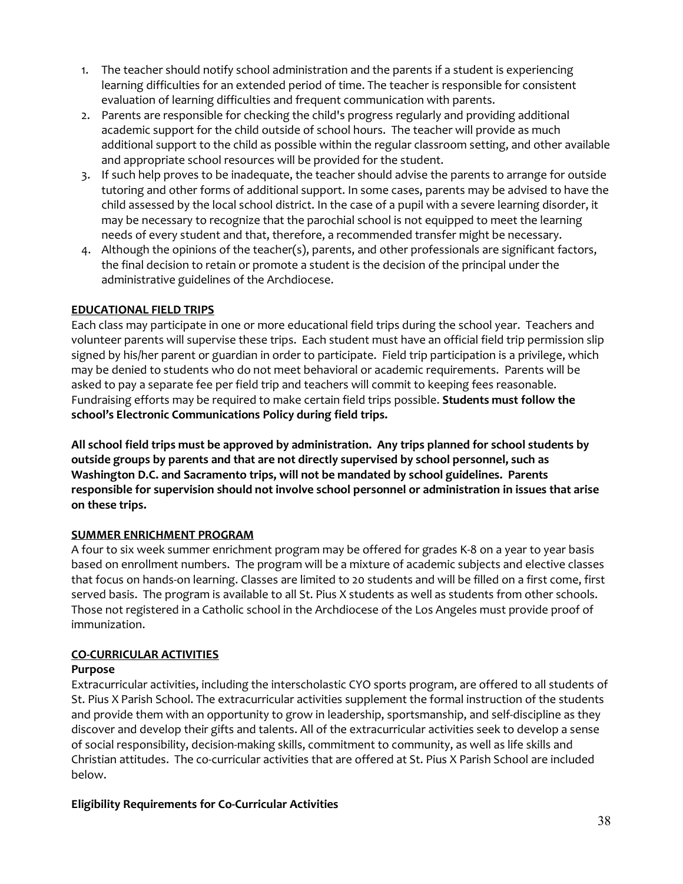1. The teacher should notify school administration and the parents if a student is experiencing learning difficulties for an extended period of time. The teacher is responsible for consistent evaluation of learning difficulties and frequent communication with parents.
2. Parents are responsible for checking the child's progress regularly and providing additional academic support for the child outside of school hours. The teacher will provide as much additional support to the child as possible within the regular classroom setting, and other available and appropriate school resources will be provided for the student.
3. If such help proves to be inadequate, the teacher should advise the parents to arrange for outside tutoring and other forms of additional support. In some cases, parents may be advised to have the child assessed by the local school district. In the case of a pupil with a severe learning disorder, it may be necessary to recognize that the parochial school is not equipped to meet the learning needs of every student and that, therefore, a recommended transfer might be necessary.
4. Although the opinions of the teacher(s), parents, and other professionals are significant factors, the final decision to retain or promote a student is the decision of the principal under the administrative guidelines of the Archdiocese.

## EDUCATIONAL FIELD TRIPS

Each class may participate in one or more educational field trips during the school year. Teachers and volunteer parents will supervise these trips. Each student must have an official field trip permission slip signed by his/her parent or guardian in order to participate. Field trip participation is a privilege, which may be denied to students who do not meet behavioral or academic requirements. Parents will be asked to pay a separate fee per field trip and teachers will commit to keeping fees reasonable. Fundraising efforts may be required to make certain field trips possible. **Students must follow the school's Electronic Communications Policy during field trips.**

**All school field trips must be approved by administration. Any trips planned for school students by outside groups by parents and that are not directly supervised by school personnel, such as Washington D.C. and Sacramento trips, will not be mandated by school guidelines. Parents responsible for supervision should not involve school personnel or administration in issues that arise on these trips.**

## SUMMER ENRICHMENT PROGRAM

A four to six week summer enrichment program may be offered for grades K-8 on a year to year basis based on enrollment numbers. The program will be a mixture of academic subjects and elective classes that focus on hands-on learning. Classes are limited to 20 students and will be filled on a first come, first served basis. The program is available to all St. Pius X students as well as students from other schools. Those not registered in a Catholic school in the Archdiocese of the Los Angeles must provide proof of immunization.

## CO-CURRICULAR ACTIVITIES

### Purpose

Extracurricular activities, including the interscholastic CYO sports program, are offered to all students of St. Pius X Parish School. The extracurricular activities supplement the formal instruction of the students and provide them with an opportunity to grow in leadership, sportsmanship, and self-discipline as they discover and develop their gifts and talents. All of the extracurricular activities seek to develop a sense of social responsibility, decision-making skills, commitment to community, as well as life skills and Christian attitudes. The co-curricular activities that are offered at St. Pius X Parish School are included below.

### Eligibility Requirements for Co-Curricular Activities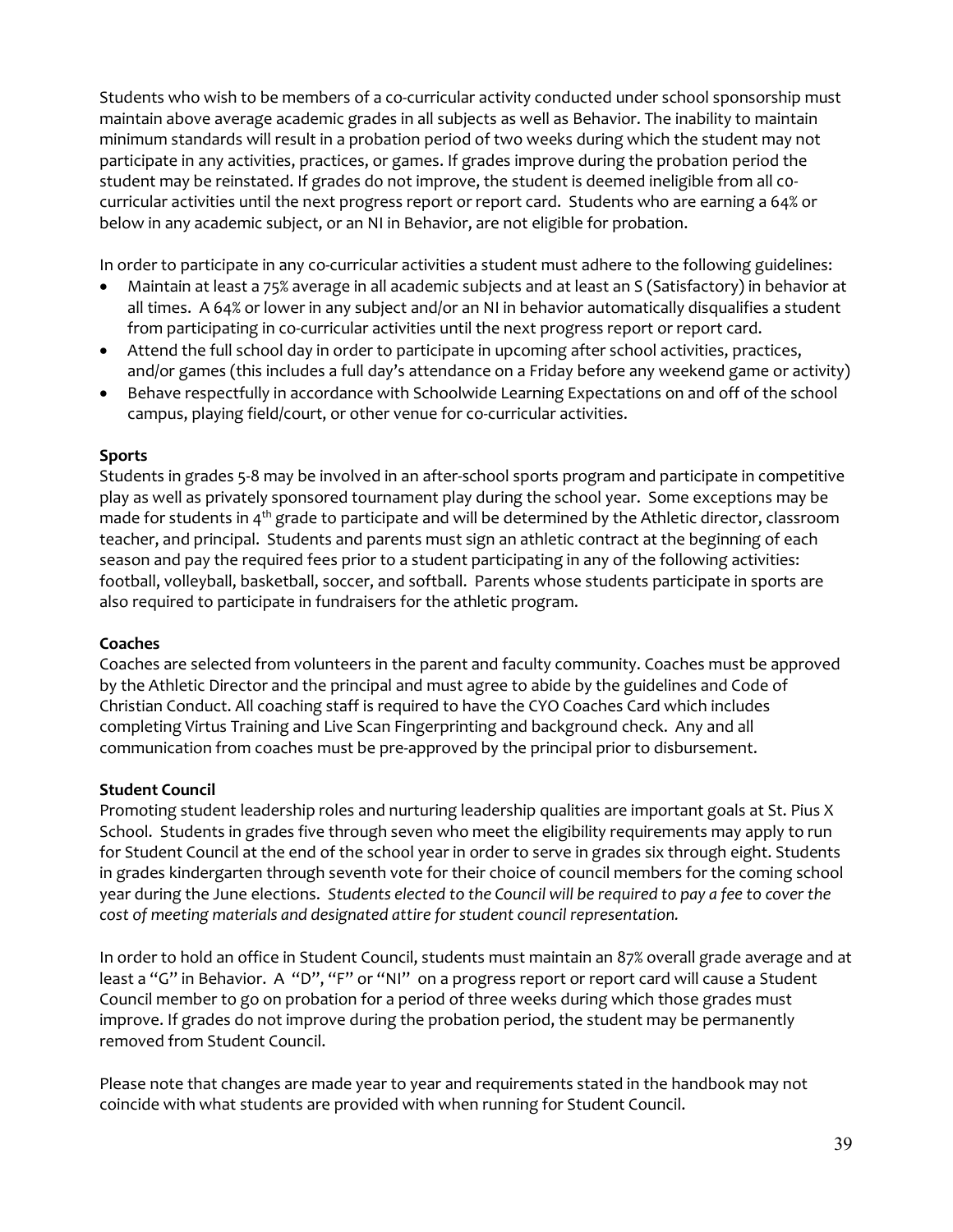Students who wish to be members of a co-curricular activity conducted under school sponsorship must maintain above average academic grades in all subjects as well as Behavior. The inability to maintain minimum standards will result in a probation period of two weeks during which the student may not participate in any activities, practices, or games. If grades improve during the probation period the student may be reinstated. If grades do not improve, the student is deemed ineligible from all co-curricular activities until the next progress report or report card. Students who are earning a 64% or below in any academic subject, or an NI in Behavior, are not eligible for probation.

In order to participate in any co-curricular activities a student must adhere to the following guidelines:

- Maintain at least a 75% average in all academic subjects and at least an S (Satisfactory) in behavior at all times. A 64% or lower in any subject and/or an NI in behavior automatically disqualifies a student from participating in co-curricular activities until the next progress report or report card.
- Attend the full school day in order to participate in upcoming after school activities, practices, and/or games (this includes a full day's attendance on a Friday before any weekend game or activity)
- Behave respectfully in accordance with Schoolwide Learning Expectations on and off of the school campus, playing field/court, or other venue for co-curricular activities.

**Sports**

Students in grades 5-8 may be involved in an after-school sports program and participate in competitive play as well as privately sponsored tournament play during the school year. Some exceptions may be made for students in 4th grade to participate and will be determined by the Athletic director, classroom teacher, and principal. Students and parents must sign an athletic contract at the beginning of each season and pay the required fees prior to a student participating in any of the following activities: football, volleyball, basketball, soccer, and softball. Parents whose students participate in sports are also required to participate in fundraisers for the athletic program.

**Coaches**

Coaches are selected from volunteers in the parent and faculty community. Coaches must be approved by the Athletic Director and the principal and must agree to abide by the guidelines and Code of Christian Conduct. All coaching staff is required to have the CYO Coaches Card which includes completing Virtus Training and Live Scan Fingerprinting and background check. Any and all communication from coaches must be pre-approved by the principal prior to disbursement.

**Student Council**

Promoting student leadership roles and nurturing leadership qualities are important goals at St. Pius X School. Students in grades five through seven who meet the eligibility requirements may apply to run for Student Council at the end of the school year in order to serve in grades six through eight. Students in grades kindergarten through seventh vote for their choice of council members for the coming school year during the June elections. *Students elected to the Council will be required to pay a fee to cover the cost of meeting materials and designated attire for student council representation.*

In order to hold an office in Student Council, students must maintain an 87% overall grade average and at least a "G" in Behavior. A "D", "F" or "NI" on a progress report or report card will cause a Student Council member to go on probation for a period of three weeks during which those grades must improve. If grades do not improve during the probation period, the student may be permanently removed from Student Council.

Please note that changes are made year to year and requirements stated in the handbook may not coincide with what students are provided with when running for Student Council.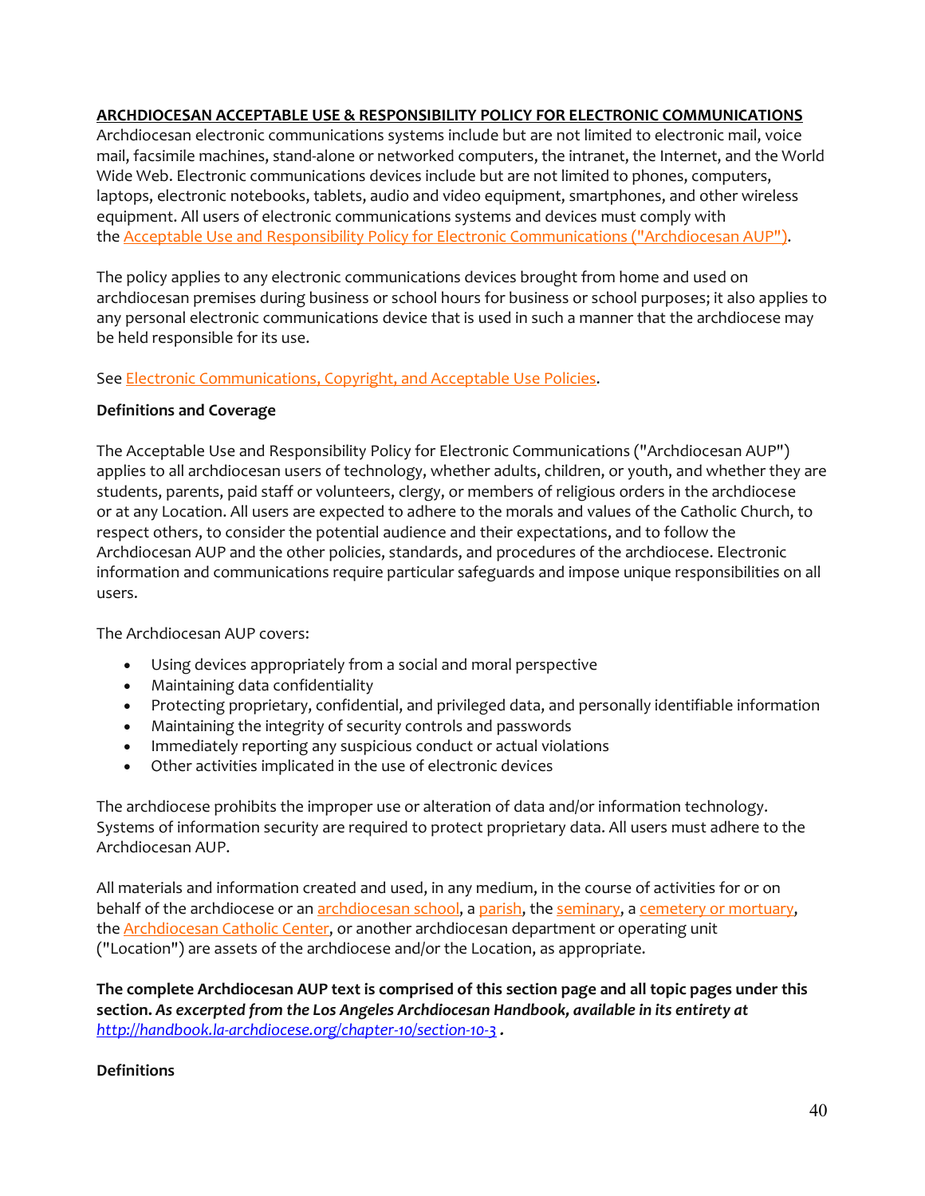## ARCHDIOCESAN ACCEPTABLE USE & RESPONSIBILITY POLICY FOR ELECTRONIC COMMUNICATIONS

Archdiocesan electronic communications systems include but are not limited to electronic mail, voice mail, facsimile machines, stand-alone or networked computers, the intranet, the Internet, and the World Wide Web. Electronic communications devices include but are not limited to phones, computers, laptops, electronic notebooks, tablets, audio and video equipment, smartphones, and other wireless equipment. All users of electronic communications systems and devices must comply with the Acceptable Use and Responsibility Policy for Electronic Communications ("Archdiocesan AUP").

The policy applies to any electronic communications devices brought from home and used on archdiocesan premises during business or school hours for business or school purposes; it also applies to any personal electronic communications device that is used in such a manner that the archdiocese may be held responsible for its use.

See Electronic Communications, Copyright, and Acceptable Use Policies.

**Definitions and Coverage**

The Acceptable Use and Responsibility Policy for Electronic Communications ("Archdiocesan AUP") applies to all archdiocesan users of technology, whether adults, children, or youth, and whether they are students, parents, paid staff or volunteers, clergy, or members of religious orders in the archdiocese or at any Location. All users are expected to adhere to the morals and values of the Catholic Church, to respect others, to consider the potential audience and their expectations, and to follow the Archdiocesan AUP and the other policies, standards, and procedures of the archdiocese. Electronic information and communications require particular safeguards and impose unique responsibilities on all users.

The Archdiocesan AUP covers:

- Using devices appropriately from a social and moral perspective
- Maintaining data confidentiality
- Protecting proprietary, confidential, and privileged data, and personally identifiable information
- Maintaining the integrity of security controls and passwords
- Immediately reporting any suspicious conduct or actual violations
- Other activities implicated in the use of electronic devices

The archdiocese prohibits the improper use or alteration of data and/or information technology. Systems of information security are required to protect proprietary data. All users must adhere to the Archdiocesan AUP.

All materials and information created and used, in any medium, in the course of activities for or on behalf of the archdiocese or an archdiocesan school, a parish, the seminary, a cemetery or mortuary, the Archdiocesan Catholic Center, or another archdiocesan department or operating unit ("Location") are assets of the archdiocese and/or the Location, as appropriate.

**The complete Archdiocesan AUP text is comprised of this section page and all topic pages under this section.** ***As excerpted from the Los Angeles Archdiocesan Handbook, available in its entirety at http://handbook.la-archdiocese.org/chapter-10/section-10-3 .***

**Definitions**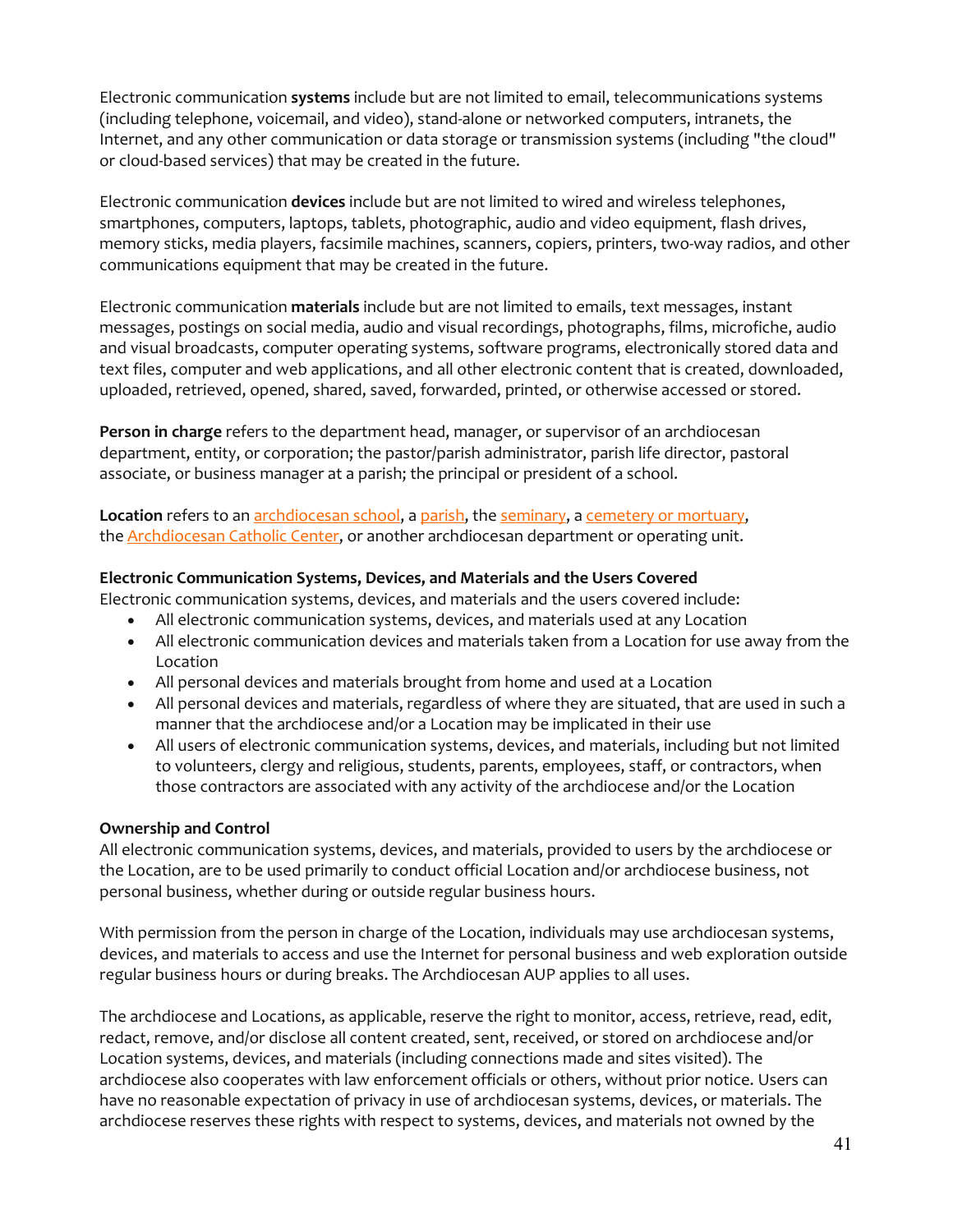Electronic communication **systems** include but are not limited to email, telecommunications systems (including telephone, voicemail, and video), stand-alone or networked computers, intranets, the Internet, and any other communication or data storage or transmission systems (including "the cloud" or cloud-based services) that may be created in the future.

Electronic communication **devices** include but are not limited to wired and wireless telephones, smartphones, computers, laptops, tablets, photographic, audio and video equipment, flash drives, memory sticks, media players, facsimile machines, scanners, copiers, printers, two-way radios, and other communications equipment that may be created in the future.

Electronic communication **materials** include but are not limited to emails, text messages, instant messages, postings on social media, audio and visual recordings, photographs, films, microfiche, audio and visual broadcasts, computer operating systems, software programs, electronically stored data and text files, computer and web applications, and all other electronic content that is created, downloaded, uploaded, retrieved, opened, shared, saved, forwarded, printed, or otherwise accessed or stored.

**Person in charge** refers to the department head, manager, or supervisor of an archdiocesan department, entity, or corporation; the pastor/parish administrator, parish life director, pastoral associate, or business manager at a parish; the principal or president of a school.

**Location** refers to an archdiocesan school, a parish, the seminary, a cemetery or mortuary, the Archdiocesan Catholic Center, or another archdiocesan department or operating unit.

**Electronic Communication Systems, Devices, and Materials and the Users Covered**
Electronic communication systems, devices, and materials and the users covered include:

- All electronic communication systems, devices, and materials used at any Location
- All electronic communication devices and materials taken from a Location for use away from the Location
- All personal devices and materials brought from home and used at a Location
- All personal devices and materials, regardless of where they are situated, that are used in such a manner that the archdiocese and/or a Location may be implicated in their use
- All users of electronic communication systems, devices, and materials, including but not limited to volunteers, clergy and religious, students, parents, employees, staff, or contractors, when those contractors are associated with any activity of the archdiocese and/or the Location

**Ownership and Control**
All electronic communication systems, devices, and materials, provided to users by the archdiocese or the Location, are to be used primarily to conduct official Location and/or archdiocese business, not personal business, whether during or outside regular business hours.

With permission from the person in charge of the Location, individuals may use archdiocesan systems, devices, and materials to access and use the Internet for personal business and web exploration outside regular business hours or during breaks. The Archdiocesan AUP applies to all uses.

The archdiocese and Locations, as applicable, reserve the right to monitor, access, retrieve, read, edit, redact, remove, and/or disclose all content created, sent, received, or stored on archdiocese and/or Location systems, devices, and materials (including connections made and sites visited). The archdiocese also cooperates with law enforcement officials or others, without prior notice. Users can have no reasonable expectation of privacy in use of archdiocesan systems, devices, or materials. The archdiocese reserves these rights with respect to systems, devices, and materials not owned by the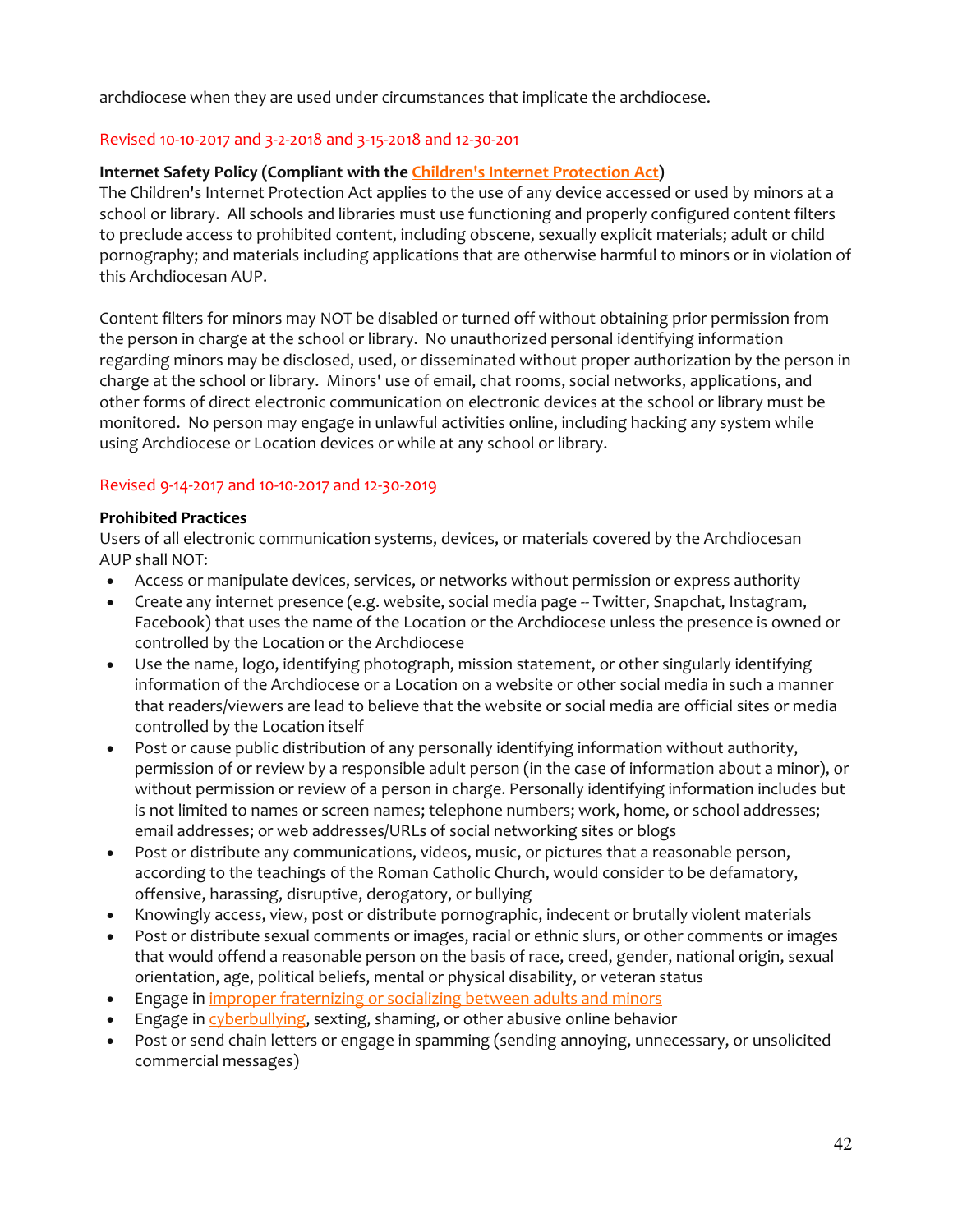archdiocese when they are used under circumstances that implicate the archdiocese.

Revised 10-10-2017 and 3-2-2018 and 3-15-2018 and 12-30-201

**Internet Safety Policy (Compliant with the Children's Internet Protection Act)**
The Children's Internet Protection Act applies to the use of any device accessed or used by minors at a school or library. All schools and libraries must use functioning and properly configured content filters to preclude access to prohibited content, including obscene, sexually explicit materials; adult or child pornography; and materials including applications that are otherwise harmful to minors or in violation of this Archdiocesan AUP.

Content filters for minors may NOT be disabled or turned off without obtaining prior permission from the person in charge at the school or library. No unauthorized personal identifying information regarding minors may be disclosed, used, or disseminated without proper authorization by the person in charge at the school or library. Minors' use of email, chat rooms, social networks, applications, and other forms of direct electronic communication on electronic devices at the school or library must be monitored. No person may engage in unlawful activities online, including hacking any system while using Archdiocese or Location devices or while at any school or library.

Revised 9-14-2017 and 10-10-2017 and 12-30-2019

**Prohibited Practices**
Users of all electronic communication systems, devices, or materials covered by the Archdiocesan AUP shall NOT:

- Access or manipulate devices, services, or networks without permission or express authority
- Create any internet presence (e.g. website, social media page -- Twitter, Snapchat, Instagram, Facebook) that uses the name of the Location or the Archdiocese unless the presence is owned or controlled by the Location or the Archdiocese
- Use the name, logo, identifying photograph, mission statement, or other singularly identifying information of the Archdiocese or a Location on a website or other social media in such a manner that readers/viewers are lead to believe that the website or social media are official sites or media controlled by the Location itself
- Post or cause public distribution of any personally identifying information without authority, permission of or review by a responsible adult person (in the case of information about a minor), or without permission or review of a person in charge. Personally identifying information includes but is not limited to names or screen names; telephone numbers; work, home, or school addresses; email addresses; or web addresses/URLs of social networking sites or blogs
- Post or distribute any communications, videos, music, or pictures that a reasonable person, according to the teachings of the Roman Catholic Church, would consider to be defamatory, offensive, harassing, disruptive, derogatory, or bullying
- Knowingly access, view, post or distribute pornographic, indecent or brutally violent materials
- Post or distribute sexual comments or images, racial or ethnic slurs, or other comments or images that would offend a reasonable person on the basis of race, creed, gender, national origin, sexual orientation, age, political beliefs, mental or physical disability, or veteran status
- Engage in improper fraternizing or socializing between adults and minors
- Engage in cyberbullying, sexting, shaming, or other abusive online behavior
- Post or send chain letters or engage in spamming (sending annoying, unnecessary, or unsolicited commercial messages)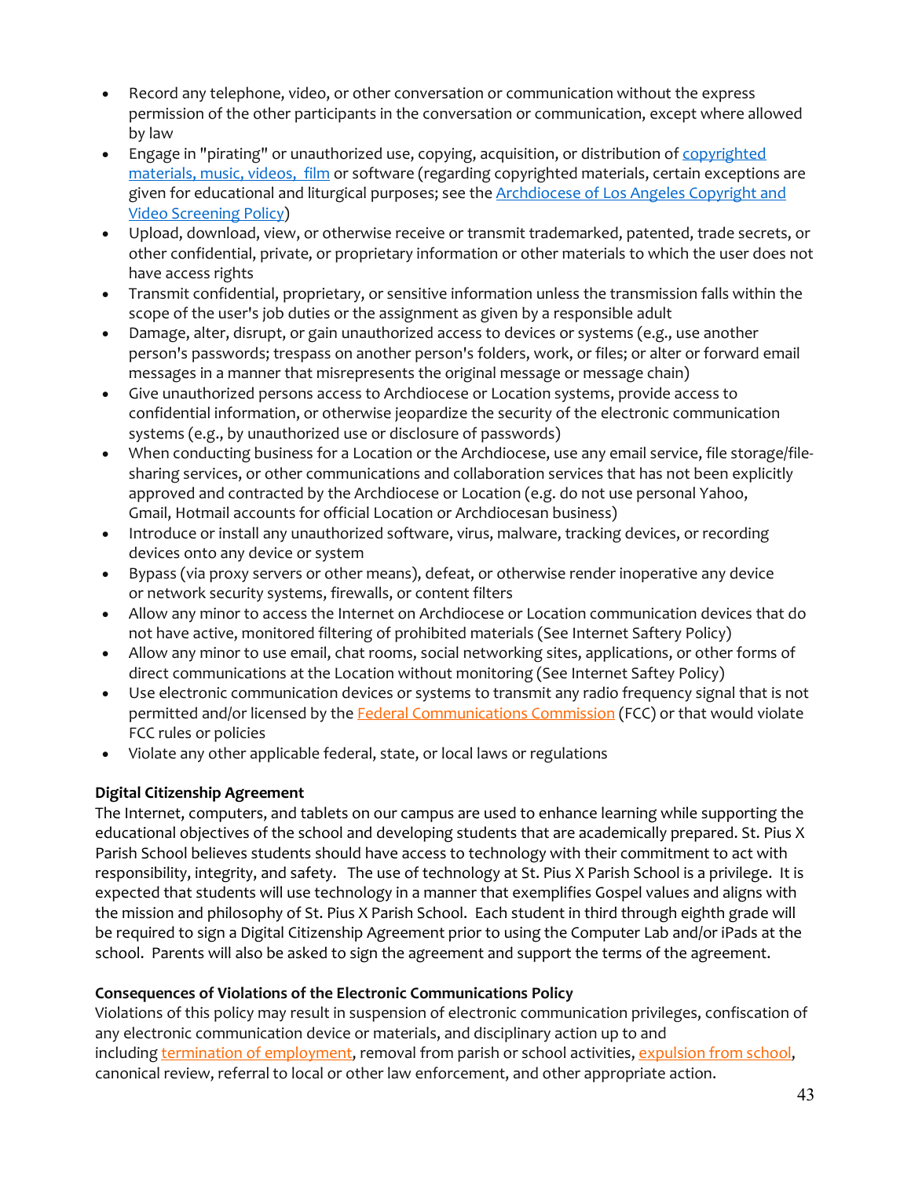- Record any telephone, video, or other conversation or communication without the express permission of the other participants in the conversation or communication, except where allowed by law
- Engage in "pirating" or unauthorized use, copying, acquisition, or distribution of copyrighted materials, music, videos, film or software (regarding copyrighted materials, certain exceptions are given for educational and liturgical purposes; see the Archdiocese of Los Angeles Copyright and Video Screening Policy)
- Upload, download, view, or otherwise receive or transmit trademarked, patented, trade secrets, or other confidential, private, or proprietary information or other materials to which the user does not have access rights
- Transmit confidential, proprietary, or sensitive information unless the transmission falls within the scope of the user's job duties or the assignment as given by a responsible adult
- Damage, alter, disrupt, or gain unauthorized access to devices or systems (e.g., use another person's passwords; trespass on another person's folders, work, or files; or alter or forward email messages in a manner that misrepresents the original message or message chain)
- Give unauthorized persons access to Archdiocese or Location systems, provide access to confidential information, or otherwise jeopardize the security of the electronic communication systems (e.g., by unauthorized use or disclosure of passwords)
- When conducting business for a Location or the Archdiocese, use any email service, file storage/file-sharing services, or other communications and collaboration services that has not been explicitly approved and contracted by the Archdiocese or Location (e.g. do not use personal Yahoo, Gmail, Hotmail accounts for official Location or Archdiocesan business)
- Introduce or install any unauthorized software, virus, malware, tracking devices, or recording devices onto any device or system
- Bypass (via proxy servers or other means), defeat, or otherwise render inoperative any device or network security systems, firewalls, or content filters
- Allow any minor to access the Internet on Archdiocese or Location communication devices that do not have active, monitored filtering of prohibited materials (See Internet Saftery Policy)
- Allow any minor to use email, chat rooms, social networking sites, applications, or other forms of direct communications at the Location without monitoring (See Internet Saftey Policy)
- Use electronic communication devices or systems to transmit any radio frequency signal that is not permitted and/or licensed by the Federal Communications Commission (FCC) or that would violate FCC rules or policies
- Violate any other applicable federal, state, or local laws or regulations

**Digital Citizenship Agreement**

The Internet, computers, and tablets on our campus are used to enhance learning while supporting the educational objectives of the school and developing students that are academically prepared. St. Pius X Parish School believes students should have access to technology with their commitment to act with responsibility, integrity, and safety. The use of technology at St. Pius X Parish School is a privilege. It is expected that students will use technology in a manner that exemplifies Gospel values and aligns with the mission and philosophy of St. Pius X Parish School. Each student in third through eighth grade will be required to sign a Digital Citizenship Agreement prior to using the Computer Lab and/or iPads at the school. Parents will also be asked to sign the agreement and support the terms of the agreement.

**Consequences of Violations of the Electronic Communications Policy**

Violations of this policy may result in suspension of electronic communication privileges, confiscation of any electronic communication device or materials, and disciplinary action up to and including termination of employment, removal from parish or school activities, expulsion from school, canonical review, referral to local or other law enforcement, and other appropriate action.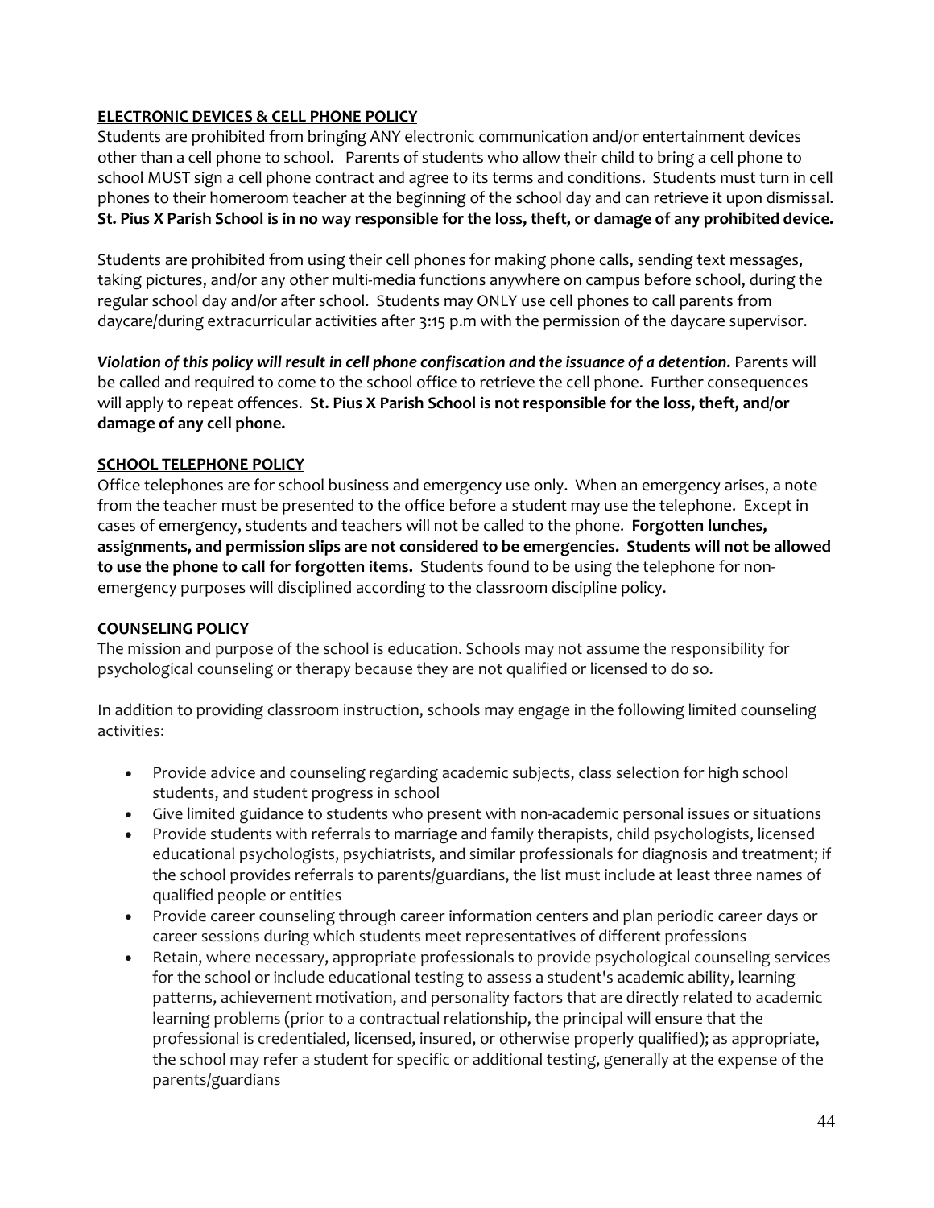## ELECTRONIC DEVICES & CELL PHONE POLICY

Students are prohibited from bringing ANY electronic communication and/or entertainment devices other than a cell phone to school. Parents of students who allow their child to bring a cell phone to school MUST sign a cell phone contract and agree to its terms and conditions. Students must turn in cell phones to their homeroom teacher at the beginning of the school day and can retrieve it upon dismissal. **St. Pius X Parish School is in no way responsible for the loss, theft, or damage of any prohibited device.**

Students are prohibited from using their cell phones for making phone calls, sending text messages, taking pictures, and/or any other multi-media functions anywhere on campus before school, during the regular school day and/or after school. Students may ONLY use cell phones to call parents from daycare/during extracurricular activities after 3:15 p.m with the permission of the daycare supervisor.

***Violation of this policy will result in cell phone confiscation and the issuance of a detention.*** Parents will be called and required to come to the school office to retrieve the cell phone. Further consequences will apply to repeat offences. **St. Pius X Parish School is not responsible for the loss, theft, and/or damage of any cell phone.**

## SCHOOL TELEPHONE POLICY

Office telephones are for school business and emergency use only. When an emergency arises, a note from the teacher must be presented to the office before a student may use the telephone. Except in cases of emergency, students and teachers will not be called to the phone. **Forgotten lunches, assignments, and permission slips are not considered to be emergencies. Students will not be allowed to use the phone to call for forgotten items.** Students found to be using the telephone for non-emergency purposes will disciplined according to the classroom discipline policy.

## COUNSELING POLICY

The mission and purpose of the school is education. Schools may not assume the responsibility for psychological counseling or therapy because they are not qualified or licensed to do so.

In addition to providing classroom instruction, schools may engage in the following limited counseling activities:

- Provide advice and counseling regarding academic subjects, class selection for high school students, and student progress in school
- Give limited guidance to students who present with non-academic personal issues or situations
- Provide students with referrals to marriage and family therapists, child psychologists, licensed educational psychologists, psychiatrists, and similar professionals for diagnosis and treatment; if the school provides referrals to parents/guardians, the list must include at least three names of qualified people or entities
- Provide career counseling through career information centers and plan periodic career days or career sessions during which students meet representatives of different professions
- Retain, where necessary, appropriate professionals to provide psychological counseling services for the school or include educational testing to assess a student's academic ability, learning patterns, achievement motivation, and personality factors that are directly related to academic learning problems (prior to a contractual relationship, the principal will ensure that the professional is credentialed, licensed, insured, or otherwise properly qualified); as appropriate, the school may refer a student for specific or additional testing, generally at the expense of the parents/guardians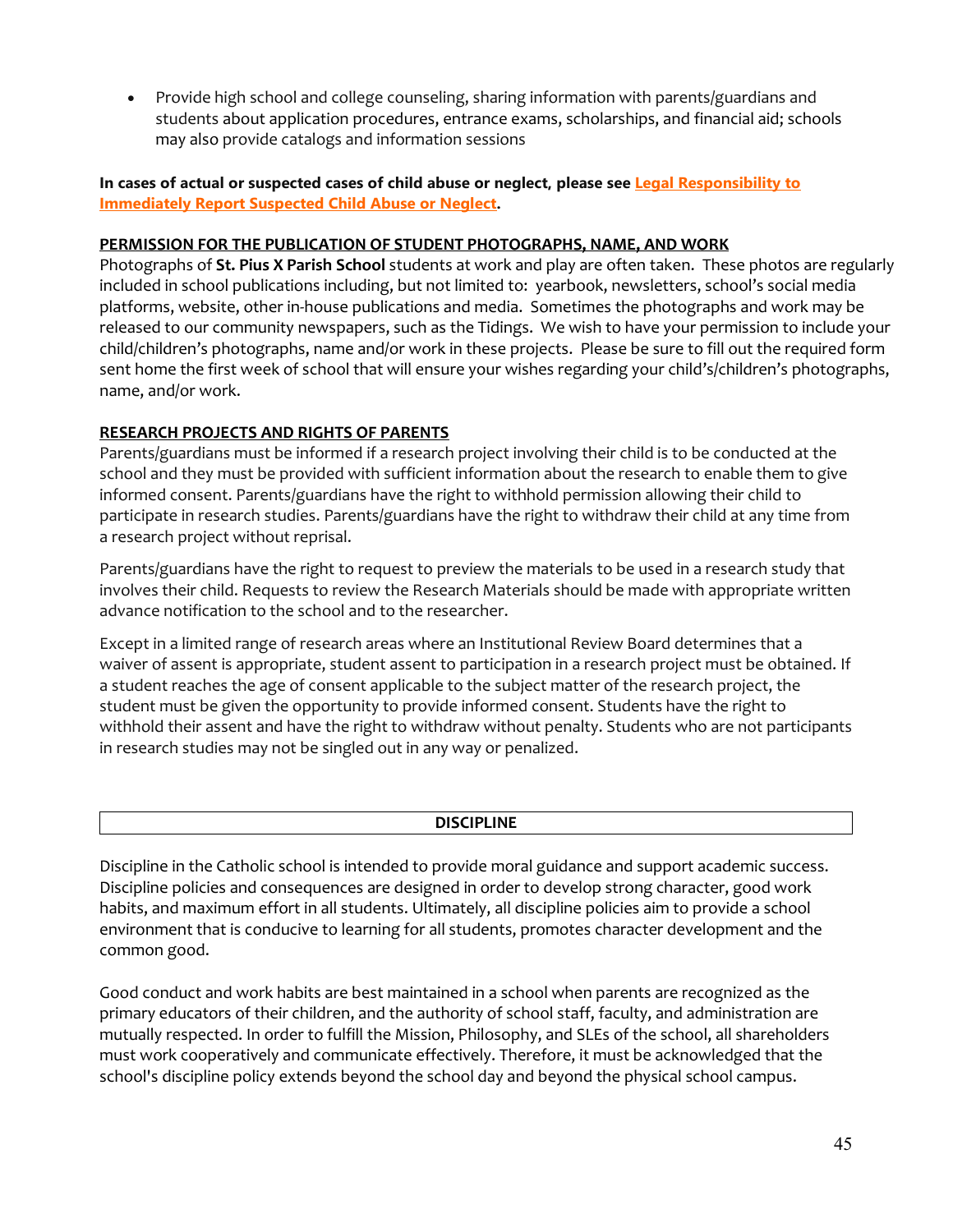- Provide high school and college counseling, sharing information with parents/guardians and students about application procedures, entrance exams, scholarships, and financial aid; schools may also provide catalogs and information sessions

**In cases of actual or suspected cases of child abuse or neglect, please see Legal Responsibility to Immediately Report Suspected Child Abuse or Neglect.**

**PERMISSION FOR THE PUBLICATION OF STUDENT PHOTOGRAPHS, NAME, AND WORK**

Photographs of **St. Pius X Parish School** students at work and play are often taken. These photos are regularly included in school publications including, but not limited to: yearbook, newsletters, school's social media platforms, website, other in-house publications and media. Sometimes the photographs and work may be released to our community newspapers, such as the Tidings. We wish to have your permission to include your child/children's photographs, name and/or work in these projects. Please be sure to fill out the required form sent home the first week of school that will ensure your wishes regarding your child's/children's photographs, name, and/or work.

**RESEARCH PROJECTS AND RIGHTS OF PARENTS**

Parents/guardians must be informed if a research project involving their child is to be conducted at the school and they must be provided with sufficient information about the research to enable them to give informed consent. Parents/guardians have the right to withhold permission allowing their child to participate in research studies. Parents/guardians have the right to withdraw their child at any time from a research project without reprisal.

Parents/guardians have the right to request to preview the materials to be used in a research study that involves their child. Requests to review the Research Materials should be made with appropriate written advance notification to the school and to the researcher.

Except in a limited range of research areas where an Institutional Review Board determines that a waiver of assent is appropriate, student assent to participation in a research project must be obtained. If a student reaches the age of consent applicable to the subject matter of the research project, the student must be given the opportunity to provide informed consent. Students have the right to withhold their assent and have the right to withdraw without penalty. Students who are not participants in research studies may not be singled out in any way or penalized.

## DISCIPLINE

Discipline in the Catholic school is intended to provide moral guidance and support academic success. Discipline policies and consequences are designed in order to develop strong character, good work habits, and maximum effort in all students. Ultimately, all discipline policies aim to provide a school environment that is conducive to learning for all students, promotes character development and the common good.

Good conduct and work habits are best maintained in a school when parents are recognized as the primary educators of their children, and the authority of school staff, faculty, and administration are mutually respected. In order to fulfill the Mission, Philosophy, and SLEs of the school, all shareholders must work cooperatively and communicate effectively. Therefore, it must be acknowledged that the school's discipline policy extends beyond the school day and beyond the physical school campus.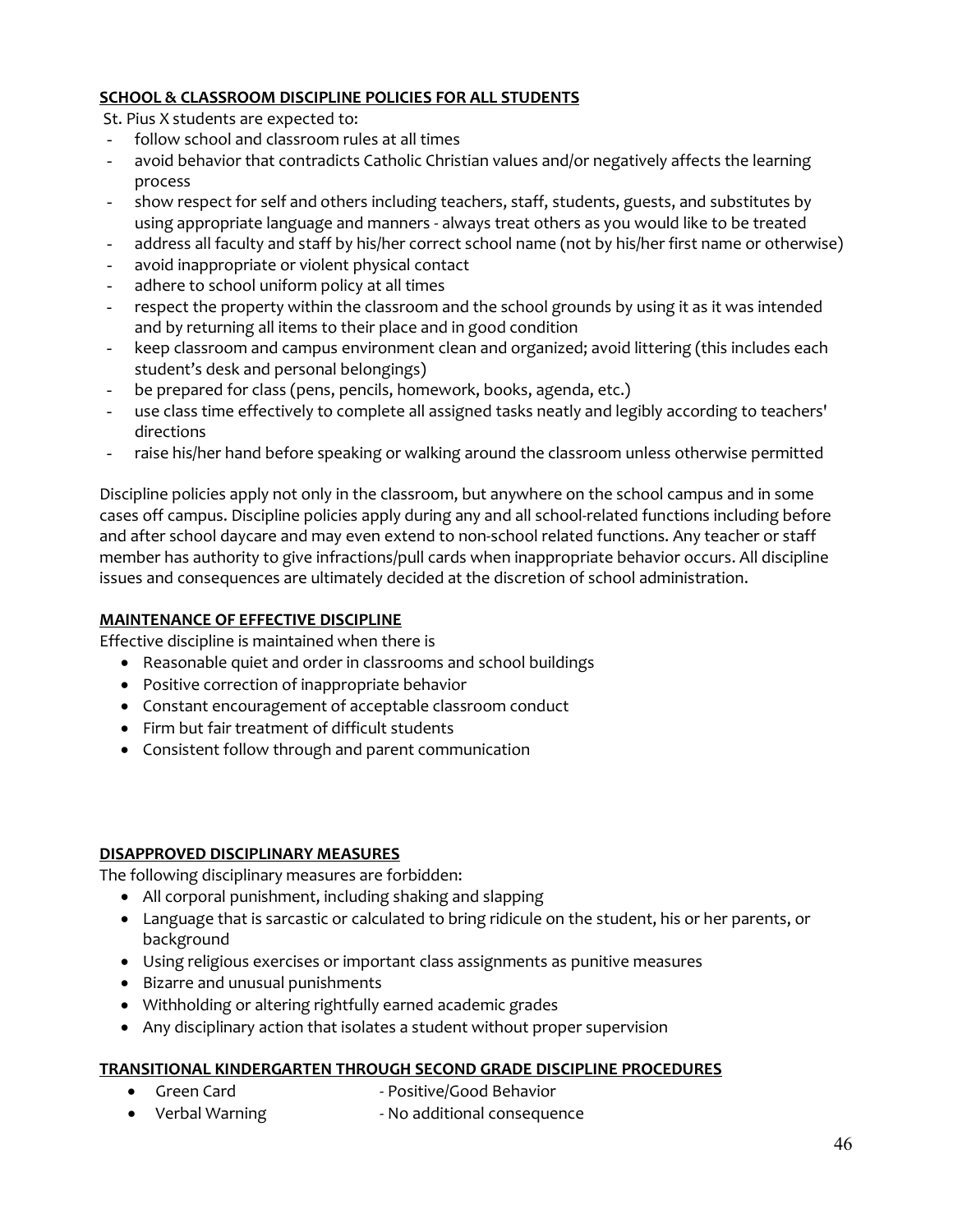## SCHOOL & CLASSROOM DISCIPLINE POLICIES FOR ALL STUDENTS

St. Pius X students are expected to:

- follow school and classroom rules at all times
- avoid behavior that contradicts Catholic Christian values and/or negatively affects the learning process
- show respect for self and others including teachers, staff, students, guests, and substitutes by using appropriate language and manners - always treat others as you would like to be treated
- address all faculty and staff by his/her correct school name (not by his/her first name or otherwise)
- avoid inappropriate or violent physical contact
- adhere to school uniform policy at all times
- respect the property within the classroom and the school grounds by using it as it was intended and by returning all items to their place and in good condition
- keep classroom and campus environment clean and organized; avoid littering (this includes each student's desk and personal belongings)
- be prepared for class (pens, pencils, homework, books, agenda, etc.)
- use class time effectively to complete all assigned tasks neatly and legibly according to teachers' directions
- raise his/her hand before speaking or walking around the classroom unless otherwise permitted

Discipline policies apply not only in the classroom, but anywhere on the school campus and in some cases off campus. Discipline policies apply during any and all school-related functions including before and after school daycare and may even extend to non-school related functions. Any teacher or staff member has authority to give infractions/pull cards when inappropriate behavior occurs. All discipline issues and consequences are ultimately decided at the discretion of school administration.

## MAINTENANCE OF EFFECTIVE DISCIPLINE

Effective discipline is maintained when there is

- Reasonable quiet and order in classrooms and school buildings
- Positive correction of inappropriate behavior
- Constant encouragement of acceptable classroom conduct
- Firm but fair treatment of difficult students
- Consistent follow through and parent communication

## DISAPPROVED DISCIPLINARY MEASURES

The following disciplinary measures are forbidden:

- All corporal punishment, including shaking and slapping
- Language that is sarcastic or calculated to bring ridicule on the student, his or her parents, or background
- Using religious exercises or important class assignments as punitive measures
- Bizarre and unusual punishments
- Withholding or altering rightfully earned academic grades
- Any disciplinary action that isolates a student without proper supervision

## TRANSITIONAL KINDERGARTEN THROUGH SECOND GRADE DISCIPLINE PROCEDURES

- Green Card - Positive/Good Behavior
- Verbal Warning - No additional consequence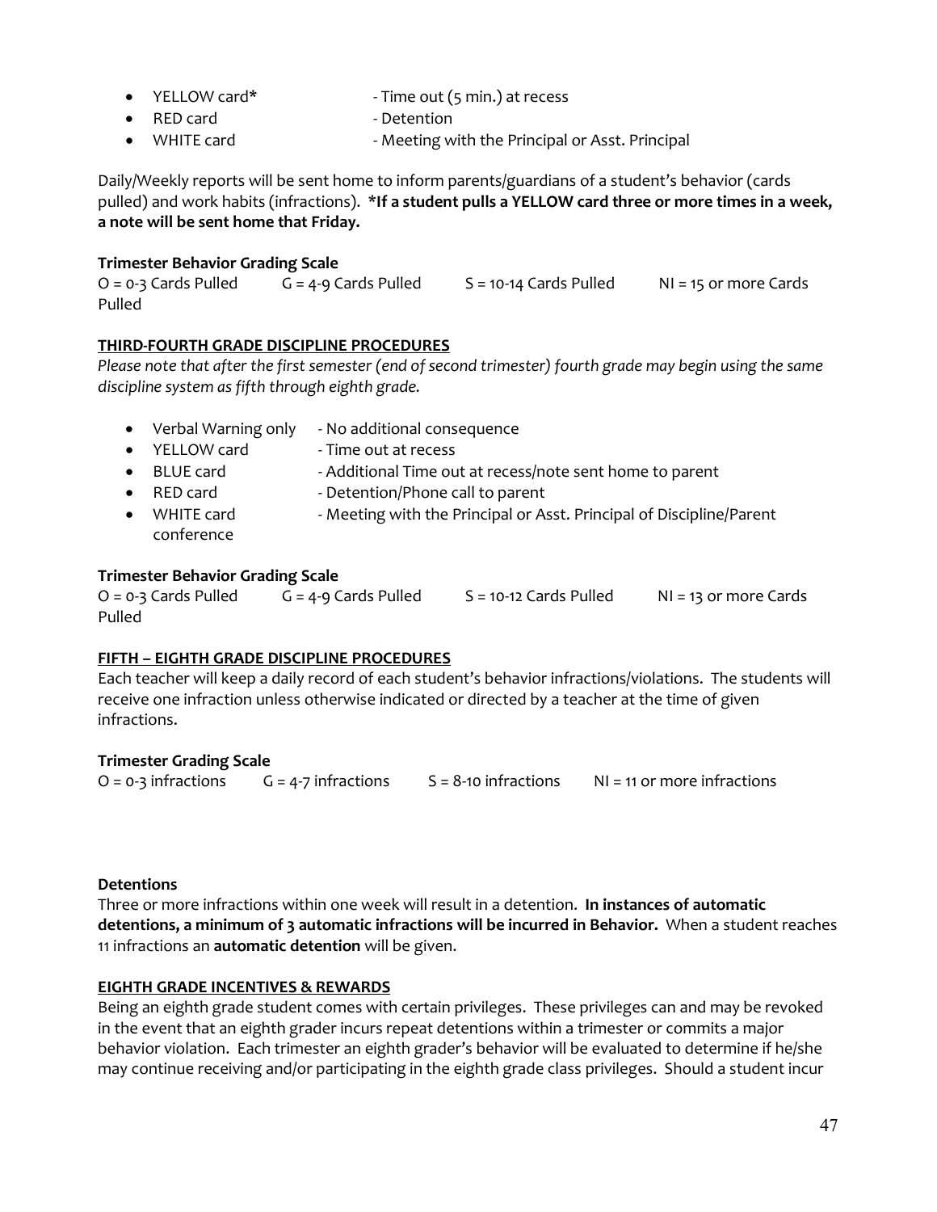- YELLOW card* - Time out (5 min.) at recess
- RED card - Detention
- WHITE card - Meeting with the Principal or Asst. Principal

Daily/Weekly reports will be sent home to inform parents/guardians of a student's behavior (cards pulled) and work habits (infractions). **\*If a student pulls a YELLOW card three or more times in a week, a note will be sent home that Friday.**

**Trimester Behavior Grading Scale**

O = 0-3 Cards Pulled     G = 4-9 Cards Pulled     S = 10-14 Cards Pulled     NI = 15 or more Cards Pulled

## THIRD-FOURTH GRADE DISCIPLINE PROCEDURES

*Please note that after the first semester (end of second trimester) fourth grade may begin using the same discipline system as fifth through eighth grade.*

- Verbal Warning only - No additional consequence
- YELLOW card - Time out at recess
- BLUE card - Additional Time out at recess/note sent home to parent
- RED card - Detention/Phone call to parent
- WHITE card - Meeting with the Principal or Asst. Principal of Discipline/Parent conference

**Trimester Behavior Grading Scale**

O = 0-3 Cards Pulled     G = 4-9 Cards Pulled     S = 10-12 Cards Pulled     NI = 13 or more Cards Pulled

## FIFTH – EIGHTH GRADE DISCIPLINE PROCEDURES

Each teacher will keep a daily record of each student's behavior infractions/violations. The students will receive one infraction unless otherwise indicated or directed by a teacher at the time of given infractions.

**Trimester Grading Scale**

O = 0-3 infractions     G = 4-7 infractions     S = 8-10 infractions     NI = 11 or more infractions

**Detentions**

Three or more infractions within one week will result in a detention. **In instances of automatic detentions, a minimum of 3 automatic infractions will be incurred in Behavior.** When a student reaches 11 infractions an **automatic detention** will be given.

## EIGHTH GRADE INCENTIVES & REWARDS

Being an eighth grade student comes with certain privileges. These privileges can and may be revoked in the event that an eighth grader incurs repeat detentions within a trimester or commits a major behavior violation. Each trimester an eighth grader's behavior will be evaluated to determine if he/she may continue receiving and/or participating in the eighth grade class privileges. Should a student incur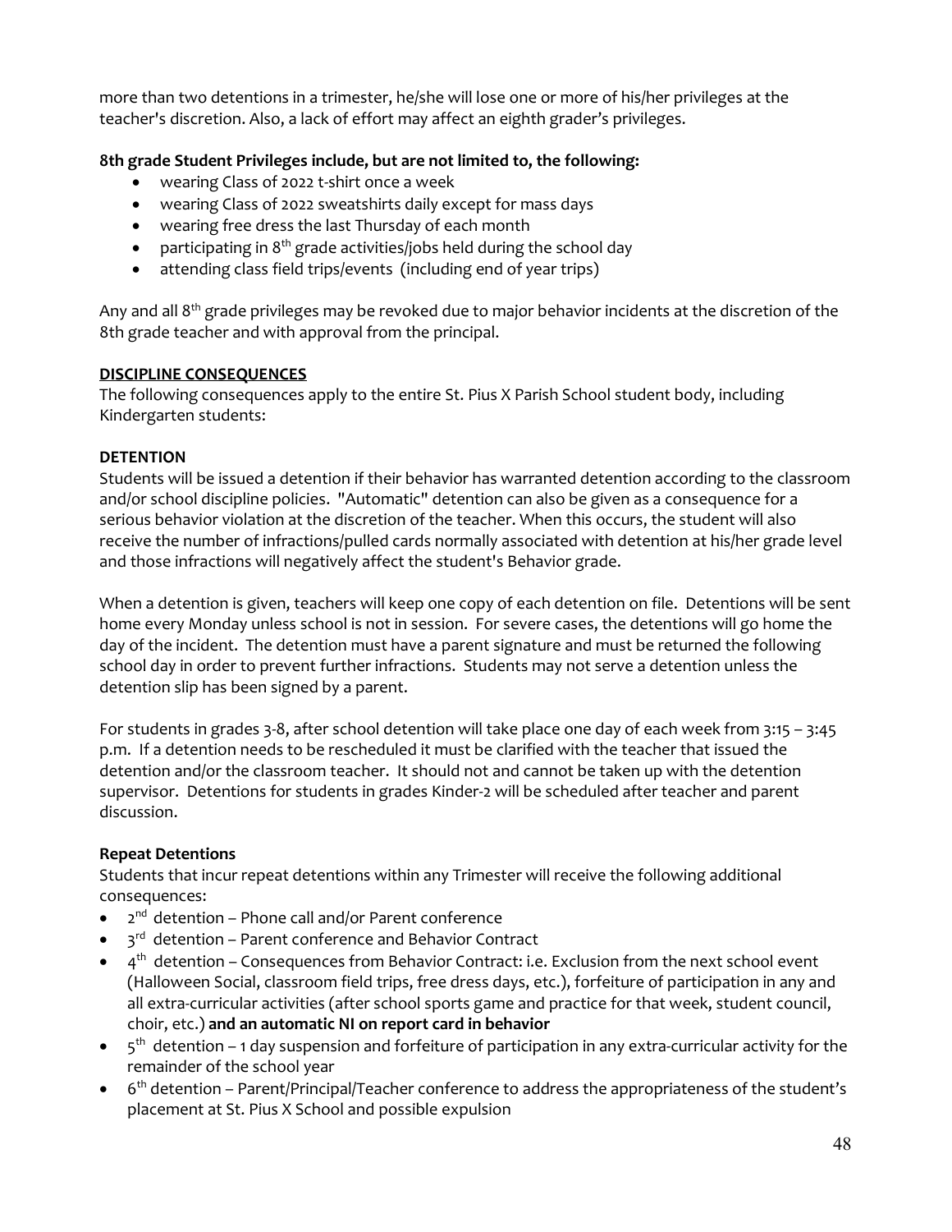more than two detentions in a trimester, he/she will lose one or more of his/her privileges at the teacher's discretion. Also, a lack of effort may affect an eighth grader's privileges.

**8th grade Student Privileges include, but are not limited to, the following:**

- wearing Class of 2022 t-shirt once a week
- wearing Class of 2022 sweatshirts daily except for mass days
- wearing free dress the last Thursday of each month
- participating in 8th grade activities/jobs held during the school day
- attending class field trips/events (including end of year trips)

Any and all 8th grade privileges may be revoked due to major behavior incidents at the discretion of the 8th grade teacher and with approval from the principal.

## DISCIPLINE CONSEQUENCES

The following consequences apply to the entire St. Pius X Parish School student body, including Kindergarten students:

### DETENTION

Students will be issued a detention if their behavior has warranted detention according to the classroom and/or school discipline policies. "Automatic" detention can also be given as a consequence for a serious behavior violation at the discretion of the teacher. When this occurs, the student will also receive the number of infractions/pulled cards normally associated with detention at his/her grade level and those infractions will negatively affect the student's Behavior grade.

When a detention is given, teachers will keep one copy of each detention on file. Detentions will be sent home every Monday unless school is not in session. For severe cases, the detentions will go home the day of the incident. The detention must have a parent signature and must be returned the following school day in order to prevent further infractions. Students may not serve a detention unless the detention slip has been signed by a parent.

For students in grades 3-8, after school detention will take place one day of each week from 3:15 – 3:45 p.m. If a detention needs to be rescheduled it must be clarified with the teacher that issued the detention and/or the classroom teacher. It should not and cannot be taken up with the detention supervisor. Detentions for students in grades Kinder-2 will be scheduled after teacher and parent discussion.

### Repeat Detentions

Students that incur repeat detentions within any Trimester will receive the following additional consequences:

- 2nd detention – Phone call and/or Parent conference
- 3rd detention – Parent conference and Behavior Contract
- 4th detention – Consequences from Behavior Contract: i.e. Exclusion from the next school event (Halloween Social, classroom field trips, free dress days, etc.), forfeiture of participation in any and all extra-curricular activities (after school sports game and practice for that week, student council, choir, etc.) **and an automatic NI on report card in behavior**
- 5th detention – 1 day suspension and forfeiture of participation in any extra-curricular activity for the remainder of the school year
- 6th detention – Parent/Principal/Teacher conference to address the appropriateness of the student's placement at St. Pius X School and possible expulsion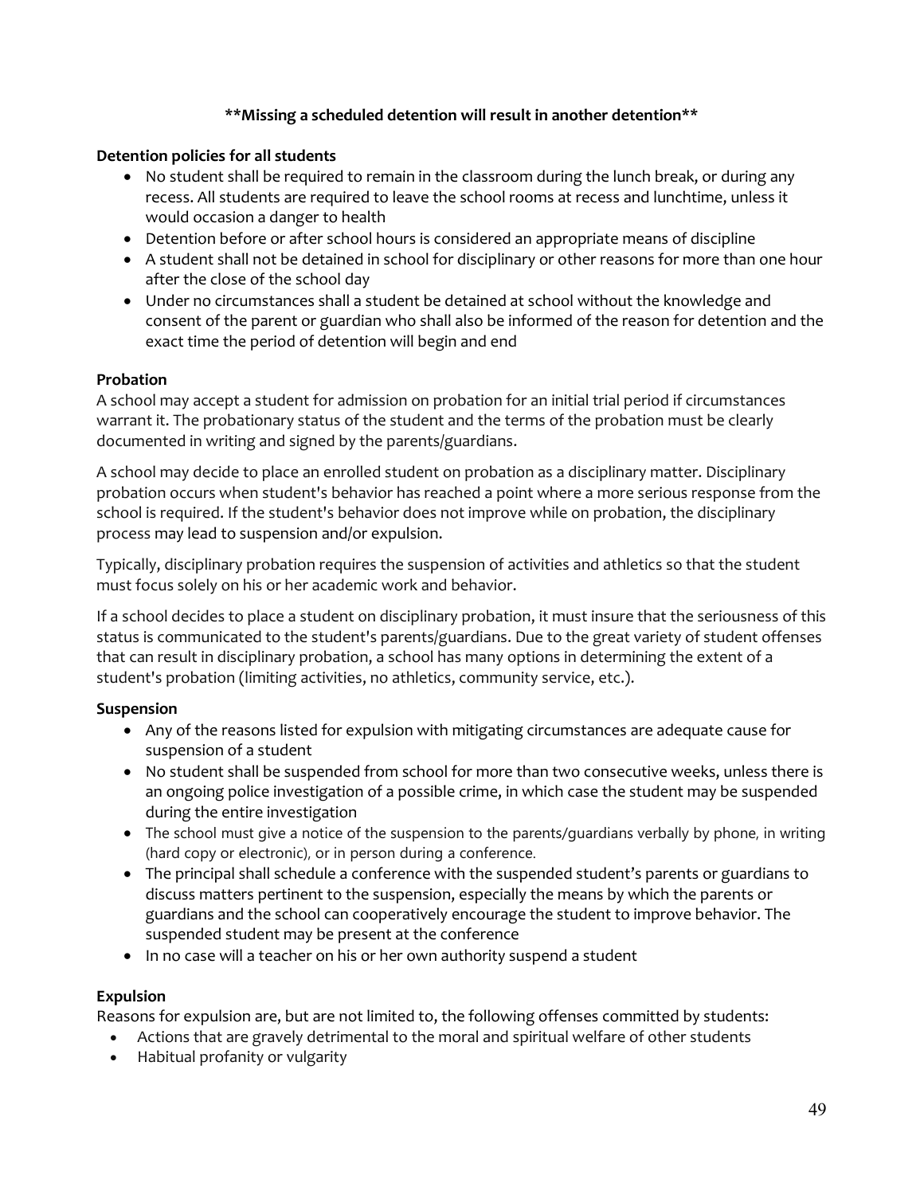**\*\*Missing a scheduled detention will result in another detention\*\***

**Detention policies for all students**

- No student shall be required to remain in the classroom during the lunch break, or during any recess. All students are required to leave the school rooms at recess and lunchtime, unless it would occasion a danger to health
- Detention before or after school hours is considered an appropriate means of discipline
- A student shall not be detained in school for disciplinary or other reasons for more than one hour after the close of the school day
- Under no circumstances shall a student be detained at school without the knowledge and consent of the parent or guardian who shall also be informed of the reason for detention and the exact time the period of detention will begin and end

**Probation**

A school may accept a student for admission on probation for an initial trial period if circumstances warrant it. The probationary status of the student and the terms of the probation must be clearly documented in writing and signed by the parents/guardians.

A school may decide to place an enrolled student on probation as a disciplinary matter. Disciplinary probation occurs when student's behavior has reached a point where a more serious response from the school is required. If the student's behavior does not improve while on probation, the disciplinary process may lead to suspension and/or expulsion.

Typically, disciplinary probation requires the suspension of activities and athletics so that the student must focus solely on his or her academic work and behavior.

If a school decides to place a student on disciplinary probation, it must insure that the seriousness of this status is communicated to the student's parents/guardians. Due to the great variety of student offenses that can result in disciplinary probation, a school has many options in determining the extent of a student's probation (limiting activities, no athletics, community service, etc.).

**Suspension**

- Any of the reasons listed for expulsion with mitigating circumstances are adequate cause for suspension of a student
- No student shall be suspended from school for more than two consecutive weeks, unless there is an ongoing police investigation of a possible crime, in which case the student may be suspended during the entire investigation
- The school must give a notice of the suspension to the parents/guardians verbally by phone, in writing (hard copy or electronic), or in person during a conference.
- The principal shall schedule a conference with the suspended student's parents or guardians to discuss matters pertinent to the suspension, especially the means by which the parents or guardians and the school can cooperatively encourage the student to improve behavior. The suspended student may be present at the conference
- In no case will a teacher on his or her own authority suspend a student

**Expulsion**

Reasons for expulsion are, but are not limited to, the following offenses committed by students:

- Actions that are gravely detrimental to the moral and spiritual welfare of other students
- Habitual profanity or vulgarity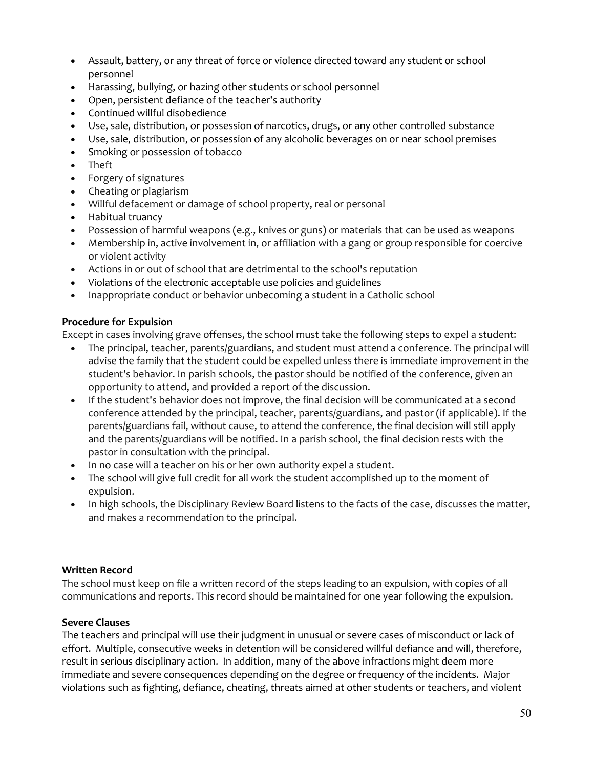- Assault, battery, or any threat of force or violence directed toward any student or school personnel
- Harassing, bullying, or hazing other students or school personnel
- Open, persistent defiance of the teacher's authority
- Continued willful disobedience
- Use, sale, distribution, or possession of narcotics, drugs, or any other controlled substance
- Use, sale, distribution, or possession of any alcoholic beverages on or near school premises
- Smoking or possession of tobacco
- Theft
- Forgery of signatures
- Cheating or plagiarism
- Willful defacement or damage of school property, real or personal
- Habitual truancy
- Possession of harmful weapons (e.g., knives or guns) or materials that can be used as weapons
- Membership in, active involvement in, or affiliation with a gang or group responsible for coercive or violent activity
- Actions in or out of school that are detrimental to the school's reputation
- Violations of the electronic acceptable use policies and guidelines
- Inappropriate conduct or behavior unbecoming a student in a Catholic school

**Procedure for Expulsion**

Except in cases involving grave offenses, the school must take the following steps to expel a student:

- The principal, teacher, parents/guardians, and student must attend a conference. The principal will advise the family that the student could be expelled unless there is immediate improvement in the student's behavior. In parish schools, the pastor should be notified of the conference, given an opportunity to attend, and provided a report of the discussion.
- If the student's behavior does not improve, the final decision will be communicated at a second conference attended by the principal, teacher, parents/guardians, and pastor (if applicable). If the parents/guardians fail, without cause, to attend the conference, the final decision will still apply and the parents/guardians will be notified. In a parish school, the final decision rests with the pastor in consultation with the principal.
- In no case will a teacher on his or her own authority expel a student.
- The school will give full credit for all work the student accomplished up to the moment of expulsion.
- In high schools, the Disciplinary Review Board listens to the facts of the case, discusses the matter, and makes a recommendation to the principal.

**Written Record**

The school must keep on file a written record of the steps leading to an expulsion, with copies of all communications and reports. This record should be maintained for one year following the expulsion.

**Severe Clauses**

The teachers and principal will use their judgment in unusual or severe cases of misconduct or lack of effort. Multiple, consecutive weeks in detention will be considered willful defiance and will, therefore, result in serious disciplinary action. In addition, many of the above infractions might deem more immediate and severe consequences depending on the degree or frequency of the incidents. Major violations such as fighting, defiance, cheating, threats aimed at other students or teachers, and violent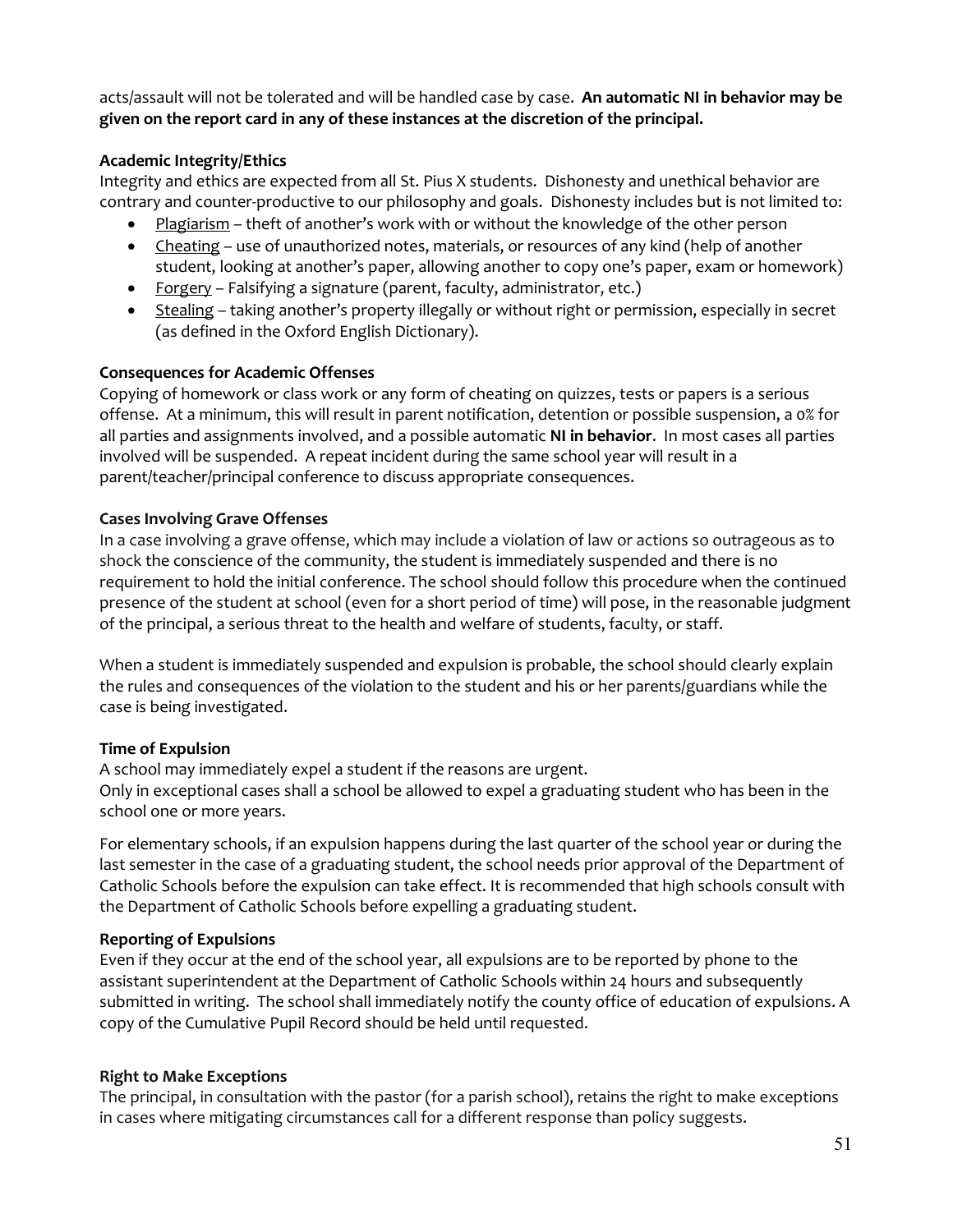acts/assault will not be tolerated and will be handled case by case. **An automatic NI in behavior may be given on the report card in any of these instances at the discretion of the principal.**

### Academic Integrity/Ethics

Integrity and ethics are expected from all St. Pius X students. Dishonesty and unethical behavior are contrary and counter-productive to our philosophy and goals. Dishonesty includes but is not limited to:

- Plagiarism – theft of another's work with or without the knowledge of the other person
- Cheating – use of unauthorized notes, materials, or resources of any kind (help of another student, looking at another's paper, allowing another to copy one's paper, exam or homework)
- Forgery – Falsifying a signature (parent, faculty, administrator, etc.)
- Stealing – taking another's property illegally or without right or permission, especially in secret (as defined in the Oxford English Dictionary).

### Consequences for Academic Offenses

Copying of homework or class work or any form of cheating on quizzes, tests or papers is a serious offense. At a minimum, this will result in parent notification, detention or possible suspension, a 0% for all parties and assignments involved, and a possible automatic **NI in behavior**. In most cases all parties involved will be suspended. A repeat incident during the same school year will result in a parent/teacher/principal conference to discuss appropriate consequences.

### Cases Involving Grave Offenses

In a case involving a grave offense, which may include a violation of law or actions so outrageous as to shock the conscience of the community, the student is immediately suspended and there is no requirement to hold the initial conference. The school should follow this procedure when the continued presence of the student at school (even for a short period of time) will pose, in the reasonable judgment of the principal, a serious threat to the health and welfare of students, faculty, or staff.

When a student is immediately suspended and expulsion is probable, the school should clearly explain the rules and consequences of the violation to the student and his or her parents/guardians while the case is being investigated.

### Time of Expulsion

A school may immediately expel a student if the reasons are urgent.
Only in exceptional cases shall a school be allowed to expel a graduating student who has been in the school one or more years.

For elementary schools, if an expulsion happens during the last quarter of the school year or during the last semester in the case of a graduating student, the school needs prior approval of the Department of Catholic Schools before the expulsion can take effect. It is recommended that high schools consult with the Department of Catholic Schools before expelling a graduating student.

### Reporting of Expulsions

Even if they occur at the end of the school year, all expulsions are to be reported by phone to the assistant superintendent at the Department of Catholic Schools within 24 hours and subsequently submitted in writing. The school shall immediately notify the county office of education of expulsions. A copy of the Cumulative Pupil Record should be held until requested.

### Right to Make Exceptions

The principal, in consultation with the pastor (for a parish school), retains the right to make exceptions in cases where mitigating circumstances call for a different response than policy suggests.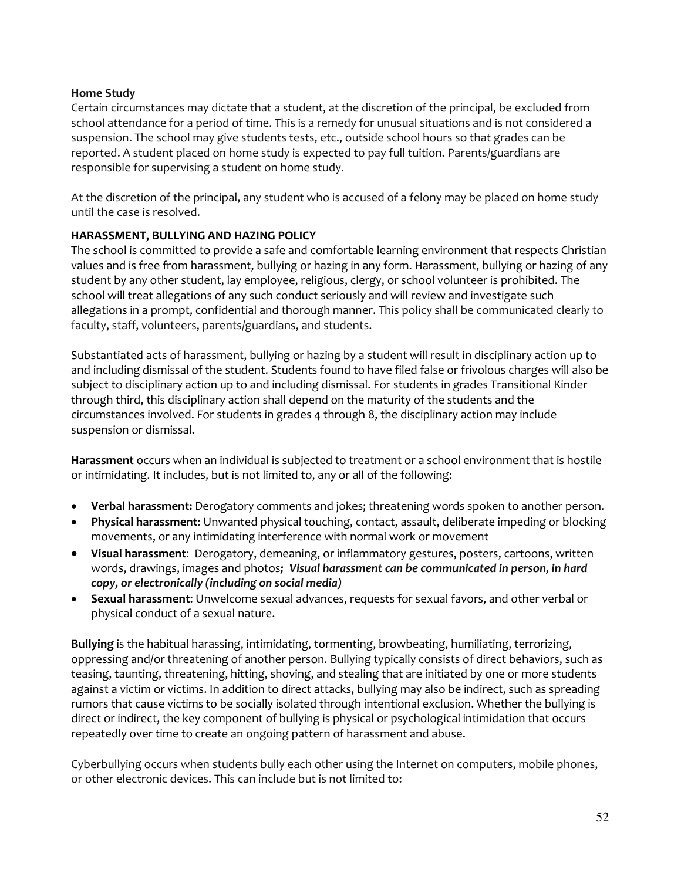**Home Study**
Certain circumstances may dictate that a student, at the discretion of the principal, be excluded from school attendance for a period of time. This is a remedy for unusual situations and is not considered a suspension. The school may give students tests, etc., outside school hours so that grades can be reported. A student placed on home study is expected to pay full tuition. Parents/guardians are responsible for supervising a student on home study.

At the discretion of the principal, any student who is accused of a felony may be placed on home study until the case is resolved.

**HARASSMENT, BULLYING AND HAZING POLICY**

The school is committed to provide a safe and comfortable learning environment that respects Christian values and is free from harassment, bullying or hazing in any form. Harassment, bullying or hazing of any student by any other student, lay employee, religious, clergy, or school volunteer is prohibited. The school will treat allegations of any such conduct seriously and will review and investigate such allegations in a prompt, confidential and thorough manner. This policy shall be communicated clearly to faculty, staff, volunteers, parents/guardians, and students.

Substantiated acts of harassment, bullying or hazing by a student will result in disciplinary action up to and including dismissal of the student. Students found to have filed false or frivolous charges will also be subject to disciplinary action up to and including dismissal. For students in grades Transitional Kinder through third, this disciplinary action shall depend on the maturity of the students and the circumstances involved. For students in grades 4 through 8, the disciplinary action may include suspension or dismissal.

**Harassment** occurs when an individual is subjected to treatment or a school environment that is hostile or intimidating. It includes, but is not limited to, any or all of the following:

- **Verbal harassment:** Derogatory comments and jokes; threatening words spoken to another person.
- **Physical harassment**: Unwanted physical touching, contact, assault, deliberate impeding or blocking movements, or any intimidating interference with normal work or movement
- **Visual harassment**: Derogatory, demeaning, or inflammatory gestures, posters, cartoons, written words, drawings, images and photos***; Visual harassment can be communicated in person, in hard copy, or electronically (including on social media)***
- **Sexual harassment**: Unwelcome sexual advances, requests for sexual favors, and other verbal or physical conduct of a sexual nature.

**Bullying** is the habitual harassing, intimidating, tormenting, browbeating, humiliating, terrorizing, oppressing and/or threatening of another person. Bullying typically consists of direct behaviors, such as teasing, taunting, threatening, hitting, shoving, and stealing that are initiated by one or more students against a victim or victims. In addition to direct attacks, bullying may also be indirect, such as spreading rumors that cause victims to be socially isolated through intentional exclusion. Whether the bullying is direct or indirect, the key component of bullying is physical or psychological intimidation that occurs repeatedly over time to create an ongoing pattern of harassment and abuse.

Cyberbullying occurs when students bully each other using the Internet on computers, mobile phones, or other electronic devices. This can include but is not limited to: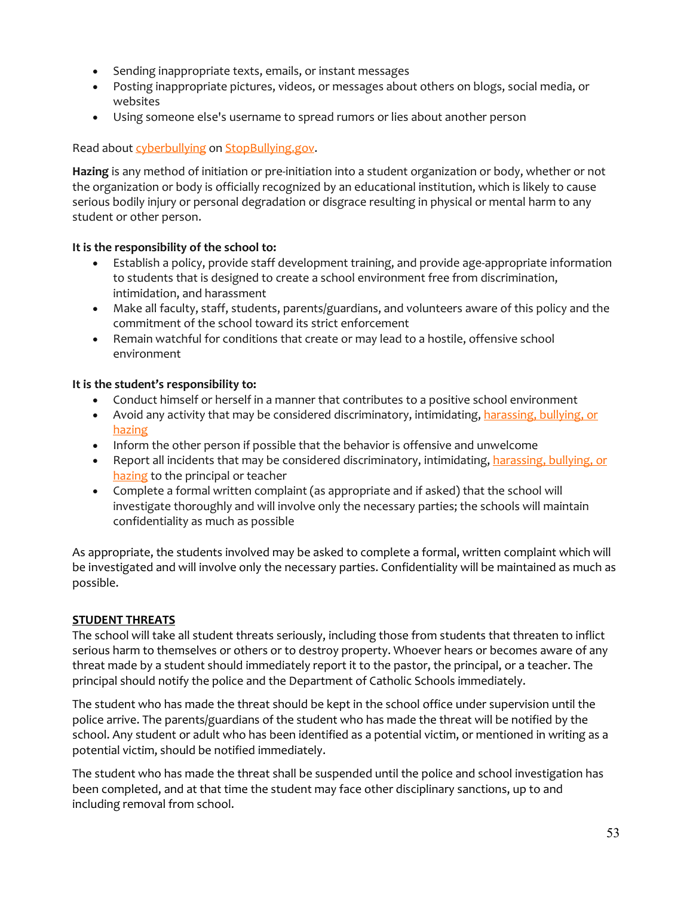- Sending inappropriate texts, emails, or instant messages
- Posting inappropriate pictures, videos, or messages about others on blogs, social media, or websites
- Using someone else's username to spread rumors or lies about another person

Read about cyberbullying on StopBullying.gov.

**Hazing** is any method of initiation or pre-initiation into a student organization or body, whether or not the organization or body is officially recognized by an educational institution, which is likely to cause serious bodily injury or personal degradation or disgrace resulting in physical or mental harm to any student or other person.

**It is the responsibility of the school to:**

- Establish a policy, provide staff development training, and provide age-appropriate information to students that is designed to create a school environment free from discrimination, intimidation, and harassment
- Make all faculty, staff, students, parents/guardians, and volunteers aware of this policy and the commitment of the school toward its strict enforcement
- Remain watchful for conditions that create or may lead to a hostile, offensive school environment

**It is the student's responsibility to:**

- Conduct himself or herself in a manner that contributes to a positive school environment
- Avoid any activity that may be considered discriminatory, intimidating, harassing, bullying, or hazing
- Inform the other person if possible that the behavior is offensive and unwelcome
- Report all incidents that may be considered discriminatory, intimidating, harassing, bullying, or hazing to the principal or teacher
- Complete a formal written complaint (as appropriate and if asked) that the school will investigate thoroughly and will involve only the necessary parties; the schools will maintain confidentiality as much as possible

As appropriate, the students involved may be asked to complete a formal, written complaint which will be investigated and will involve only the necessary parties. Confidentiality will be maintained as much as possible.

## STUDENT THREATS

The school will take all student threats seriously, including those from students that threaten to inflict serious harm to themselves or others or to destroy property. Whoever hears or becomes aware of any threat made by a student should immediately report it to the pastor, the principal, or a teacher. The principal should notify the police and the Department of Catholic Schools immediately.

The student who has made the threat should be kept in the school office under supervision until the police arrive. The parents/guardians of the student who has made the threat will be notified by the school. Any student or adult who has been identified as a potential victim, or mentioned in writing as a potential victim, should be notified immediately.

The student who has made the threat shall be suspended until the police and school investigation has been completed, and at that time the student may face other disciplinary sanctions, up to and including removal from school.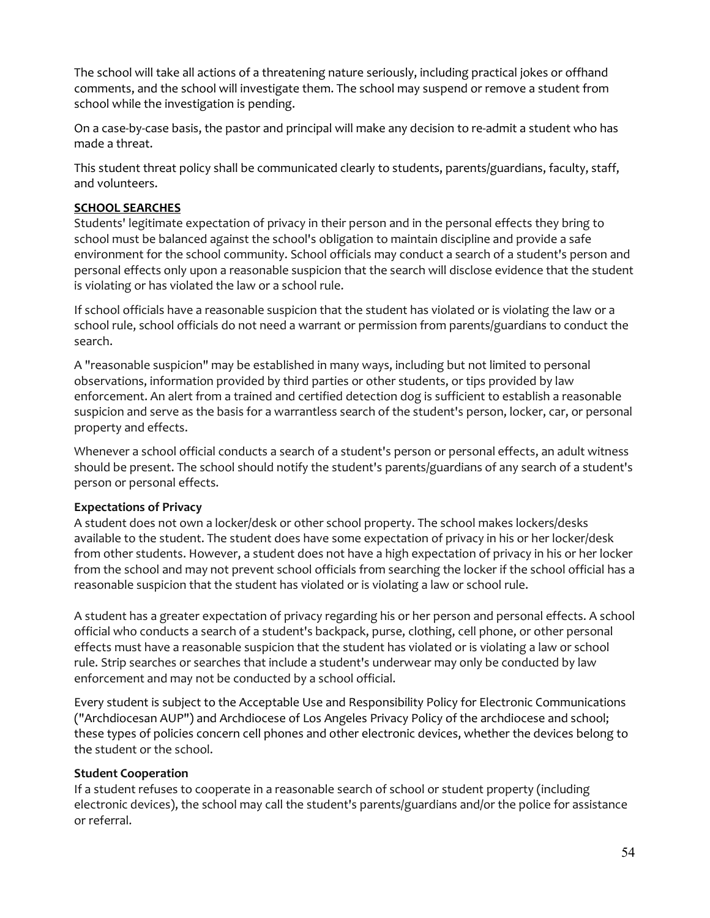The school will take all actions of a threatening nature seriously, including practical jokes or offhand comments, and the school will investigate them. The school may suspend or remove a student from school while the investigation is pending.

On a case-by-case basis, the pastor and principal will make any decision to re-admit a student who has made a threat.

This student threat policy shall be communicated clearly to students, parents/guardians, faculty, staff, and volunteers.

## SCHOOL SEARCHES

Students' legitimate expectation of privacy in their person and in the personal effects they bring to school must be balanced against the school's obligation to maintain discipline and provide a safe environment for the school community. School officials may conduct a search of a student's person and personal effects only upon a reasonable suspicion that the search will disclose evidence that the student is violating or has violated the law or a school rule.

If school officials have a reasonable suspicion that the student has violated or is violating the law or a school rule, school officials do not need a warrant or permission from parents/guardians to conduct the search.

A "reasonable suspicion" may be established in many ways, including but not limited to personal observations, information provided by third parties or other students, or tips provided by law enforcement. An alert from a trained and certified detection dog is sufficient to establish a reasonable suspicion and serve as the basis for a warrantless search of the student's person, locker, car, or personal property and effects.

Whenever a school official conducts a search of a student's person or personal effects, an adult witness should be present. The school should notify the student's parents/guardians of any search of a student's person or personal effects.

### Expectations of Privacy

A student does not own a locker/desk or other school property. The school makes lockers/desks available to the student. The student does have some expectation of privacy in his or her locker/desk from other students. However, a student does not have a high expectation of privacy in his or her locker from the school and may not prevent school officials from searching the locker if the school official has a reasonable suspicion that the student has violated or is violating a law or school rule.

A student has a greater expectation of privacy regarding his or her person and personal effects. A school official who conducts a search of a student's backpack, purse, clothing, cell phone, or other personal effects must have a reasonable suspicion that the student has violated or is violating a law or school rule. Strip searches or searches that include a student's underwear may only be conducted by law enforcement and may not be conducted by a school official.

Every student is subject to the Acceptable Use and Responsibility Policy for Electronic Communications ("Archdiocesan AUP") and Archdiocese of Los Angeles Privacy Policy of the archdiocese and school; these types of policies concern cell phones and other electronic devices, whether the devices belong to the student or the school.

### Student Cooperation

If a student refuses to cooperate in a reasonable search of school or student property (including electronic devices), the school may call the student's parents/guardians and/or the police for assistance or referral.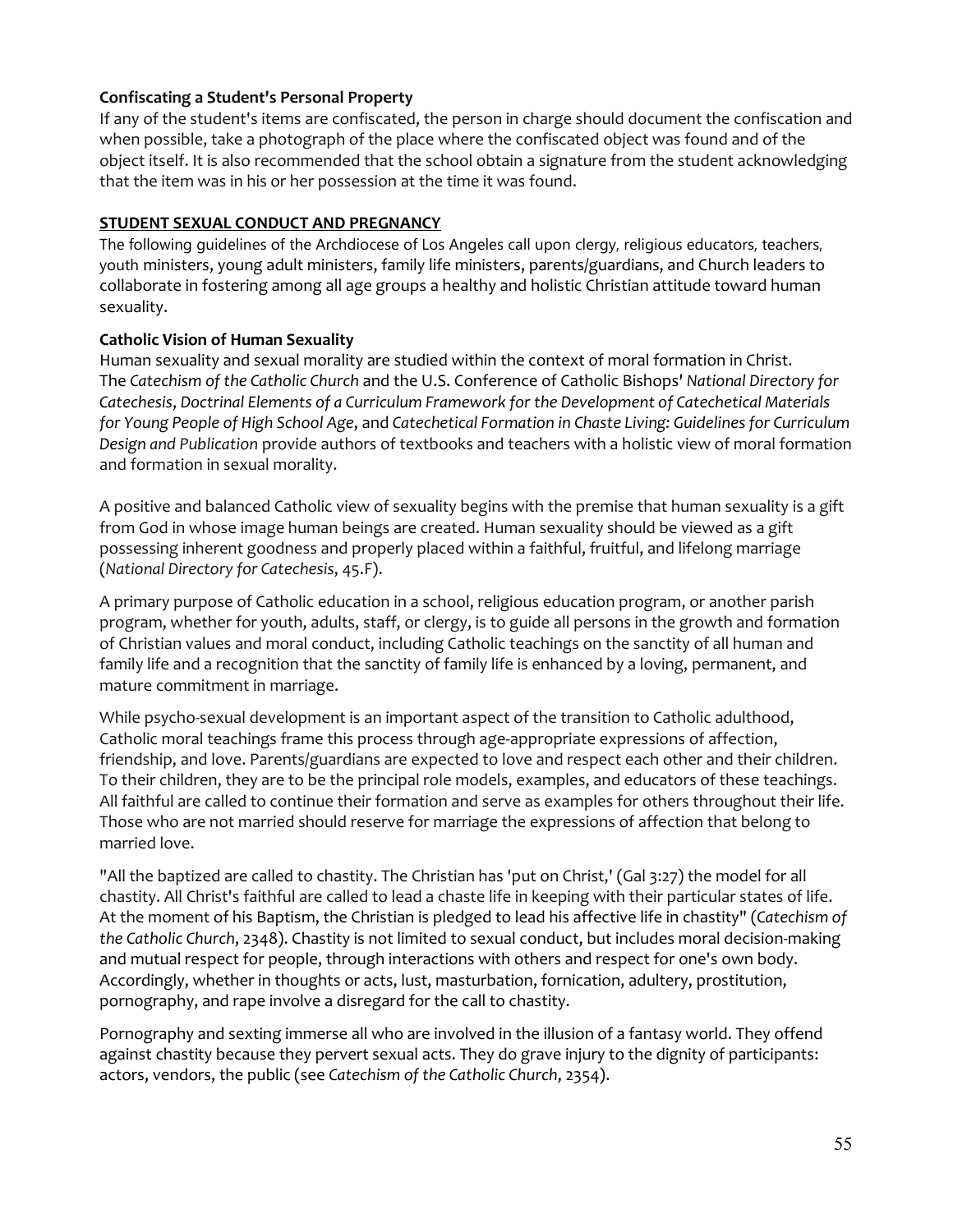**Confiscating a Student's Personal Property**

If any of the student's items are confiscated, the person in charge should document the confiscation and when possible, take a photograph of the place where the confiscated object was found and of the object itself. It is also recommended that the school obtain a signature from the student acknowledging that the item was in his or her possession at the time it was found.

## STUDENT SEXUAL CONDUCT AND PREGNANCY

The following guidelines of the Archdiocese of Los Angeles call upon clergy, religious educators, teachers, youth ministers, young adult ministers, family life ministers, parents/guardians, and Church leaders to collaborate in fostering among all age groups a healthy and holistic Christian attitude toward human sexuality.

**Catholic Vision of Human Sexuality**

Human sexuality and sexual morality are studied within the context of moral formation in Christ. The *Catechism of the Catholic Church* and the U.S. Conference of Catholic Bishops' *National Directory for Catechesis*, *Doctrinal Elements of a Curriculum Framework for the Development of Catechetical Materials for Young People of High School Age*, and *Catechetical Formation in Chaste Living: Guidelines for Curriculum Design and Publication* provide authors of textbooks and teachers with a holistic view of moral formation and formation in sexual morality.

A positive and balanced Catholic view of sexuality begins with the premise that human sexuality is a gift from God in whose image human beings are created. Human sexuality should be viewed as a gift possessing inherent goodness and properly placed within a faithful, fruitful, and lifelong marriage (*National Directory for Catechesis*, 45.F).

A primary purpose of Catholic education in a school, religious education program, or another parish program, whether for youth, adults, staff, or clergy, is to guide all persons in the growth and formation of Christian values and moral conduct, including Catholic teachings on the sanctity of all human and family life and a recognition that the sanctity of family life is enhanced by a loving, permanent, and mature commitment in marriage.

While psycho-sexual development is an important aspect of the transition to Catholic adulthood, Catholic moral teachings frame this process through age-appropriate expressions of affection, friendship, and love. Parents/guardians are expected to love and respect each other and their children. To their children, they are to be the principal role models, examples, and educators of these teachings. All faithful are called to continue their formation and serve as examples for others throughout their life. Those who are not married should reserve for marriage the expressions of affection that belong to married love.

"All the baptized are called to chastity. The Christian has 'put on Christ,' (Gal 3:27) the model for all chastity. All Christ's faithful are called to lead a chaste life in keeping with their particular states of life. At the moment of his Baptism, the Christian is pledged to lead his affective life in chastity" (*Catechism of the Catholic Church*, 2348). Chastity is not limited to sexual conduct, but includes moral decision-making and mutual respect for people, through interactions with others and respect for one's own body. Accordingly, whether in thoughts or acts, lust, masturbation, fornication, adultery, prostitution, pornography, and rape involve a disregard for the call to chastity.

Pornography and sexting immerse all who are involved in the illusion of a fantasy world. They offend against chastity because they pervert sexual acts. They do grave injury to the dignity of participants: actors, vendors, the public (see *Catechism of the Catholic Church*, 2354).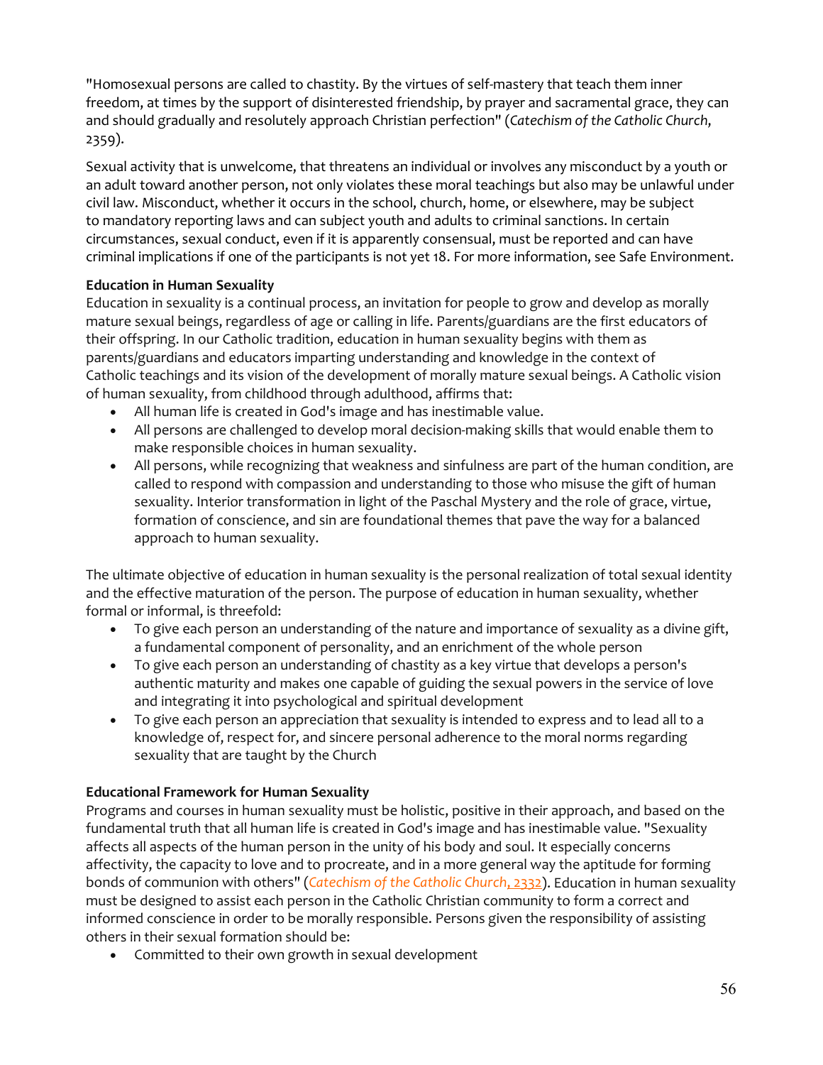"Homosexual persons are called to chastity. By the virtues of self-mastery that teach them inner freedom, at times by the support of disinterested friendship, by prayer and sacramental grace, they can and should gradually and resolutely approach Christian perfection" (*Catechism of the Catholic Church*, 2359).

Sexual activity that is unwelcome, that threatens an individual or involves any misconduct by a youth or an adult toward another person, not only violates these moral teachings but also may be unlawful under civil law. Misconduct, whether it occurs in the school, church, home, or elsewhere, may be subject to mandatory reporting laws and can subject youth and adults to criminal sanctions. In certain circumstances, sexual conduct, even if it is apparently consensual, must be reported and can have criminal implications if one of the participants is not yet 18. For more information, see Safe Environment.

**Education in Human Sexuality**

Education in sexuality is a continual process, an invitation for people to grow and develop as morally mature sexual beings, regardless of age or calling in life. Parents/guardians are the first educators of their offspring. In our Catholic tradition, education in human sexuality begins with them as parents/guardians and educators imparting understanding and knowledge in the context of Catholic teachings and its vision of the development of morally mature sexual beings. A Catholic vision of human sexuality, from childhood through adulthood, affirms that:

- All human life is created in God's image and has inestimable value.
- All persons are challenged to develop moral decision-making skills that would enable them to make responsible choices in human sexuality.
- All persons, while recognizing that weakness and sinfulness are part of the human condition, are called to respond with compassion and understanding to those who misuse the gift of human sexuality. Interior transformation in light of the Paschal Mystery and the role of grace, virtue, formation of conscience, and sin are foundational themes that pave the way for a balanced approach to human sexuality.

The ultimate objective of education in human sexuality is the personal realization of total sexual identity and the effective maturation of the person. The purpose of education in human sexuality, whether formal or informal, is threefold:

- To give each person an understanding of the nature and importance of sexuality as a divine gift, a fundamental component of personality, and an enrichment of the whole person
- To give each person an understanding of chastity as a key virtue that develops a person's authentic maturity and makes one capable of guiding the sexual powers in the service of love and integrating it into psychological and spiritual development
- To give each person an appreciation that sexuality is intended to express and to lead all to a knowledge of, respect for, and sincere personal adherence to the moral norms regarding sexuality that are taught by the Church

**Educational Framework for Human Sexuality**

Programs and courses in human sexuality must be holistic, positive in their approach, and based on the fundamental truth that all human life is created in God's image and has inestimable value. "Sexuality affects all aspects of the human person in the unity of his body and soul. It especially concerns affectivity, the capacity to love and to procreate, and in a more general way the aptitude for forming bonds of communion with others" (*Catechism of the Catholic Church*, 2332). Education in human sexuality must be designed to assist each person in the Catholic Christian community to form a correct and informed conscience in order to be morally responsible. Persons given the responsibility of assisting others in their sexual formation should be:

- Committed to their own growth in sexual development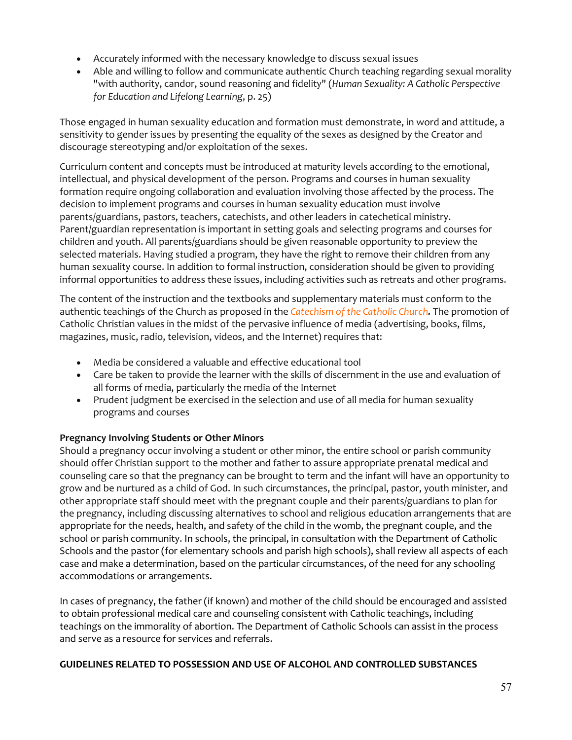- Accurately informed with the necessary knowledge to discuss sexual issues
- Able and willing to follow and communicate authentic Church teaching regarding sexual morality "with authority, candor, sound reasoning and fidelity" (*Human Sexuality: A Catholic Perspective for Education and Lifelong Learning*, p. 25)

Those engaged in human sexuality education and formation must demonstrate, in word and attitude, a sensitivity to gender issues by presenting the equality of the sexes as designed by the Creator and discourage stereotyping and/or exploitation of the sexes.

Curriculum content and concepts must be introduced at maturity levels according to the emotional, intellectual, and physical development of the person. Programs and courses in human sexuality formation require ongoing collaboration and evaluation involving those affected by the process. The decision to implement programs and courses in human sexuality education must involve parents/guardians, pastors, teachers, catechists, and other leaders in catechetical ministry. Parent/guardian representation is important in setting goals and selecting programs and courses for children and youth. All parents/guardians should be given reasonable opportunity to preview the selected materials. Having studied a program, they have the right to remove their children from any human sexuality course. In addition to formal instruction, consideration should be given to providing informal opportunities to address these issues, including activities such as retreats and other programs.

The content of the instruction and the textbooks and supplementary materials must conform to the authentic teachings of the Church as proposed in the *Catechism of the Catholic Church*. The promotion of Catholic Christian values in the midst of the pervasive influence of media (advertising, books, films, magazines, music, radio, television, videos, and the Internet) requires that:

- Media be considered a valuable and effective educational tool
- Care be taken to provide the learner with the skills of discernment in the use and evaluation of all forms of media, particularly the media of the Internet
- Prudent judgment be exercised in the selection and use of all media for human sexuality programs and courses

**Pregnancy Involving Students or Other Minors**

Should a pregnancy occur involving a student or other minor, the entire school or parish community should offer Christian support to the mother and father to assure appropriate prenatal medical and counseling care so that the pregnancy can be brought to term and the infant will have an opportunity to grow and be nurtured as a child of God. In such circumstances, the principal, pastor, youth minister, and other appropriate staff should meet with the pregnant couple and their parents/guardians to plan for the pregnancy, including discussing alternatives to school and religious education arrangements that are appropriate for the needs, health, and safety of the child in the womb, the pregnant couple, and the school or parish community. In schools, the principal, in consultation with the Department of Catholic Schools and the pastor (for elementary schools and parish high schools), shall review all aspects of each case and make a determination, based on the particular circumstances, of the need for any schooling accommodations or arrangements.

In cases of pregnancy, the father (if known) and mother of the child should be encouraged and assisted to obtain professional medical care and counseling consistent with Catholic teachings, including teachings on the immorality of abortion. The Department of Catholic Schools can assist in the process and serve as a resource for services and referrals.

**GUIDELINES RELATED TO POSSESSION AND USE OF ALCOHOL AND CONTROLLED SUBSTANCES**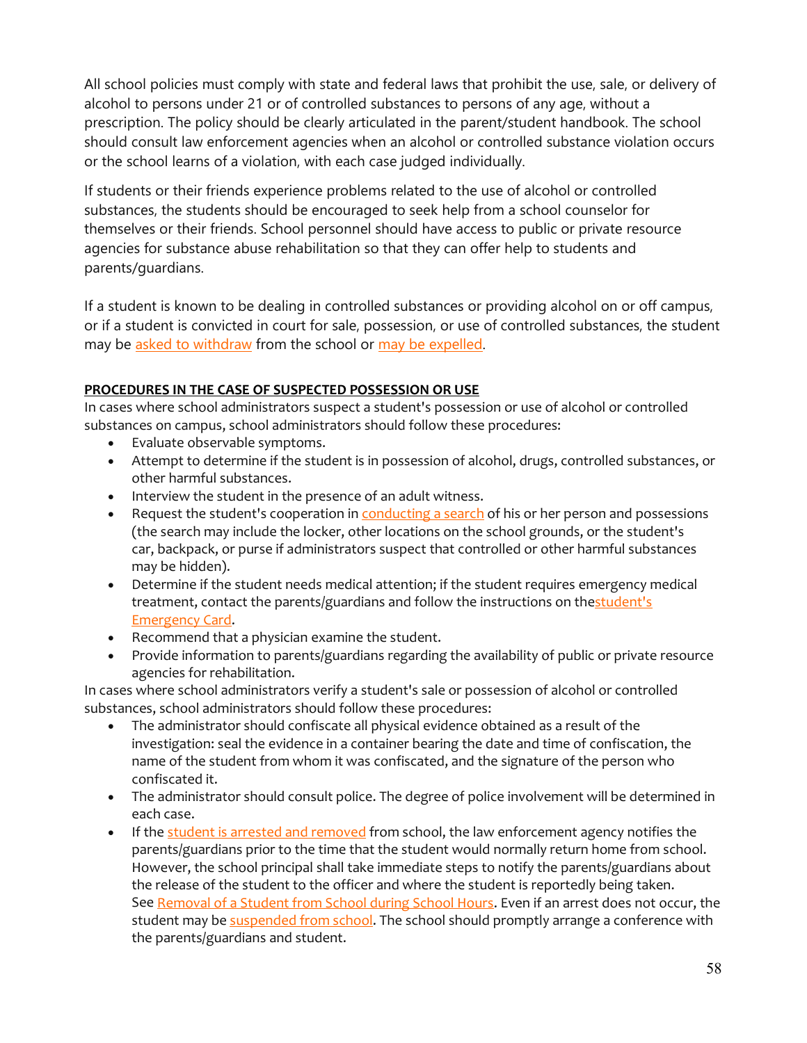All school policies must comply with state and federal laws that prohibit the use, sale, or delivery of alcohol to persons under 21 or of controlled substances to persons of any age, without a prescription. The policy should be clearly articulated in the parent/student handbook. The school should consult law enforcement agencies when an alcohol or controlled substance violation occurs or the school learns of a violation, with each case judged individually.

If students or their friends experience problems related to the use of alcohol or controlled substances, the students should be encouraged to seek help from a school counselor for themselves or their friends. School personnel should have access to public or private resource agencies for substance abuse rehabilitation so that they can offer help to students and parents/guardians.

If a student is known to be dealing in controlled substances or providing alcohol on or off campus, or if a student is convicted in court for sale, possession, or use of controlled substances, the student may be asked to withdraw from the school or may be expelled.

**PROCEDURES IN THE CASE OF SUSPECTED POSSESSION OR USE**

In cases where school administrators suspect a student's possession or use of alcohol or controlled substances on campus, school administrators should follow these procedures:

- Evaluate observable symptoms.
- Attempt to determine if the student is in possession of alcohol, drugs, controlled substances, or other harmful substances.
- Interview the student in the presence of an adult witness.
- Request the student's cooperation in conducting a search of his or her person and possessions (the search may include the locker, other locations on the school grounds, or the student's car, backpack, or purse if administrators suspect that controlled or other harmful substances may be hidden).
- Determine if the student needs medical attention; if the student requires emergency medical treatment, contact the parents/guardians and follow the instructions on thestudent's Emergency Card.
- Recommend that a physician examine the student.
- Provide information to parents/guardians regarding the availability of public or private resource agencies for rehabilitation.

In cases where school administrators verify a student's sale or possession of alcohol or controlled substances, school administrators should follow these procedures:

- The administrator should confiscate all physical evidence obtained as a result of the investigation: seal the evidence in a container bearing the date and time of confiscation, the name of the student from whom it was confiscated, and the signature of the person who confiscated it.
- The administrator should consult police. The degree of police involvement will be determined in each case.
- If the student is arrested and removed from school, the law enforcement agency notifies the parents/guardians prior to the time that the student would normally return home from school. However, the school principal shall take immediate steps to notify the parents/guardians about the release of the student to the officer and where the student is reportedly being taken. See Removal of a Student from School during School Hours. Even if an arrest does not occur, the student may be suspended from school. The school should promptly arrange a conference with the parents/guardians and student.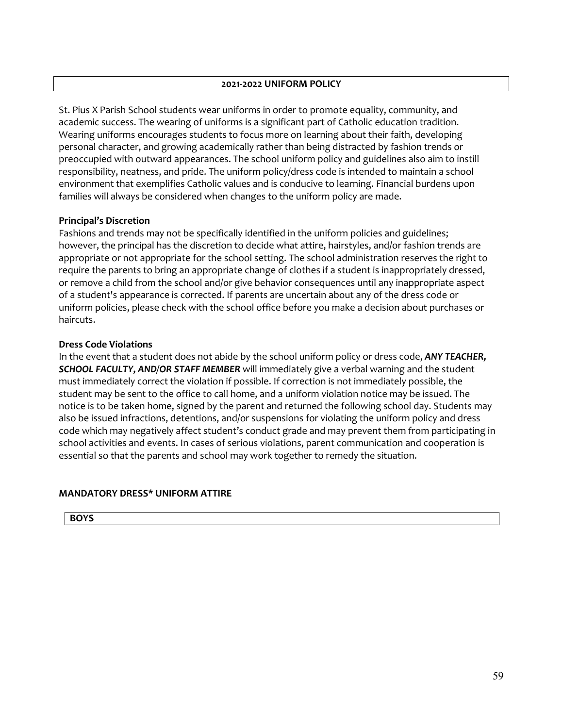## 2021-2022 UNIFORM POLICY

St. Pius X Parish School students wear uniforms in order to promote equality, community, and academic success. The wearing of uniforms is a significant part of Catholic education tradition. Wearing uniforms encourages students to focus more on learning about their faith, developing personal character, and growing academically rather than being distracted by fashion trends or preoccupied with outward appearances. The school uniform policy and guidelines also aim to instill responsibility, neatness, and pride. The uniform policy/dress code is intended to maintain a school environment that exemplifies Catholic values and is conducive to learning. Financial burdens upon families will always be considered when changes to the uniform policy are made.

**Principal's Discretion**

Fashions and trends may not be specifically identified in the uniform policies and guidelines; however, the principal has the discretion to decide what attire, hairstyles, and/or fashion trends are appropriate or not appropriate for the school setting. The school administration reserves the right to require the parents to bring an appropriate change of clothes if a student is inappropriately dressed, or remove a child from the school and/or give behavior consequences until any inappropriate aspect of a student's appearance is corrected. If parents are uncertain about any of the dress code or uniform policies, please check with the school office before you make a decision about purchases or haircuts.

**Dress Code Violations**

In the event that a student does not abide by the school uniform policy or dress code, ***ANY TEACHER, SCHOOL FACULTY, AND/OR STAFF MEMBER*** will immediately give a verbal warning and the student must immediately correct the violation if possible. If correction is not immediately possible, the student may be sent to the office to call home, and a uniform violation notice may be issued. The notice is to be taken home, signed by the parent and returned the following school day. Students may also be issued infractions, detentions, and/or suspensions for violating the uniform policy and dress code which may negatively affect student's conduct grade and may prevent them from participating in school activities and events. In cases of serious violations, parent communication and cooperation is essential so that the parents and school may work together to remedy the situation.

**MANDATORY DRESS* UNIFORM ATTIRE**

**BOYS**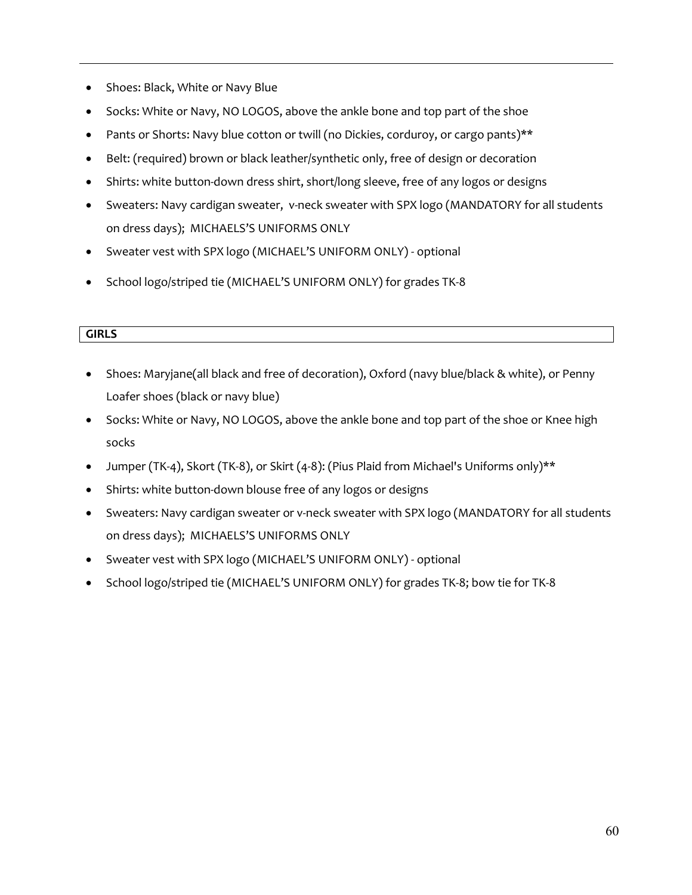- Shoes: Black, White or Navy Blue
- Socks: White or Navy, NO LOGOS, above the ankle bone and top part of the shoe
- Pants or Shorts: Navy blue cotton or twill (no Dickies, corduroy, or cargo pants)**
- Belt: (required) brown or black leather/synthetic only, free of design or decoration
- Shirts: white button-down dress shirt, short/long sleeve, free of any logos or designs
- Sweaters: Navy cardigan sweater, v-neck sweater with SPX logo (MANDATORY for all students on dress days); MICHAELS'S UNIFORMS ONLY
- Sweater vest with SPX logo (MICHAEL'S UNIFORM ONLY) - optional
- School logo/striped tie (MICHAEL'S UNIFORM ONLY) for grades TK-8

**GIRLS**

- Shoes: Maryjane(all black and free of decoration), Oxford (navy blue/black & white), or Penny Loafer shoes (black or navy blue)
- Socks: White or Navy, NO LOGOS, above the ankle bone and top part of the shoe or Knee high socks
- Jumper (TK-4), Skort (TK-8), or Skirt (4-8): (Pius Plaid from Michael's Uniforms only)**
- Shirts: white button-down blouse free of any logos or designs
- Sweaters: Navy cardigan sweater or v-neck sweater with SPX logo (MANDATORY for all students on dress days); MICHAELS'S UNIFORMS ONLY
- Sweater vest with SPX logo (MICHAEL'S UNIFORM ONLY) - optional
- School logo/striped tie (MICHAEL'S UNIFORM ONLY) for grades TK-8; bow tie for TK-8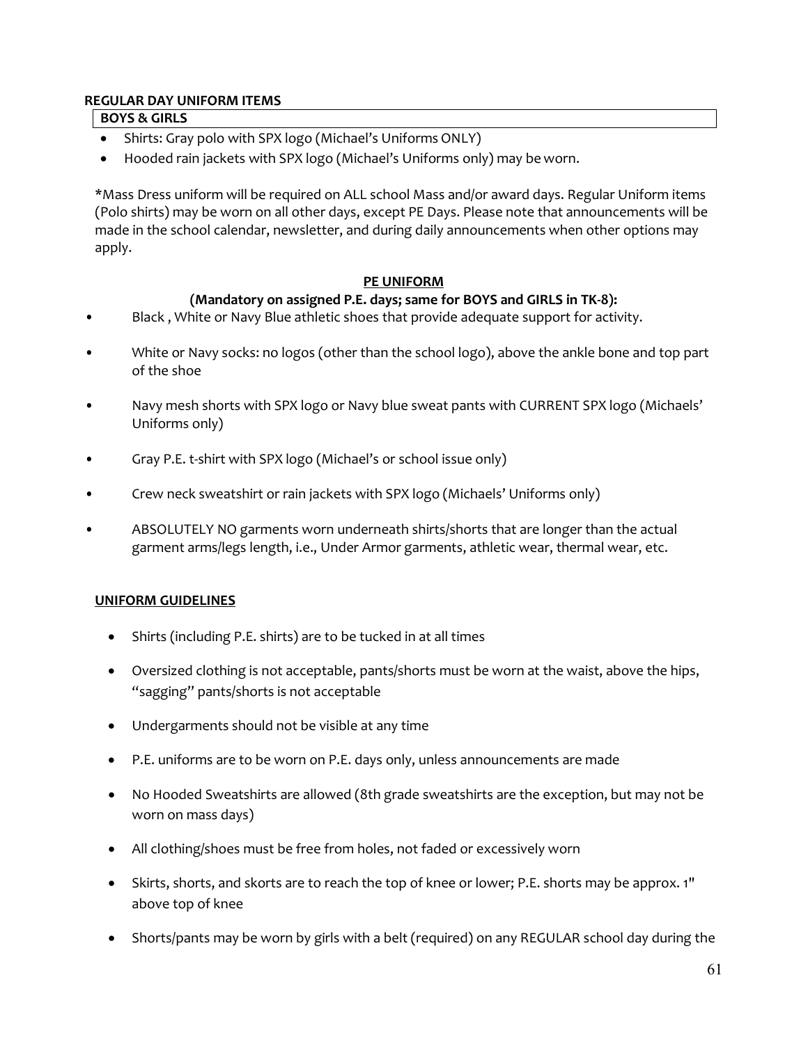**REGULAR DAY UNIFORM ITEMS**

| BOYS & GIRLS |
|---|

- Shirts: Gray polo with SPX logo (Michael's Uniforms ONLY)
- Hooded rain jackets with SPX logo (Michael's Uniforms only) may be worn.

*Mass Dress uniform will be required on ALL school Mass and/or award days. Regular Uniform items (Polo shirts) may be worn on all other days, except PE Days. Please note that announcements will be made in the school calendar, newsletter, and during daily announcements when other options may apply.

**PE UNIFORM**

**(Mandatory on assigned P.E. days; same for BOYS and GIRLS in TK-8):**

- Black , White or Navy Blue athletic shoes that provide adequate support for activity.
- White or Navy socks: no logos (other than the school logo), above the ankle bone and top part of the shoe
- Navy mesh shorts with SPX logo or Navy blue sweat pants with CURRENT SPX logo (Michaels' Uniforms only)
- Gray P.E. t-shirt with SPX logo (Michael's or school issue only)
- Crew neck sweatshirt or rain jackets with SPX logo (Michaels' Uniforms only)
- ABSOLUTELY NO garments worn underneath shirts/shorts that are longer than the actual garment arms/legs length, i.e., Under Armor garments, athletic wear, thermal wear, etc.

**UNIFORM GUIDELINES**

- Shirts (including P.E. shirts) are to be tucked in at all times
- Oversized clothing is not acceptable, pants/shorts must be worn at the waist, above the hips, "sagging" pants/shorts is not acceptable
- Undergarments should not be visible at any time
- P.E. uniforms are to be worn on P.E. days only, unless announcements are made
- No Hooded Sweatshirts are allowed (8th grade sweatshirts are the exception, but may not be worn on mass days)
- All clothing/shoes must be free from holes, not faded or excessively worn
- Skirts, shorts, and skorts are to reach the top of knee or lower; P.E. shorts may be approx. 1" above top of knee
- Shorts/pants may be worn by girls with a belt (required) on any REGULAR school day during the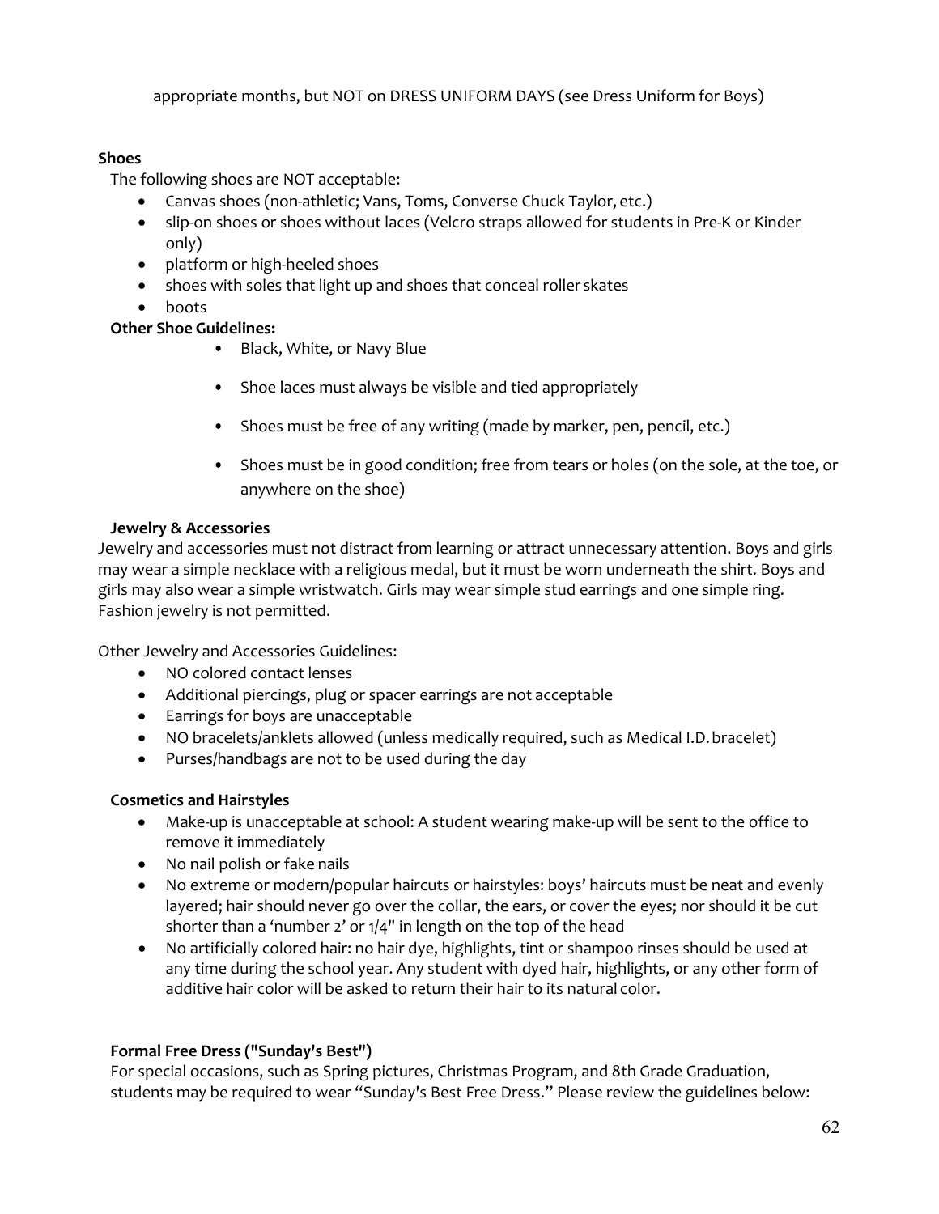appropriate months, but NOT on DRESS UNIFORM DAYS (see Dress Uniform for Boys)

**Shoes**

The following shoes are NOT acceptable:

- Canvas shoes (non-athletic; Vans, Toms, Converse Chuck Taylor, etc.)
- slip-on shoes or shoes without laces (Velcro straps allowed for students in Pre-K or Kinder only)
- platform or high-heeled shoes
- shoes with soles that light up and shoes that conceal roller skates
- boots

**Other Shoe Guidelines:**

- Black, White, or Navy Blue
- Shoe laces must always be visible and tied appropriately
- Shoes must be free of any writing (made by marker, pen, pencil, etc.)
- Shoes must be in good condition; free from tears or holes (on the sole, at the toe, or anywhere on the shoe)

**Jewelry & Accessories**

Jewelry and accessories must not distract from learning or attract unnecessary attention. Boys and girls may wear a simple necklace with a religious medal, but it must be worn underneath the shirt. Boys and girls may also wear a simple wristwatch. Girls may wear simple stud earrings and one simple ring. Fashion jewelry is not permitted.

Other Jewelry and Accessories Guidelines:

- NO colored contact lenses
- Additional piercings, plug or spacer earrings are not acceptable
- Earrings for boys are unacceptable
- NO bracelets/anklets allowed (unless medically required, such as Medical I.D. bracelet)
- Purses/handbags are not to be used during the day

**Cosmetics and Hairstyles**

- Make-up is unacceptable at school: A student wearing make-up will be sent to the office to remove it immediately
- No nail polish or fake nails
- No extreme or modern/popular haircuts or hairstyles: boys' haircuts must be neat and evenly layered; hair should never go over the collar, the ears, or cover the eyes; nor should it be cut shorter than a 'number 2' or 1/4" in length on the top of the head
- No artificially colored hair: no hair dye, highlights, tint or shampoo rinses should be used at any time during the school year. Any student with dyed hair, highlights, or any other form of additive hair color will be asked to return their hair to its natural color.

**Formal Free Dress ("Sunday's Best")**

For special occasions, such as Spring pictures, Christmas Program, and 8th Grade Graduation, students may be required to wear "Sunday's Best Free Dress." Please review the guidelines below: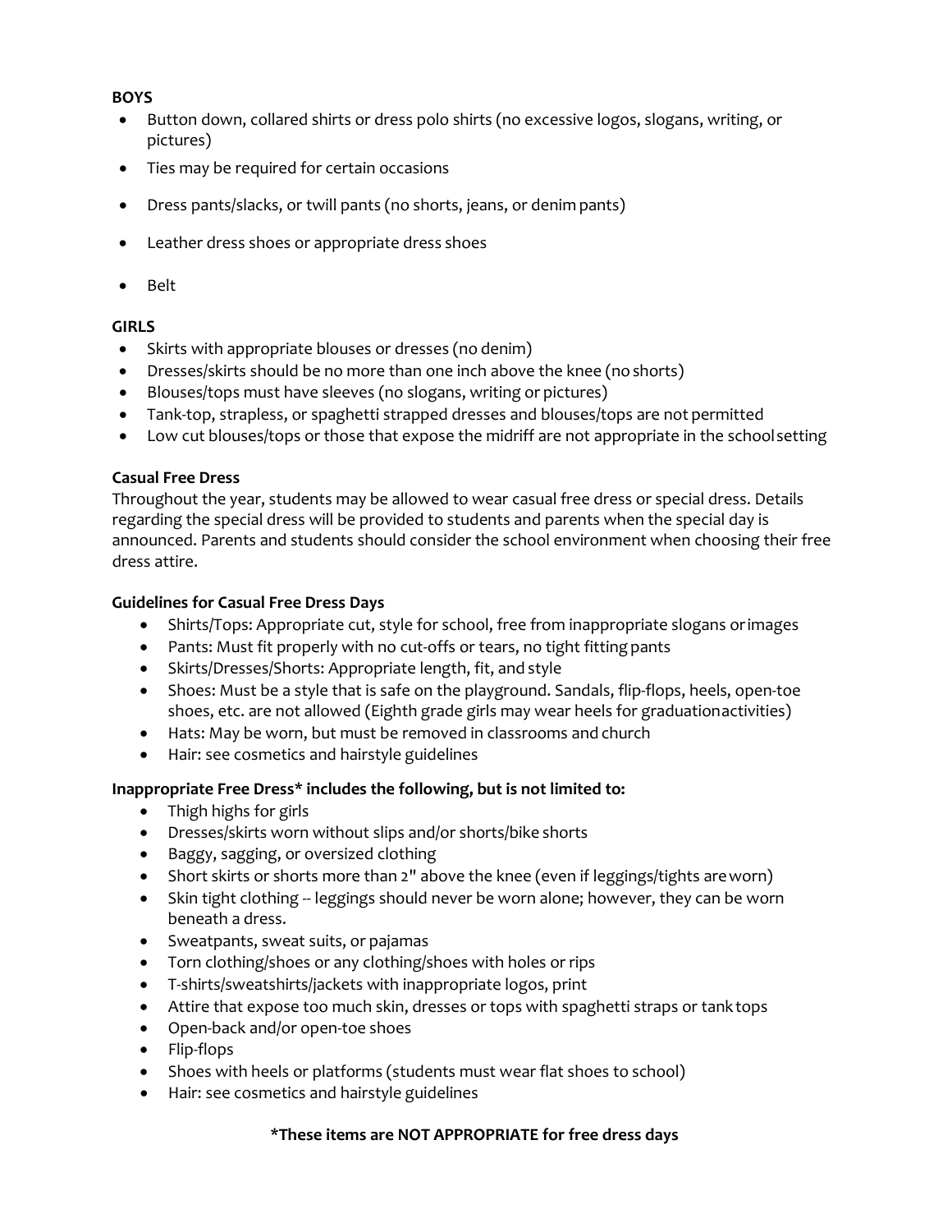**BOYS**

- Button down, collared shirts or dress polo shirts (no excessive logos, slogans, writing, or pictures)
- Ties may be required for certain occasions
- Dress pants/slacks, or twill pants (no shorts, jeans, or denim pants)
- Leather dress shoes or appropriate dress shoes
- Belt

**GIRLS**

- Skirts with appropriate blouses or dresses (no denim)
- Dresses/skirts should be no more than one inch above the knee (no shorts)
- Blouses/tops must have sleeves (no slogans, writing or pictures)
- Tank-top, strapless, or spaghetti strapped dresses and blouses/tops are not permitted
- Low cut blouses/tops or those that expose the midriff are not appropriate in the school setting

**Casual Free Dress**

Throughout the year, students may be allowed to wear casual free dress or special dress. Details regarding the special dress will be provided to students and parents when the special day is announced. Parents and students should consider the school environment when choosing their free dress attire.

**Guidelines for Casual Free Dress Days**

- Shirts/Tops: Appropriate cut, style for school, free from inappropriate slogans or images
- Pants: Must fit properly with no cut-offs or tears, no tight fitting pants
- Skirts/Dresses/Shorts: Appropriate length, fit, and style
- Shoes: Must be a style that is safe on the playground. Sandals, flip-flops, heels, open-toe shoes, etc. are not allowed (Eighth grade girls may wear heels for graduation activities)
- Hats: May be worn, but must be removed in classrooms and church
- Hair: see cosmetics and hairstyle guidelines

**Inappropriate Free Dress* includes the following, but is not limited to:**

- Thigh highs for girls
- Dresses/skirts worn without slips and/or shorts/bike shorts
- Baggy, sagging, or oversized clothing
- Short skirts or shorts more than 2" above the knee (even if leggings/tights are worn)
- Skin tight clothing -- leggings should never be worn alone; however, they can be worn beneath a dress.
- Sweatpants, sweat suits, or pajamas
- Torn clothing/shoes or any clothing/shoes with holes or rips
- T-shirts/sweatshirts/jackets with inappropriate logos, print
- Attire that expose too much skin, dresses or tops with spaghetti straps or tank tops
- Open-back and/or open-toe shoes
- Flip-flops
- Shoes with heels or platforms (students must wear flat shoes to school)
- Hair: see cosmetics and hairstyle guidelines

**\*These items are NOT APPROPRIATE for free dress days**